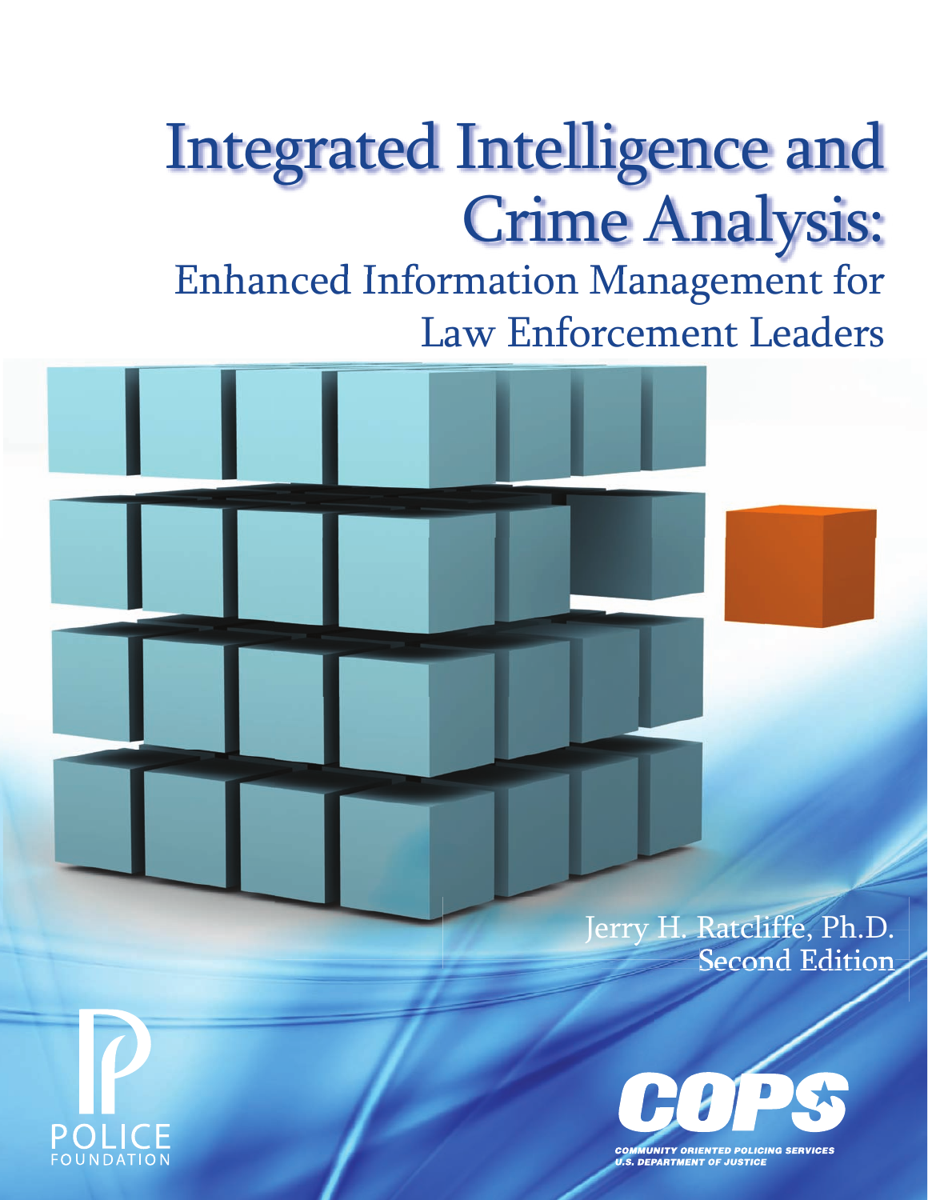# Integrated Intelligence and Crime Analysis:

## Enhanced Information Management for Law Enforcement Leaders

Jerry H. Ratcliffe, Ph.D.

Second Edition

POLICE FOUNDATION

COPS

COMMUNITY ORIENTED POLICING SERVICES
U.S. DEPARTMENT OF JUSTICE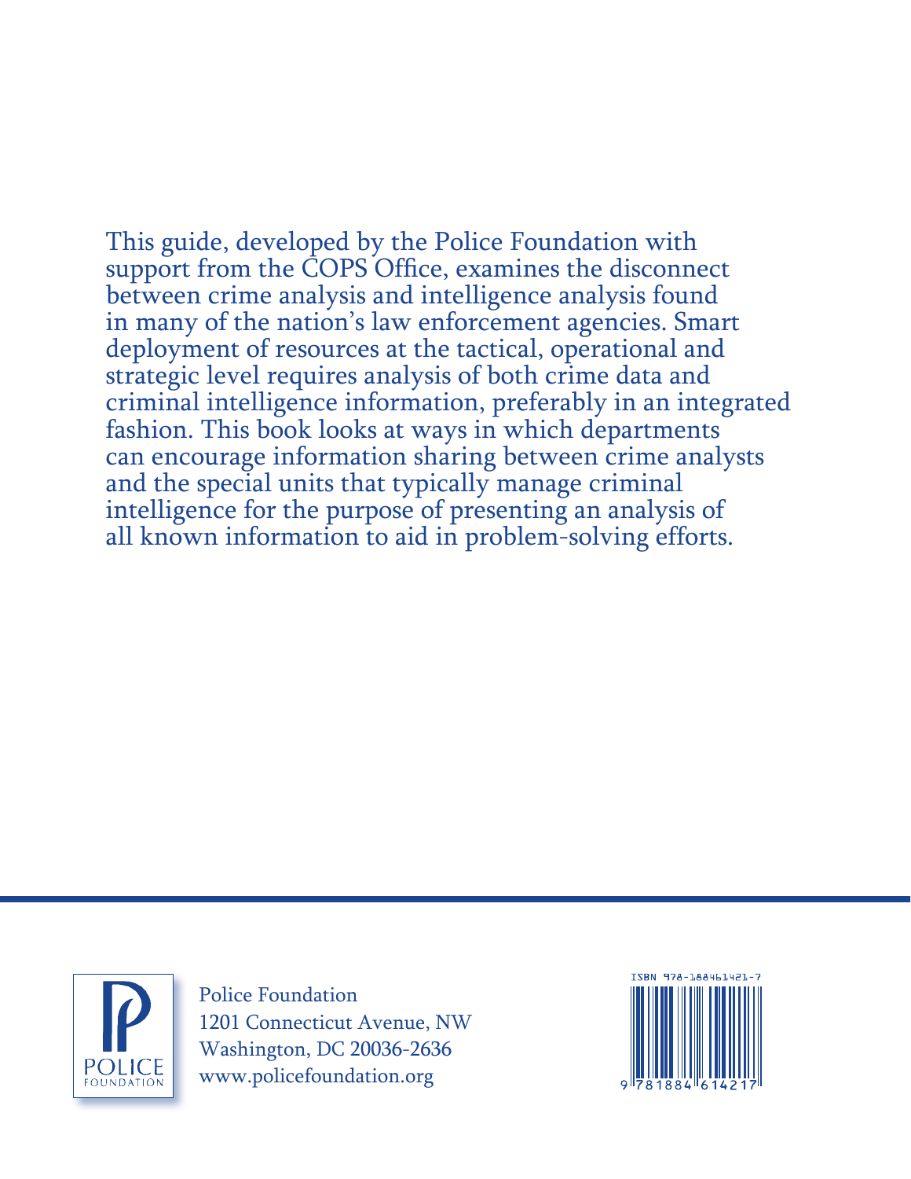This guide, developed by the Police Foundation with support from the COPS Office, examines the disconnect between crime analysis and intelligence analysis found in many of the nation's law enforcement agencies. Smart deployment of resources at the tactical, operational and strategic level requires analysis of both crime data and criminal intelligence information, preferably in an integrated fashion. This book looks at ways in which departments can encourage information sharing between crime analysts and the special units that typically manage criminal intelligence for the purpose of presenting an analysis of all known information to aid in problem-solving efforts.

POLICE FOUNDATION

Police Foundation
1201 Connecticut Avenue, NW
Washington, DC 20036-2636
www.policefoundation.org

ISBN 978-1884614217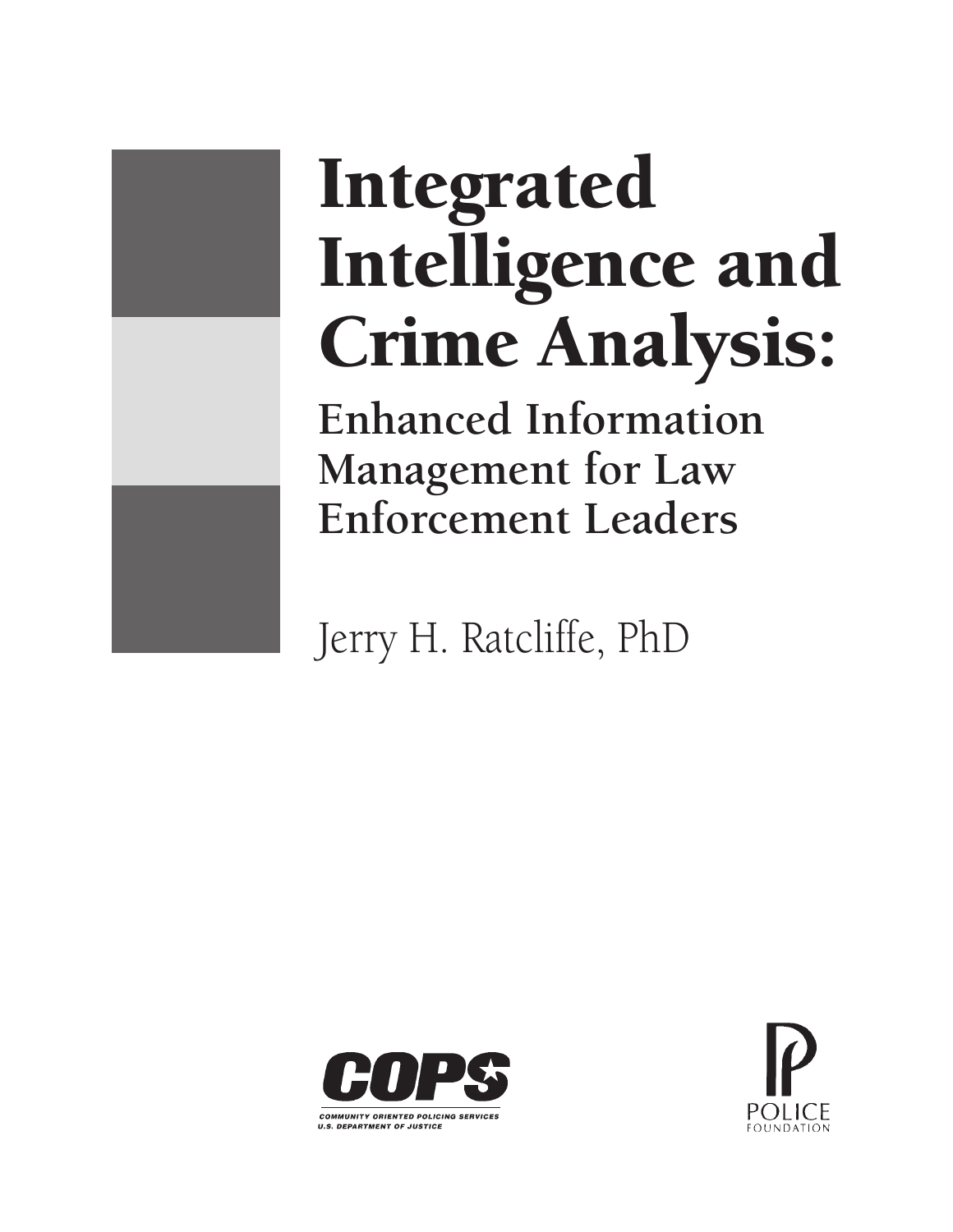# Integrated Intelligence and Crime Analysis:

## Enhanced Information Management for Law Enforcement Leaders

Jerry H. Ratcliffe, PhD

COPS

COMMUNITY ORIENTED POLICING SERVICES
U.S. DEPARTMENT OF JUSTICE

POLICE FOUNDATION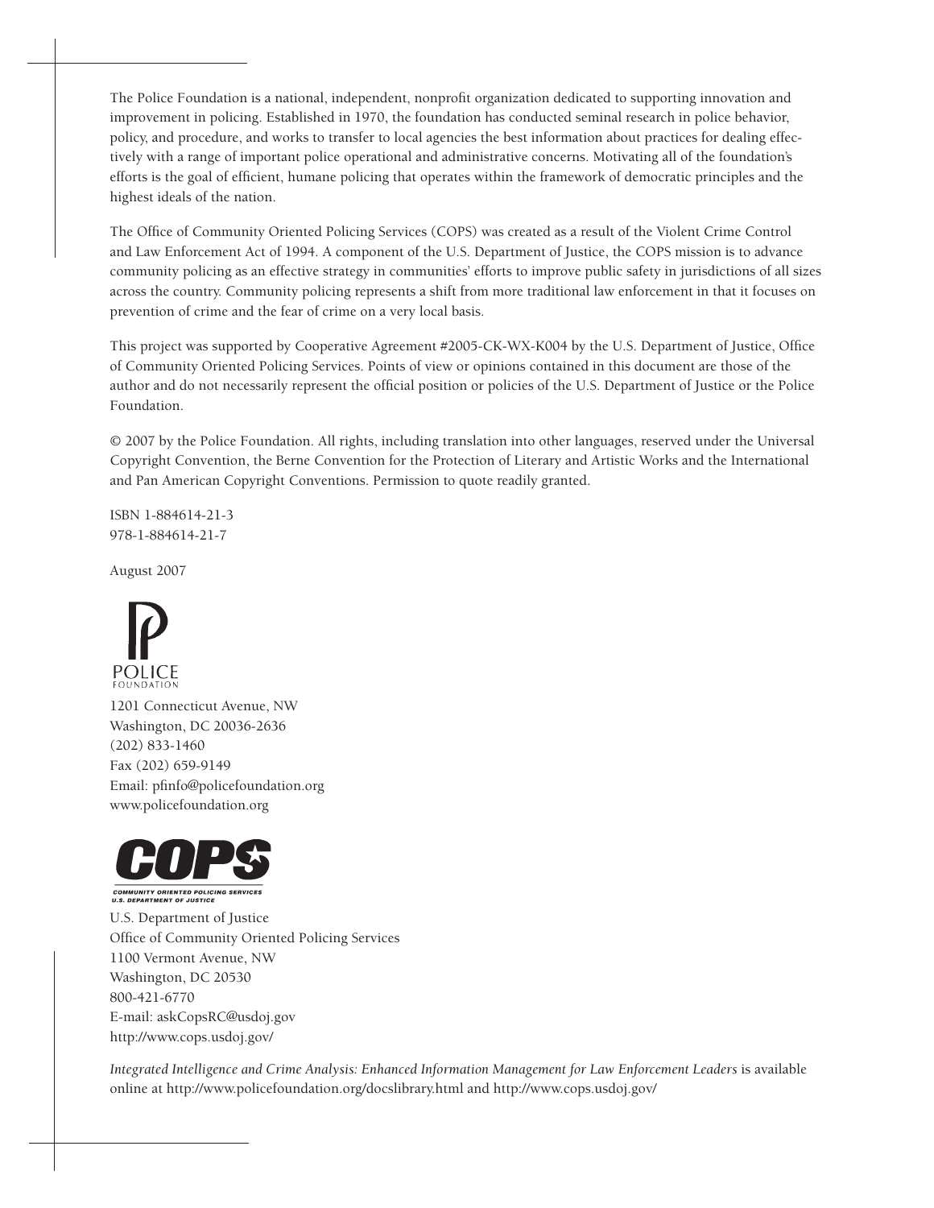The Police Foundation is a national, independent, nonprofit organization dedicated to supporting innovation and improvement in policing. Established in 1970, the foundation has conducted seminal research in police behavior, policy, and procedure, and works to transfer to local agencies the best information about practices for dealing effectively with a range of important police operational and administrative concerns. Motivating all of the foundation's efforts is the goal of efficient, humane policing that operates within the framework of democratic principles and the highest ideals of the nation.

The Office of Community Oriented Policing Services (COPS) was created as a result of the Violent Crime Control and Law Enforcement Act of 1994. A component of the U.S. Department of Justice, the COPS mission is to advance community policing as an effective strategy in communities' efforts to improve public safety in jurisdictions of all sizes across the country. Community policing represents a shift from more traditional law enforcement in that it focuses on prevention of crime and the fear of crime on a very local basis.

This project was supported by Cooperative Agreement #2005-CK-WX-K004 by the U.S. Department of Justice, Office of Community Oriented Policing Services. Points of view or opinions contained in this document are those of the author and do not necessarily represent the official position or policies of the U.S. Department of Justice or the Police Foundation.

© 2007 by the Police Foundation. All rights, including translation into other languages, reserved under the Universal Copyright Convention, the Berne Convention for the Protection of Literary and Artistic Works and the International and Pan American Copyright Conventions. Permission to quote readily granted.

ISBN 1-884614-21-3
978-1-884614-21-7

August 2007

POLICE FOUNDATION

1201 Connecticut Avenue, NW
Washington, DC 20036-2636
(202) 833-1460
Fax (202) 659-9149
Email: pfinfo@policefoundation.org
www.policefoundation.org

COPS
COMMUNITY ORIENTED POLICING SERVICES
U.S. DEPARTMENT OF JUSTICE

U.S. Department of Justice
Office of Community Oriented Policing Services
1100 Vermont Avenue, NW
Washington, DC 20530
800-421-6770
E-mail: askCopsRC@usdoj.gov
http://www.cops.usdoj.gov/

*Integrated Intelligence and Crime Analysis: Enhanced Information Management for Law Enforcement Leaders* is available online at http://www.policefoundation.org/docslibrary.html and http://www.cops.usdoj.gov/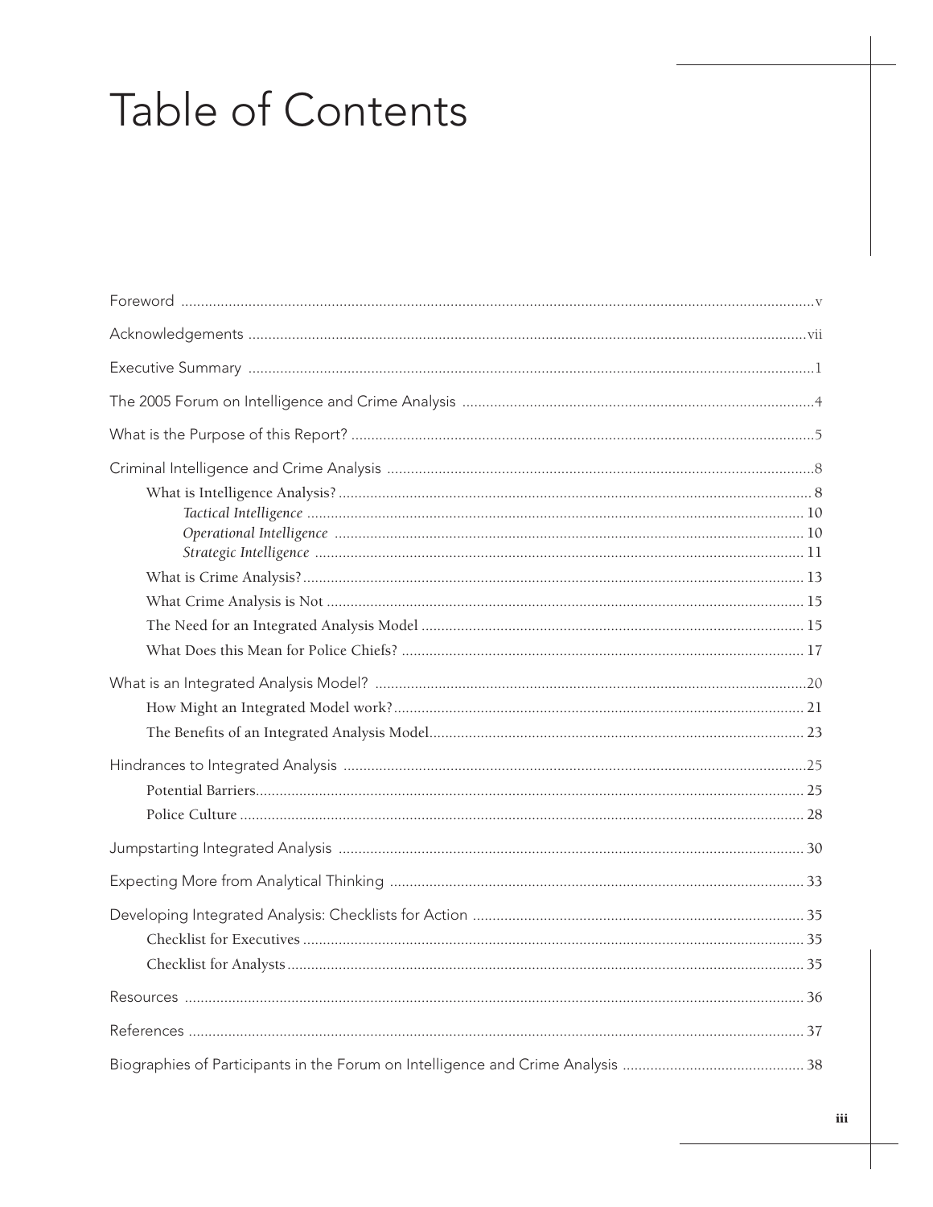# Table of Contents

Foreword ..... v

Acknowledgements ..... vii

Executive Summary ..... 1

The 2005 Forum on Intelligence and Crime Analysis ..... 4

What is the Purpose of this Report? ..... 5

Criminal Intelligence and Crime Analysis ..... 8

- What is Intelligence Analysis? ..... 8
  - *Tactical Intelligence* ..... 10
  - *Operational Intelligence* ..... 10
  - *Strategic Intelligence* ..... 11
- What is Crime Analysis? ..... 13
- What Crime Analysis is Not ..... 15
- The Need for an Integrated Analysis Model ..... 15
- What Does this Mean for Police Chiefs? ..... 17

What is an Integrated Analysis Model? ..... 20

- How Might an Integrated Model work? ..... 21
- The Benefits of an Integrated Analysis Model ..... 23

Hindrances to Integrated Analysis ..... 25

- Potential Barriers ..... 25
- Police Culture ..... 28

Jumpstarting Integrated Analysis ..... 30

Expecting More from Analytical Thinking ..... 33

Developing Integrated Analysis: Checklists for Action ..... 35

- Checklist for Executives ..... 35
- Checklist for Analysts ..... 35

Resources ..... 36

References ..... 37

Biographies of Participants in the Forum on Intelligence and Crime Analysis ..... 38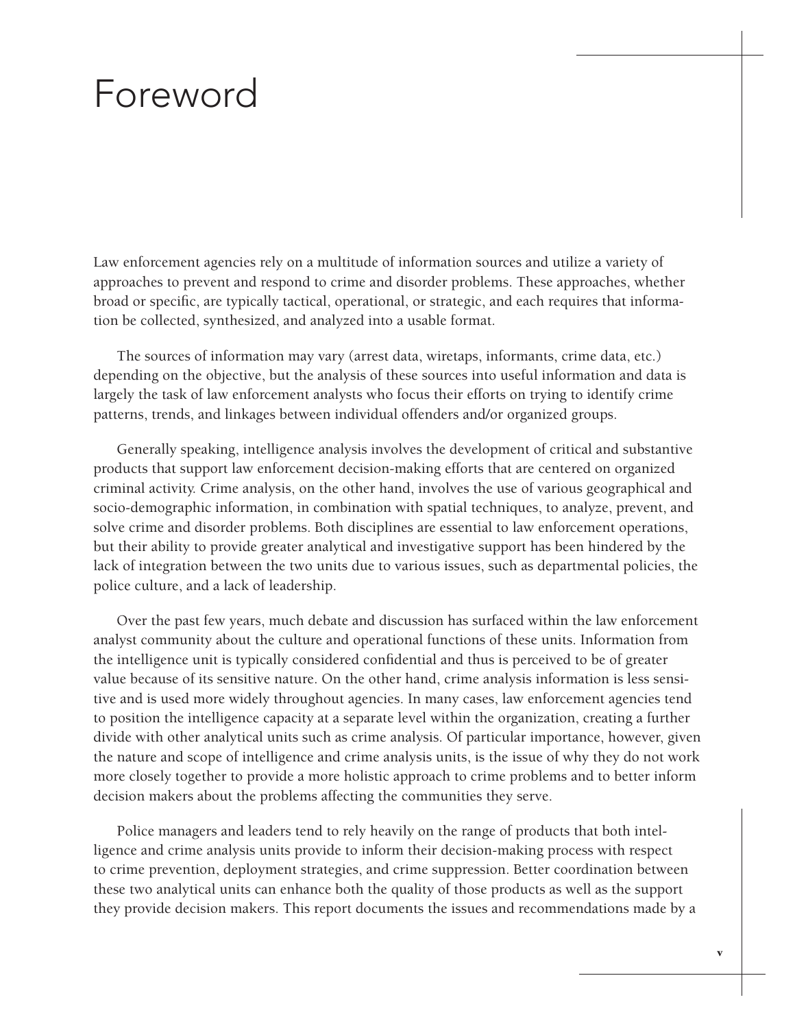# Foreword

Law enforcement agencies rely on a multitude of information sources and utilize a variety of approaches to prevent and respond to crime and disorder problems. These approaches, whether broad or specific, are typically tactical, operational, or strategic, and each requires that information be collected, synthesized, and analyzed into a usable format.

The sources of information may vary (arrest data, wiretaps, informants, crime data, etc.) depending on the objective, but the analysis of these sources into useful information and data is largely the task of law enforcement analysts who focus their efforts on trying to identify crime patterns, trends, and linkages between individual offenders and/or organized groups.

Generally speaking, intelligence analysis involves the development of critical and substantive products that support law enforcement decision-making efforts that are centered on organized criminal activity. Crime analysis, on the other hand, involves the use of various geographical and socio-demographic information, in combination with spatial techniques, to analyze, prevent, and solve crime and disorder problems. Both disciplines are essential to law enforcement operations, but their ability to provide greater analytical and investigative support has been hindered by the lack of integration between the two units due to various issues, such as departmental policies, the police culture, and a lack of leadership.

Over the past few years, much debate and discussion has surfaced within the law enforcement analyst community about the culture and operational functions of these units. Information from the intelligence unit is typically considered confidential and thus is perceived to be of greater value because of its sensitive nature. On the other hand, crime analysis information is less sensitive and is used more widely throughout agencies. In many cases, law enforcement agencies tend to position the intelligence capacity at a separate level within the organization, creating a further divide with other analytical units such as crime analysis. Of particular importance, however, given the nature and scope of intelligence and crime analysis units, is the issue of why they do not work more closely together to provide a more holistic approach to crime problems and to better inform decision makers about the problems affecting the communities they serve.

Police managers and leaders tend to rely heavily on the range of products that both intelligence and crime analysis units provide to inform their decision-making process with respect to crime prevention, deployment strategies, and crime suppression. Better coordination between these two analytical units can enhance both the quality of those products as well as the support they provide decision makers. This report documents the issues and recommendations made by a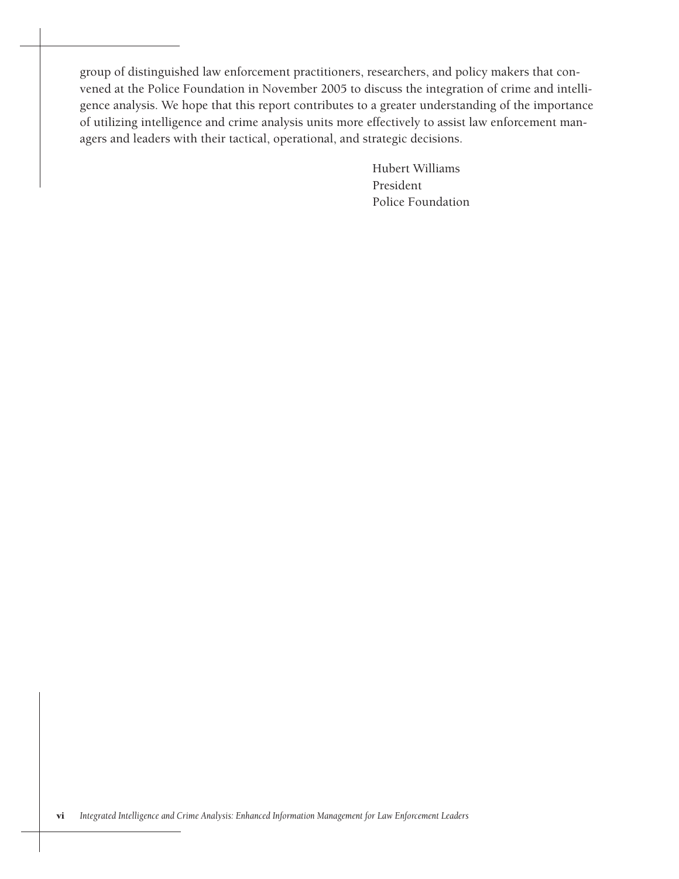group of distinguished law enforcement practitioners, researchers, and policy makers that convened at the Police Foundation in November 2005 to discuss the integration of crime and intelligence analysis. We hope that this report contributes to a greater understanding of the importance of utilizing intelligence and crime analysis units more effectively to assist law enforcement managers and leaders with their tactical, operational, and strategic decisions.

Hubert Williams
President
Police Foundation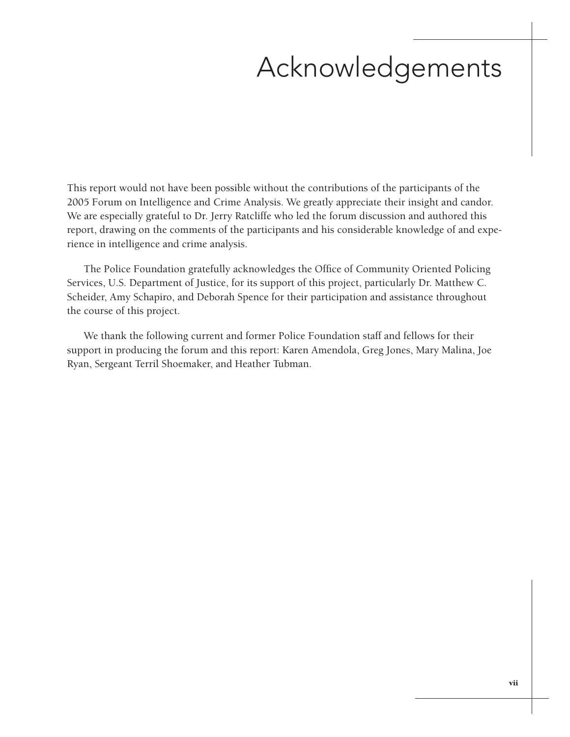# Acknowledgements

This report would not have been possible without the contributions of the participants of the 2005 Forum on Intelligence and Crime Analysis. We greatly appreciate their insight and candor. We are especially grateful to Dr. Jerry Ratcliffe who led the forum discussion and authored this report, drawing on the comments of the participants and his considerable knowledge of and experience in intelligence and crime analysis.

The Police Foundation gratefully acknowledges the Office of Community Oriented Policing Services, U.S. Department of Justice, for its support of this project, particularly Dr. Matthew C. Scheider, Amy Schapiro, and Deborah Spence for their participation and assistance throughout the course of this project.

We thank the following current and former Police Foundation staff and fellows for their support in producing the forum and this report: Karen Amendola, Greg Jones, Mary Malina, Joe Ryan, Sergeant Terril Shoemaker, and Heather Tubman.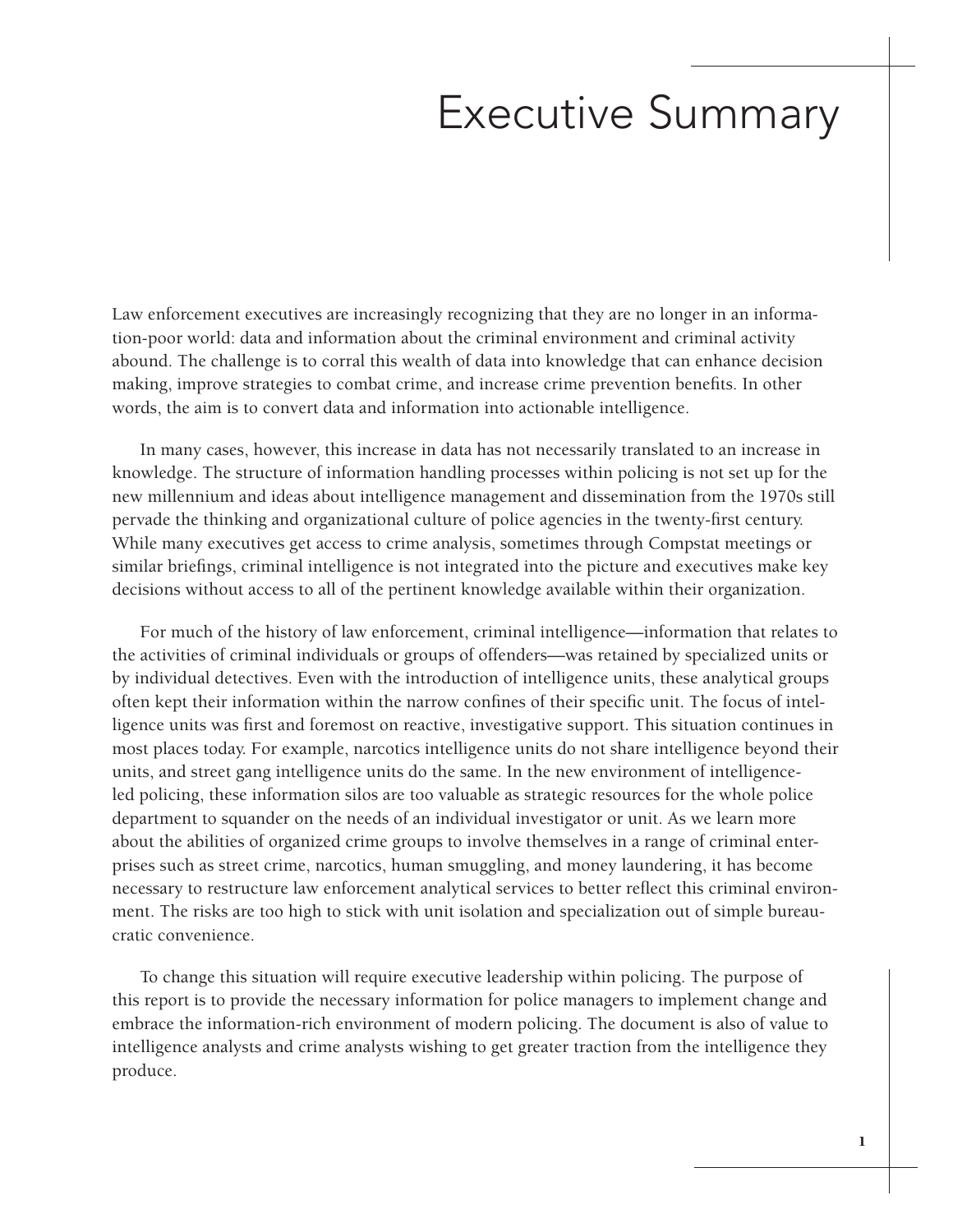# Executive Summary

Law enforcement executives are increasingly recognizing that they are no longer in an information-poor world: data and information about the criminal environment and criminal activity abound. The challenge is to corral this wealth of data into knowledge that can enhance decision making, improve strategies to combat crime, and increase crime prevention benefits. In other words, the aim is to convert data and information into actionable intelligence.

In many cases, however, this increase in data has not necessarily translated to an increase in knowledge. The structure of information handling processes within policing is not set up for the new millennium and ideas about intelligence management and dissemination from the 1970s still pervade the thinking and organizational culture of police agencies in the twenty-first century. While many executives get access to crime analysis, sometimes through Compstat meetings or similar briefings, criminal intelligence is not integrated into the picture and executives make key decisions without access to all of the pertinent knowledge available within their organization.

For much of the history of law enforcement, criminal intelligence—information that relates to the activities of criminal individuals or groups of offenders—was retained by specialized units or by individual detectives. Even with the introduction of intelligence units, these analytical groups often kept their information within the narrow confines of their specific unit. The focus of intelligence units was first and foremost on reactive, investigative support. This situation continues in most places today. For example, narcotics intelligence units do not share intelligence beyond their units, and street gang intelligence units do the same. In the new environment of intelligence-led policing, these information silos are too valuable as strategic resources for the whole police department to squander on the needs of an individual investigator or unit. As we learn more about the abilities of organized crime groups to involve themselves in a range of criminal enterprises such as street crime, narcotics, human smuggling, and money laundering, it has become necessary to restructure law enforcement analytical services to better reflect this criminal environment. The risks are too high to stick with unit isolation and specialization out of simple bureaucratic convenience.

To change this situation will require executive leadership within policing. The purpose of this report is to provide the necessary information for police managers to implement change and embrace the information-rich environment of modern policing. The document is also of value to intelligence analysts and crime analysts wishing to get greater traction from the intelligence they produce.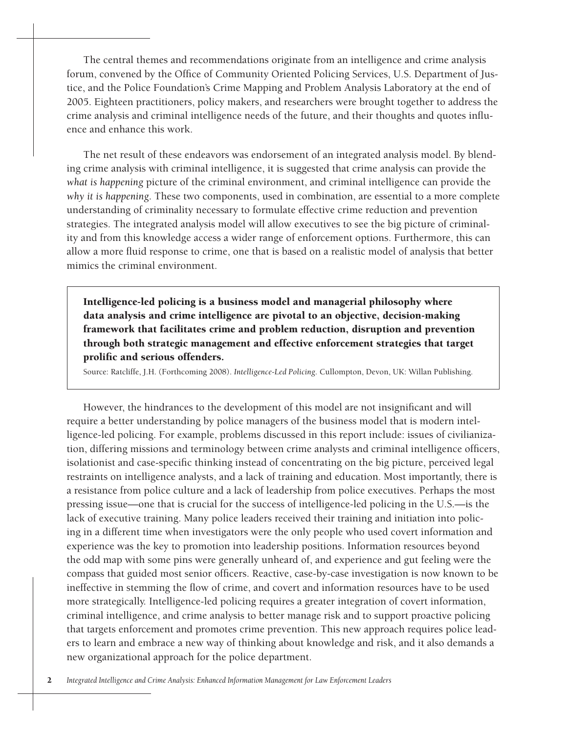The central themes and recommendations originate from an intelligence and crime analysis forum, convened by the Office of Community Oriented Policing Services, U.S. Department of Justice, and the Police Foundation's Crime Mapping and Problem Analysis Laboratory at the end of 2005. Eighteen practitioners, policy makers, and researchers were brought together to address the crime analysis and criminal intelligence needs of the future, and their thoughts and quotes influence and enhance this work.

The net result of these endeavors was endorsement of an integrated analysis model. By blending crime analysis with criminal intelligence, it is suggested that crime analysis can provide the *what is happening* picture of the criminal environment, and criminal intelligence can provide the *why it is happening*. These two components, used in combination, are essential to a more complete understanding of criminality necessary to formulate effective crime reduction and prevention strategies. The integrated analysis model will allow executives to see the big picture of criminality and from this knowledge access a wider range of enforcement options. Furthermore, this can allow a more fluid response to crime, one that is based on a realistic model of analysis that better mimics the criminal environment.

> **Intelligence-led policing is a business model and managerial philosophy where data analysis and crime intelligence are pivotal to an objective, decision-making framework that facilitates crime and problem reduction, disruption and prevention through both strategic management and effective enforcement strategies that target prolific and serious offenders.**
>
> Source: Ratcliffe, J.H. (Forthcoming 2008). *Intelligence-Led Policing*. Cullompton, Devon, UK: Willan Publishing.

However, the hindrances to the development of this model are not insignificant and will require a better understanding by police managers of the business model that is modern intelligence-led policing. For example, problems discussed in this report include: issues of civilianization, differing missions and terminology between crime analysts and criminal intelligence officers, isolationist and case-specific thinking instead of concentrating on the big picture, perceived legal restraints on intelligence analysts, and a lack of training and education. Most importantly, there is a resistance from police culture and a lack of leadership from police executives. Perhaps the most pressing issue—one that is crucial for the success of intelligence-led policing in the U.S.—is the lack of executive training. Many police leaders received their training and initiation into policing in a different time when investigators were the only people who used covert information and experience was the key to promotion into leadership positions. Information resources beyond the odd map with some pins were generally unheard of, and experience and gut feeling were the compass that guided most senior officers. Reactive, case-by-case investigation is now known to be ineffective in stemming the flow of crime, and covert and information resources have to be used more strategically. Intelligence-led policing requires a greater integration of covert information, criminal intelligence, and crime analysis to better manage risk and to support proactive policing that targets enforcement and promotes crime prevention. This new approach requires police leaders to learn and embrace a new way of thinking about knowledge and risk, and it also demands a new organizational approach for the police department.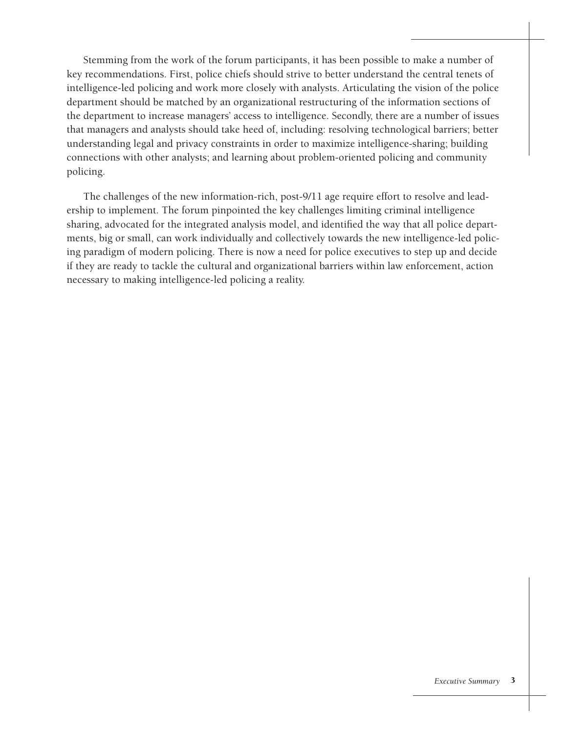Stemming from the work of the forum participants, it has been possible to make a number of key recommendations. First, police chiefs should strive to better understand the central tenets of intelligence-led policing and work more closely with analysts. Articulating the vision of the police department should be matched by an organizational restructuring of the information sections of the department to increase managers' access to intelligence. Secondly, there are a number of issues that managers and analysts should take heed of, including: resolving technological barriers; better understanding legal and privacy constraints in order to maximize intelligence-sharing; building connections with other analysts; and learning about problem-oriented policing and community policing.

The challenges of the new information-rich, post-9/11 age require effort to resolve and leadership to implement. The forum pinpointed the key challenges limiting criminal intelligence sharing, advocated for the integrated analysis model, and identified the way that all police departments, big or small, can work individually and collectively towards the new intelligence-led policing paradigm of modern policing. There is now a need for police executives to step up and decide if they are ready to tackle the cultural and organizational barriers within law enforcement, action necessary to making intelligence-led policing a reality.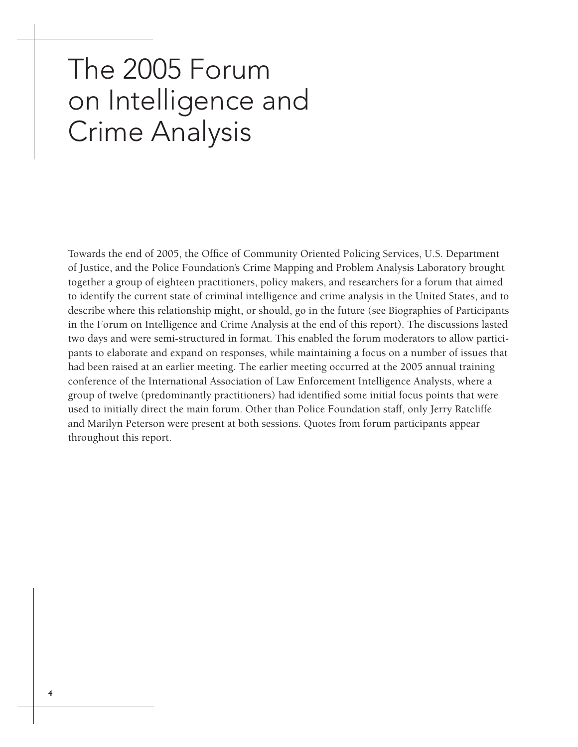# The 2005 Forum on Intelligence and Crime Analysis

Towards the end of 2005, the Office of Community Oriented Policing Services, U.S. Department of Justice, and the Police Foundation's Crime Mapping and Problem Analysis Laboratory brought together a group of eighteen practitioners, policy makers, and researchers for a forum that aimed to identify the current state of criminal intelligence and crime analysis in the United States, and to describe where this relationship might, or should, go in the future (see Biographies of Participants in the Forum on Intelligence and Crime Analysis at the end of this report). The discussions lasted two days and were semi-structured in format. This enabled the forum moderators to allow participants to elaborate and expand on responses, while maintaining a focus on a number of issues that had been raised at an earlier meeting. The earlier meeting occurred at the 2005 annual training conference of the International Association of Law Enforcement Intelligence Analysts, where a group of twelve (predominantly practitioners) had identified some initial focus points that were used to initially direct the main forum. Other than Police Foundation staff, only Jerry Ratcliffe and Marilyn Peterson were present at both sessions. Quotes from forum participants appear throughout this report.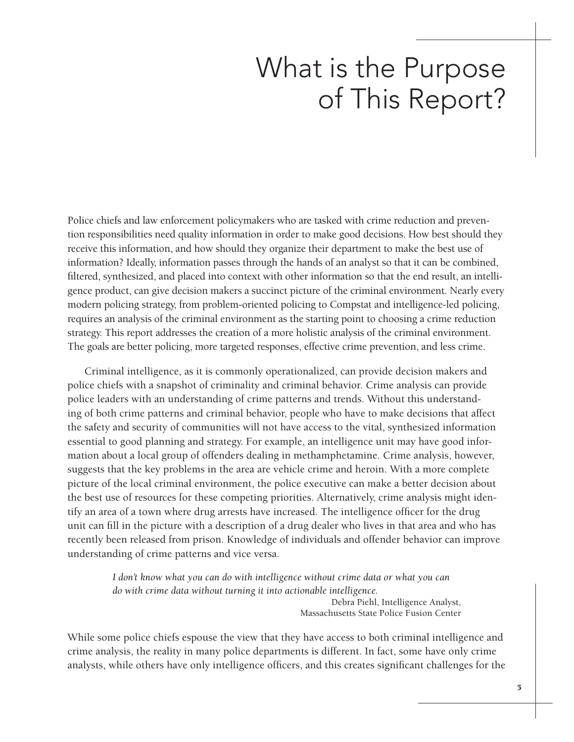# What is the Purpose of This Report?

Police chiefs and law enforcement policymakers who are tasked with crime reduction and prevention responsibilities need quality information in order to make good decisions. How best should they receive this information, and how should they organize their department to make the best use of information? Ideally, information passes through the hands of an analyst so that it can be combined, filtered, synthesized, and placed into context with other information so that the end result, an intelligence product, can give decision makers a succinct picture of the criminal environment. Nearly every modern policing strategy, from problem-oriented policing to Compstat and intelligence-led policing, requires an analysis of the criminal environment as the starting point to choosing a crime reduction strategy. This report addresses the creation of a more holistic analysis of the criminal environment. The goals are better policing, more targeted responses, effective crime prevention, and less crime.

Criminal intelligence, as it is commonly operationalized, can provide decision makers and police chiefs with a snapshot of criminality and criminal behavior. Crime analysis can provide police leaders with an understanding of crime patterns and trends. Without this understanding of both crime patterns and criminal behavior, people who have to make decisions that affect the safety and security of communities will not have access to the vital, synthesized information essential to good planning and strategy. For example, an intelligence unit may have good information about a local group of offenders dealing in methamphetamine. Crime analysis, however, suggests that the key problems in the area are vehicle crime and heroin. With a more complete picture of the local criminal environment, the police executive can make a better decision about the best use of resources for these competing priorities. Alternatively, crime analysis might identify an area of a town where drug arrests have increased. The intelligence officer for the drug unit can fill in the picture with a description of a drug dealer who lives in that area and who has recently been released from prison. Knowledge of individuals and offender behavior can improve understanding of crime patterns and vice versa.

> *I don't know what you can do with intelligence without crime data or what you can do with crime data without turning it into actionable intelligence.*
>
> Debra Piehl, Intelligence Analyst, Massachusetts State Police Fusion Center

While some police chiefs espouse the view that they have access to both criminal intelligence and crime analysis, the reality in many police departments is different. In fact, some have only crime analysts, while others have only intelligence officers, and this creates significant challenges for the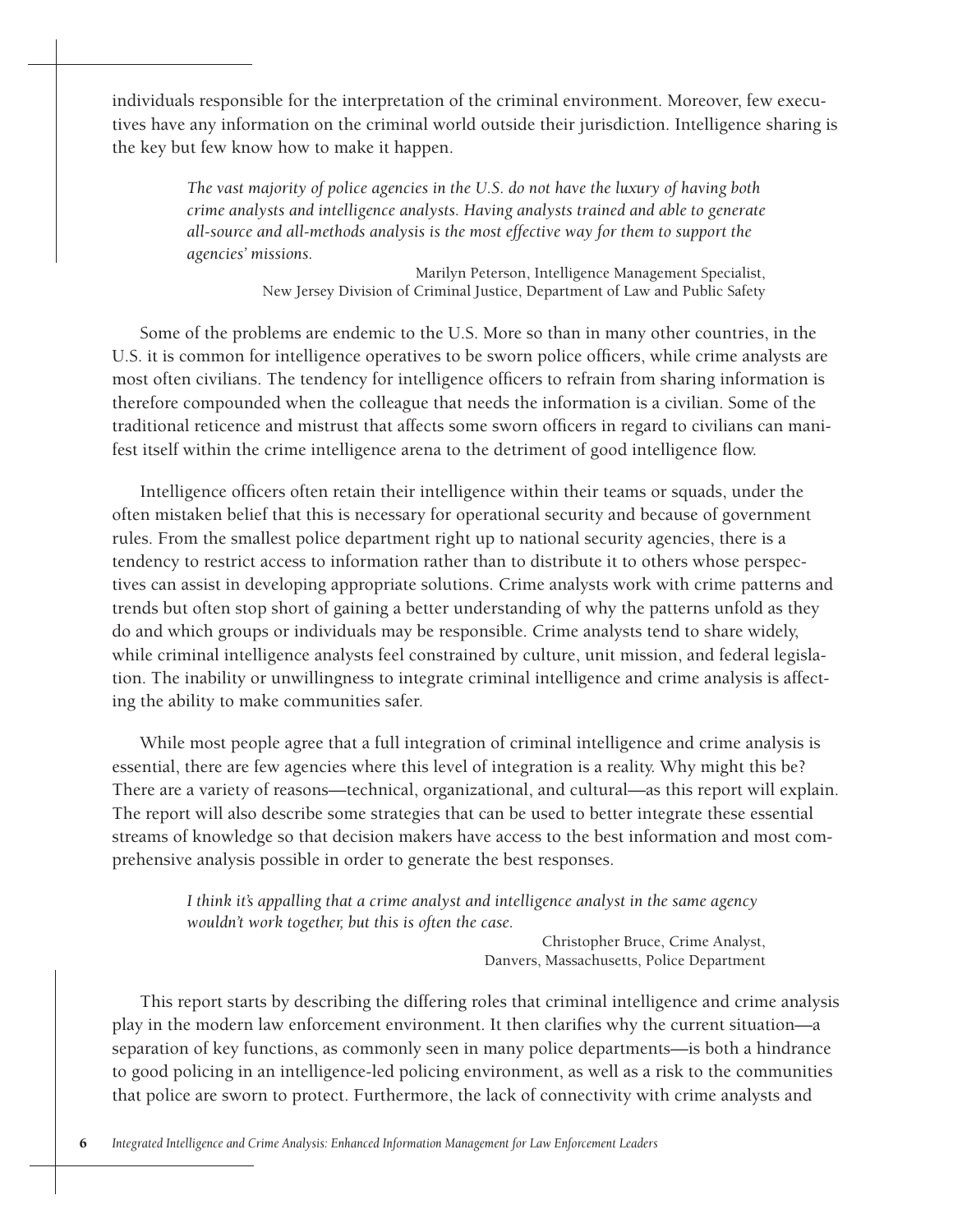individuals responsible for the interpretation of the criminal environment. Moreover, few executives have any information on the criminal world outside their jurisdiction. Intelligence sharing is the key but few know how to make it happen.

> *The vast majority of police agencies in the U.S. do not have the luxury of having both crime analysts and intelligence analysts. Having analysts trained and able to generate all-source and all-methods analysis is the most effective way for them to support the agencies' missions.*
>
> Marilyn Peterson, Intelligence Management Specialist,
> New Jersey Division of Criminal Justice, Department of Law and Public Safety

Some of the problems are endemic to the U.S. More so than in many other countries, in the U.S. it is common for intelligence operatives to be sworn police officers, while crime analysts are most often civilians. The tendency for intelligence officers to refrain from sharing information is therefore compounded when the colleague that needs the information is a civilian. Some of the traditional reticence and mistrust that affects some sworn officers in regard to civilians can manifest itself within the crime intelligence arena to the detriment of good intelligence flow.

Intelligence officers often retain their intelligence within their teams or squads, under the often mistaken belief that this is necessary for operational security and because of government rules. From the smallest police department right up to national security agencies, there is a tendency to restrict access to information rather than to distribute it to others whose perspectives can assist in developing appropriate solutions. Crime analysts work with crime patterns and trends but often stop short of gaining a better understanding of why the patterns unfold as they do and which groups or individuals may be responsible. Crime analysts tend to share widely, while criminal intelligence analysts feel constrained by culture, unit mission, and federal legislation. The inability or unwillingness to integrate criminal intelligence and crime analysis is affecting the ability to make communities safer.

While most people agree that a full integration of criminal intelligence and crime analysis is essential, there are few agencies where this level of integration is a reality. Why might this be? There are a variety of reasons—technical, organizational, and cultural—as this report will explain. The report will also describe some strategies that can be used to better integrate these essential streams of knowledge so that decision makers have access to the best information and most comprehensive analysis possible in order to generate the best responses.

> *I think it's appalling that a crime analyst and intelligence analyst in the same agency wouldn't work together, but this is often the case.*
>
> Christopher Bruce, Crime Analyst,
> Danvers, Massachusetts, Police Department

This report starts by describing the differing roles that criminal intelligence and crime analysis play in the modern law enforcement environment. It then clarifies why the current situation—a separation of key functions, as commonly seen in many police departments—is both a hindrance to good policing in an intelligence-led policing environment, as well as a risk to the communities that police are sworn to protect. Furthermore, the lack of connectivity with crime analysts and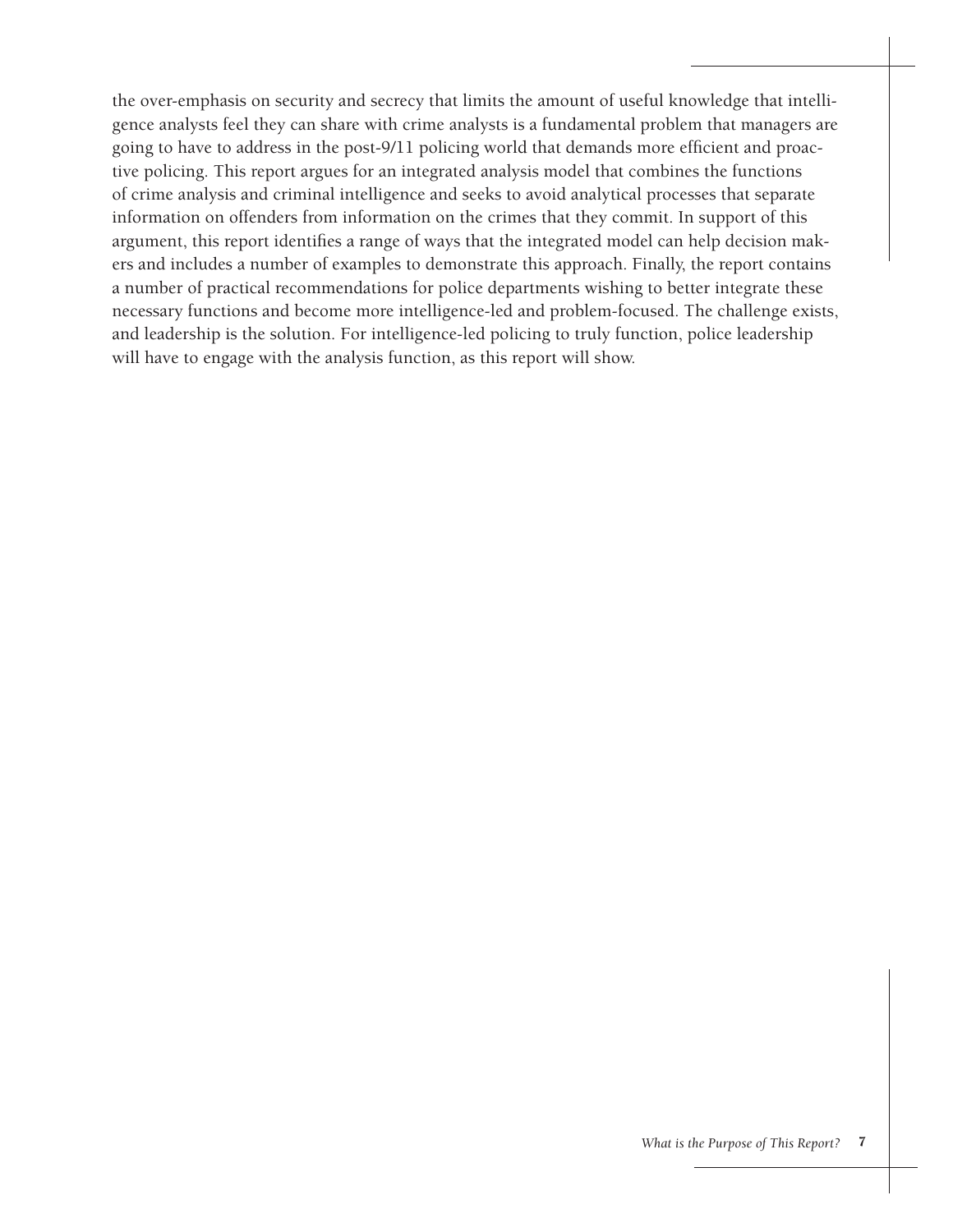the over-emphasis on security and secrecy that limits the amount of useful knowledge that intelligence analysts feel they can share with crime analysts is a fundamental problem that managers are going to have to address in the post-9/11 policing world that demands more efficient and proactive policing. This report argues for an integrated analysis model that combines the functions of crime analysis and criminal intelligence and seeks to avoid analytical processes that separate information on offenders from information on the crimes that they commit. In support of this argument, this report identifies a range of ways that the integrated model can help decision makers and includes a number of examples to demonstrate this approach. Finally, the report contains a number of practical recommendations for police departments wishing to better integrate these necessary functions and become more intelligence-led and problem-focused. The challenge exists, and leadership is the solution. For intelligence-led policing to truly function, police leadership will have to engage with the analysis function, as this report will show.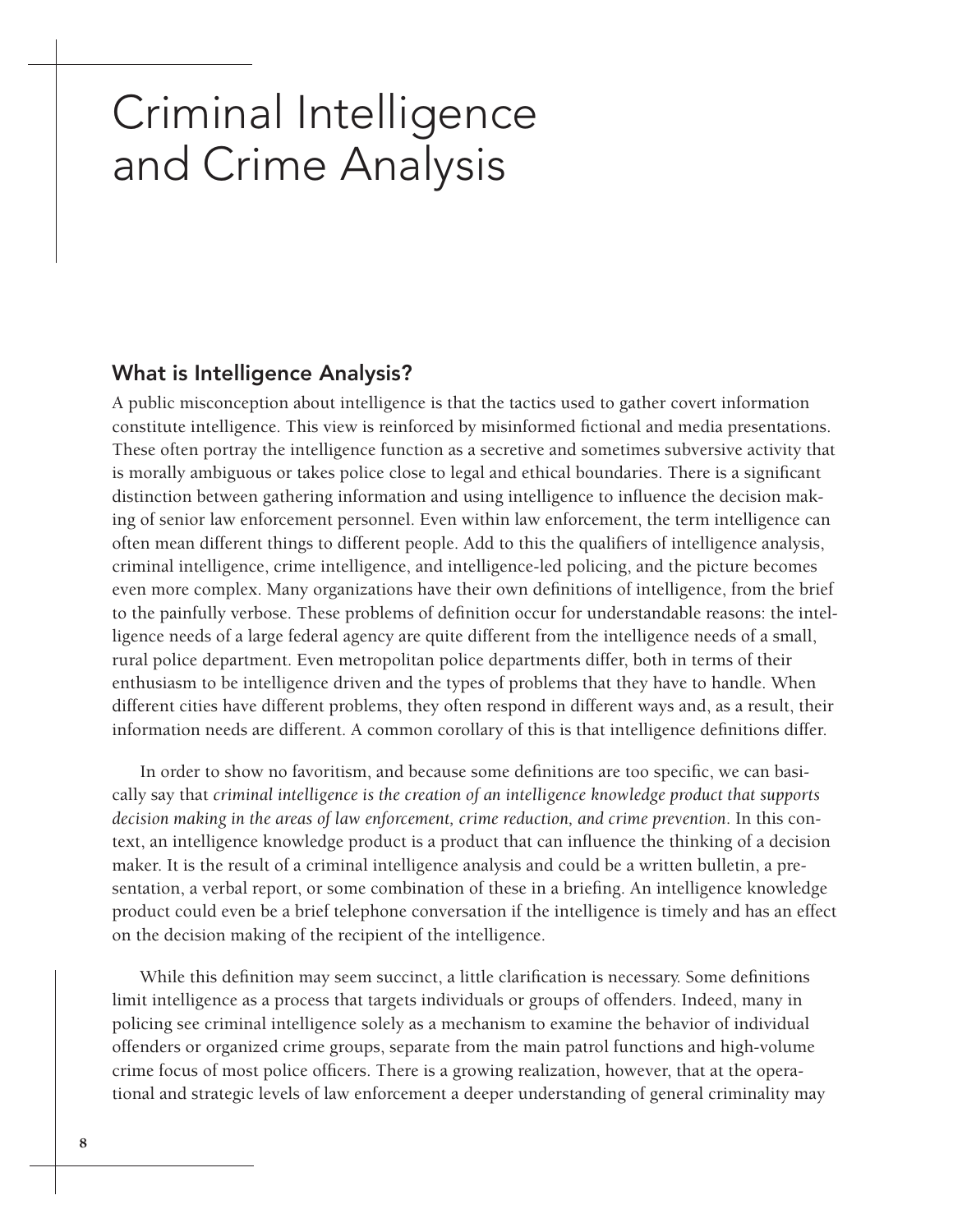# Criminal Intelligence and Crime Analysis

## What is Intelligence Analysis?

A public misconception about intelligence is that the tactics used to gather covert information constitute intelligence. This view is reinforced by misinformed fictional and media presentations. These often portray the intelligence function as a secretive and sometimes subversive activity that is morally ambiguous or takes police close to legal and ethical boundaries. There is a significant distinction between gathering information and using intelligence to influence the decision making of senior law enforcement personnel. Even within law enforcement, the term intelligence can often mean different things to different people. Add to this the qualifiers of intelligence analysis, criminal intelligence, crime intelligence, and intelligence-led policing, and the picture becomes even more complex. Many organizations have their own definitions of intelligence, from the brief to the painfully verbose. These problems of definition occur for understandable reasons: the intelligence needs of a large federal agency are quite different from the intelligence needs of a small, rural police department. Even metropolitan police departments differ, both in terms of their enthusiasm to be intelligence driven and the types of problems that they have to handle. When different cities have different problems, they often respond in different ways and, as a result, their information needs are different. A common corollary of this is that intelligence definitions differ.

In order to show no favoritism, and because some definitions are too specific, we can basically say that *criminal intelligence is the creation of an intelligence knowledge product that supports decision making in the areas of law enforcement, crime reduction, and crime prevention*. In this context, an intelligence knowledge product is a product that can influence the thinking of a decision maker. It is the result of a criminal intelligence analysis and could be a written bulletin, a presentation, a verbal report, or some combination of these in a briefing. An intelligence knowledge product could even be a brief telephone conversation if the intelligence is timely and has an effect on the decision making of the recipient of the intelligence.

While this definition may seem succinct, a little clarification is necessary. Some definitions limit intelligence as a process that targets individuals or groups of offenders. Indeed, many in policing see criminal intelligence solely as a mechanism to examine the behavior of individual offenders or organized crime groups, separate from the main patrol functions and high-volume crime focus of most police officers. There is a growing realization, however, that at the operational and strategic levels of law enforcement a deeper understanding of general criminality may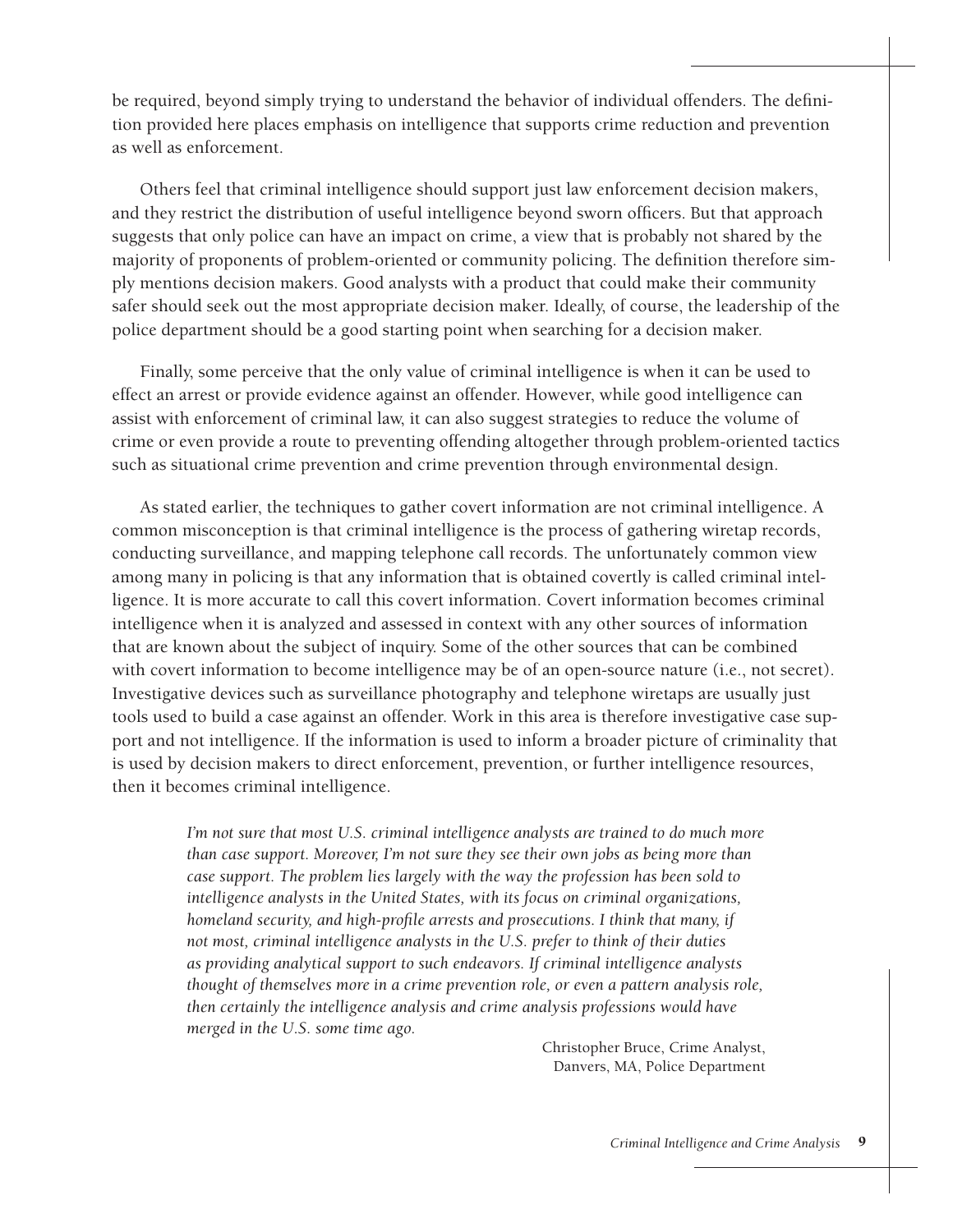be required, beyond simply trying to understand the behavior of individual offenders. The definition provided here places emphasis on intelligence that supports crime reduction and prevention as well as enforcement.

Others feel that criminal intelligence should support just law enforcement decision makers, and they restrict the distribution of useful intelligence beyond sworn officers. But that approach suggests that only police can have an impact on crime, a view that is probably not shared by the majority of proponents of problem-oriented or community policing. The definition therefore simply mentions decision makers. Good analysts with a product that could make their community safer should seek out the most appropriate decision maker. Ideally, of course, the leadership of the police department should be a good starting point when searching for a decision maker.

Finally, some perceive that the only value of criminal intelligence is when it can be used to effect an arrest or provide evidence against an offender. However, while good intelligence can assist with enforcement of criminal law, it can also suggest strategies to reduce the volume of crime or even provide a route to preventing offending altogether through problem-oriented tactics such as situational crime prevention and crime prevention through environmental design.

As stated earlier, the techniques to gather covert information are not criminal intelligence. A common misconception is that criminal intelligence is the process of gathering wiretap records, conducting surveillance, and mapping telephone call records. The unfortunately common view among many in policing is that any information that is obtained covertly is called criminal intelligence. It is more accurate to call this covert information. Covert information becomes criminal intelligence when it is analyzed and assessed in context with any other sources of information that are known about the subject of inquiry. Some of the other sources that can be combined with covert information to become intelligence may be of an open-source nature (i.e., not secret). Investigative devices such as surveillance photography and telephone wiretaps are usually just tools used to build a case against an offender. Work in this area is therefore investigative case support and not intelligence. If the information is used to inform a broader picture of criminality that is used by decision makers to direct enforcement, prevention, or further intelligence resources, then it becomes criminal intelligence.

> *I'm not sure that most U.S. criminal intelligence analysts are trained to do much more than case support. Moreover, I'm not sure they see their own jobs as being more than case support. The problem lies largely with the way the profession has been sold to intelligence analysts in the United States, with its focus on criminal organizations, homeland security, and high-profile arrests and prosecutions. I think that many, if not most, criminal intelligence analysts in the U.S. prefer to think of their duties as providing analytical support to such endeavors. If criminal intelligence analysts thought of themselves more in a crime prevention role, or even a pattern analysis role, then certainly the intelligence analysis and crime analysis professions would have merged in the U.S. some time ago.*
>
> Christopher Bruce, Crime Analyst,
> Danvers, MA, Police Department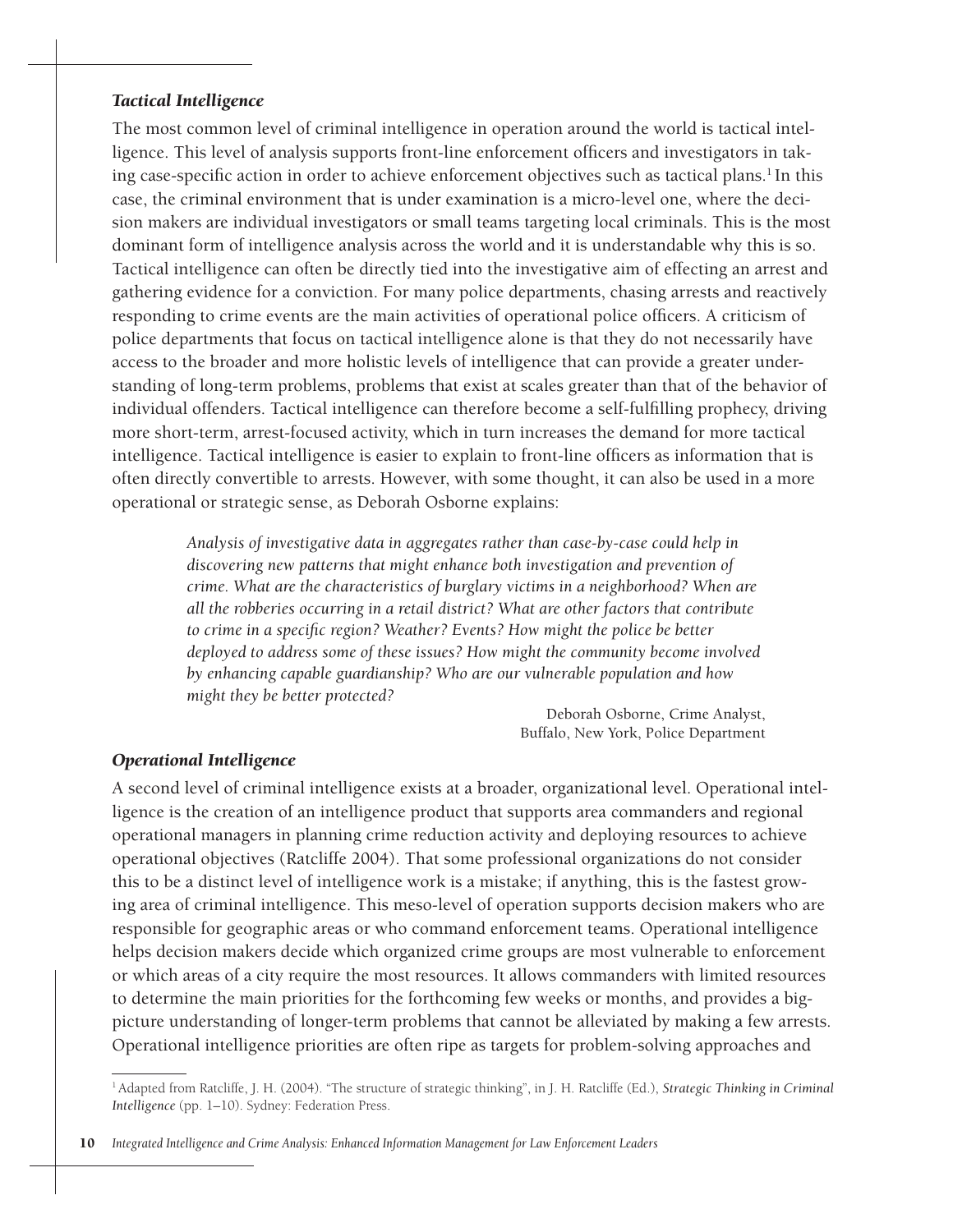### *Tactical Intelligence*

The most common level of criminal intelligence in operation around the world is tactical intelligence. This level of analysis supports front-line enforcement officers and investigators in taking case-specific action in order to achieve enforcement objectives such as tactical plans.[1] In this case, the criminal environment that is under examination is a micro-level one, where the decision makers are individual investigators or small teams targeting local criminals. This is the most dominant form of intelligence analysis across the world and it is understandable why this is so. Tactical intelligence can often be directly tied into the investigative aim of effecting an arrest and gathering evidence for a conviction. For many police departments, chasing arrests and reactively responding to crime events are the main activities of operational police officers. A criticism of police departments that focus on tactical intelligence alone is that they do not necessarily have access to the broader and more holistic levels of intelligence that can provide a greater understanding of long-term problems, problems that exist at scales greater than that of the behavior of individual offenders. Tactical intelligence can therefore become a self-fulfilling prophecy, driving more short-term, arrest-focused activity, which in turn increases the demand for more tactical intelligence. Tactical intelligence is easier to explain to front-line officers as information that is often directly convertible to arrests. However, with some thought, it can also be used in a more operational or strategic sense, as Deborah Osborne explains:

> *Analysis of investigative data in aggregates rather than case-by-case could help in discovering new patterns that might enhance both investigation and prevention of crime. What are the characteristics of burglary victims in a neighborhood? When are all the robberies occurring in a retail district? What are other factors that contribute to crime in a specific region? Weather? Events? How might the police be better deployed to address some of these issues? How might the community become involved by enhancing capable guardianship? Who are our vulnerable population and how might they be better protected?*
>
> Deborah Osborne, Crime Analyst,
> Buffalo, New York, Police Department

### *Operational Intelligence*

A second level of criminal intelligence exists at a broader, organizational level. Operational intelligence is the creation of an intelligence product that supports area commanders and regional operational managers in planning crime reduction activity and deploying resources to achieve operational objectives (Ratcliffe 2004). That some professional organizations do not consider this to be a distinct level of intelligence work is a mistake; if anything, this is the fastest growing area of criminal intelligence. This meso-level of operation supports decision makers who are responsible for geographic areas or who command enforcement teams. Operational intelligence helps decision makers decide which organized crime groups are most vulnerable to enforcement or which areas of a city require the most resources. It allows commanders with limited resources to determine the main priorities for the forthcoming few weeks or months, and provides a big-picture understanding of longer-term problems that cannot be alleviated by making a few arrests. Operational intelligence priorities are often ripe as targets for problem-solving approaches and

---

[1] Adapted from Ratcliffe, J. H. (2004). "The structure of strategic thinking", in J. H. Ratcliffe (Ed.), *Strategic Thinking in Criminal Intelligence* (pp. 1–10). Sydney: Federation Press.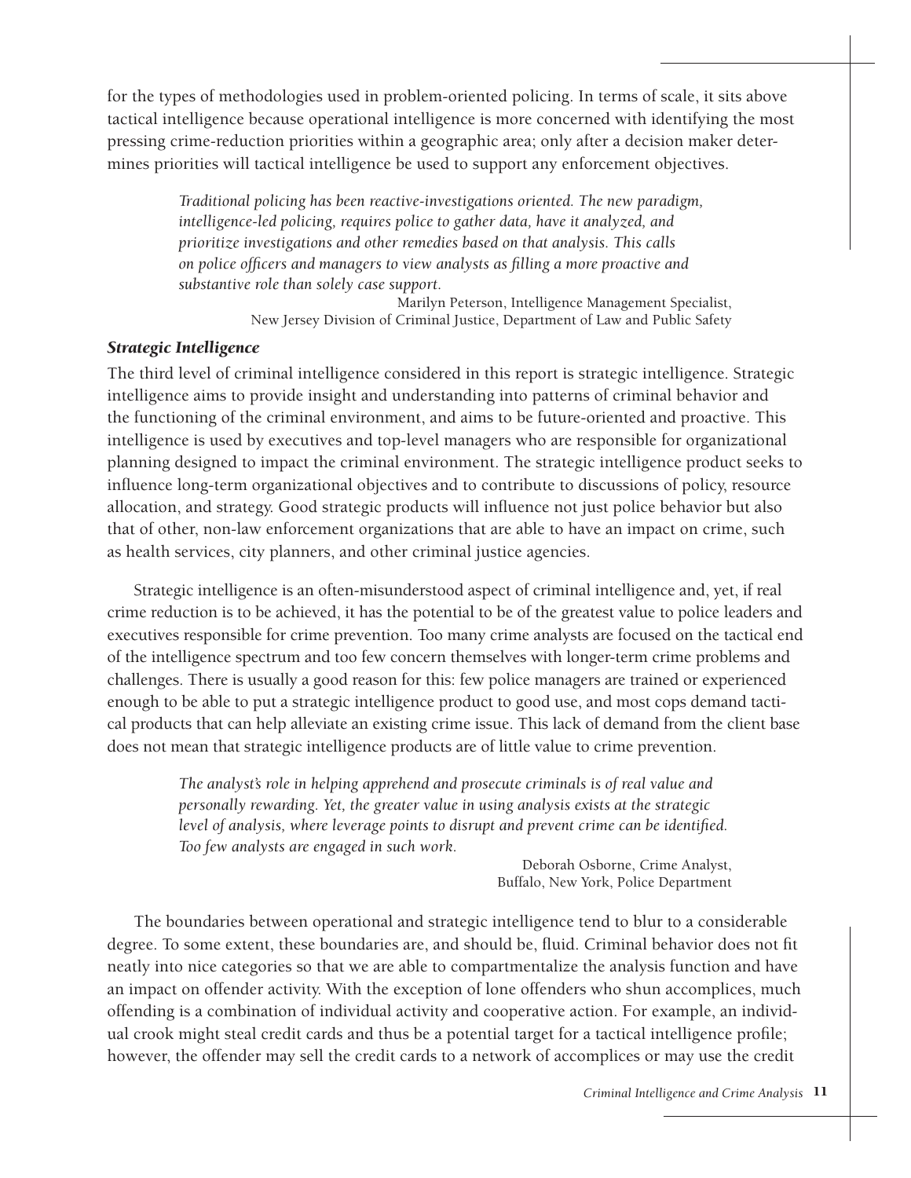for the types of methodologies used in problem-oriented policing. In terms of scale, it sits above tactical intelligence because operational intelligence is more concerned with identifying the most pressing crime-reduction priorities within a geographic area; only after a decision maker determines priorities will tactical intelligence be used to support any enforcement objectives.

> *Traditional policing has been reactive-investigations oriented. The new paradigm, intelligence-led policing, requires police to gather data, have it analyzed, and prioritize investigations and other remedies based on that analysis. This calls on police officers and managers to view analysts as filling a more proactive and substantive role than solely case support.*
>
> Marilyn Peterson, Intelligence Management Specialist, New Jersey Division of Criminal Justice, Department of Law and Public Safety

### *Strategic Intelligence*

The third level of criminal intelligence considered in this report is strategic intelligence. Strategic intelligence aims to provide insight and understanding into patterns of criminal behavior and the functioning of the criminal environment, and aims to be future-oriented and proactive. This intelligence is used by executives and top-level managers who are responsible for organizational planning designed to impact the criminal environment. The strategic intelligence product seeks to influence long-term organizational objectives and to contribute to discussions of policy, resource allocation, and strategy. Good strategic products will influence not just police behavior but also that of other, non-law enforcement organizations that are able to have an impact on crime, such as health services, city planners, and other criminal justice agencies.

Strategic intelligence is an often-misunderstood aspect of criminal intelligence and, yet, if real crime reduction is to be achieved, it has the potential to be of the greatest value to police leaders and executives responsible for crime prevention. Too many crime analysts are focused on the tactical end of the intelligence spectrum and too few concern themselves with longer-term crime problems and challenges. There is usually a good reason for this: few police managers are trained or experienced enough to be able to put a strategic intelligence product to good use, and most cops demand tactical products that can help alleviate an existing crime issue. This lack of demand from the client base does not mean that strategic intelligence products are of little value to crime prevention.

> *The analyst's role in helping apprehend and prosecute criminals is of real value and personally rewarding. Yet, the greater value in using analysis exists at the strategic level of analysis, where leverage points to disrupt and prevent crime can be identified. Too few analysts are engaged in such work.*
>
> Deborah Osborne, Crime Analyst, Buffalo, New York, Police Department

The boundaries between operational and strategic intelligence tend to blur to a considerable degree. To some extent, these boundaries are, and should be, fluid. Criminal behavior does not fit neatly into nice categories so that we are able to compartmentalize the analysis function and have an impact on offender activity. With the exception of lone offenders who shun accomplices, much offending is a combination of individual activity and cooperative action. For example, an individual crook might steal credit cards and thus be a potential target for a tactical intelligence profile; however, the offender may sell the credit cards to a network of accomplices or may use the credit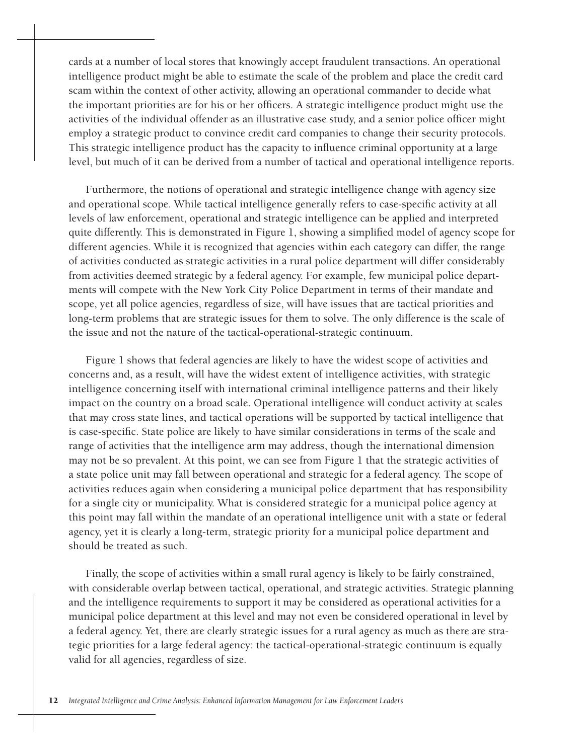cards at a number of local stores that knowingly accept fraudulent transactions. An operational intelligence product might be able to estimate the scale of the problem and place the credit card scam within the context of other activity, allowing an operational commander to decide what the important priorities are for his or her officers. A strategic intelligence product might use the activities of the individual offender as an illustrative case study, and a senior police officer might employ a strategic product to convince credit card companies to change their security protocols. This strategic intelligence product has the capacity to influence criminal opportunity at a large level, but much of it can be derived from a number of tactical and operational intelligence reports.

Furthermore, the notions of operational and strategic intelligence change with agency size and operational scope. While tactical intelligence generally refers to case-specific activity at all levels of law enforcement, operational and strategic intelligence can be applied and interpreted quite differently. This is demonstrated in Figure 1, showing a simplified model of agency scope for different agencies. While it is recognized that agencies within each category can differ, the range of activities conducted as strategic activities in a rural police department will differ considerably from activities deemed strategic by a federal agency. For example, few municipal police departments will compete with the New York City Police Department in terms of their mandate and scope, yet all police agencies, regardless of size, will have issues that are tactical priorities and long-term problems that are strategic issues for them to solve. The only difference is the scale of the issue and not the nature of the tactical-operational-strategic continuum.

Figure 1 shows that federal agencies are likely to have the widest scope of activities and concerns and, as a result, will have the widest extent of intelligence activities, with strategic intelligence concerning itself with international criminal intelligence patterns and their likely impact on the country on a broad scale. Operational intelligence will conduct activity at scales that may cross state lines, and tactical operations will be supported by tactical intelligence that is case-specific. State police are likely to have similar considerations in terms of the scale and range of activities that the intelligence arm may address, though the international dimension may not be so prevalent. At this point, we can see from Figure 1 that the strategic activities of a state police unit may fall between operational and strategic for a federal agency. The scope of activities reduces again when considering a municipal police department that has responsibility for a single city or municipality. What is considered strategic for a municipal police agency at this point may fall within the mandate of an operational intelligence unit with a state or federal agency, yet it is clearly a long-term, strategic priority for a municipal police department and should be treated as such.

Finally, the scope of activities within a small rural agency is likely to be fairly constrained, with considerable overlap between tactical, operational, and strategic activities. Strategic planning and the intelligence requirements to support it may be considered as operational activities for a municipal police department at this level and may not even be considered operational in level by a federal agency. Yet, there are clearly strategic issues for a rural agency as much as there are strategic priorities for a large federal agency: the tactical-operational-strategic continuum is equally valid for all agencies, regardless of size.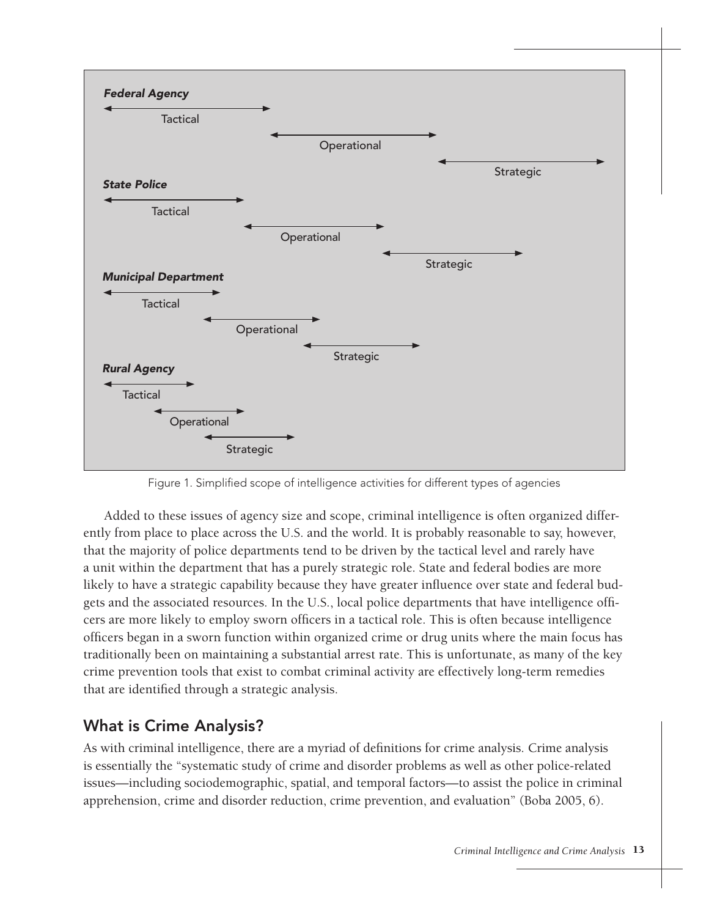***Federal Agency***

Tactical

Operational

Strategic

***State Police***

Tactical

Operational

Strategic

***Municipal Department***

Tactical

Operational

Strategic

***Rural Agency***

Tactical

Operational

Strategic

Figure 1. Simplified scope of intelligence activities for different types of agencies

Added to these issues of agency size and scope, criminal intelligence is often organized differently from place to place across the U.S. and the world. It is probably reasonable to say, however, that the majority of police departments tend to be driven by the tactical level and rarely have a unit within the department that has a purely strategic role. State and federal bodies are more likely to have a strategic capability because they have greater influence over state and federal budgets and the associated resources. In the U.S., local police departments that have intelligence officers are more likely to employ sworn officers in a tactical role. This is often because intelligence officers began in a sworn function within organized crime or drug units where the main focus has traditionally been on maintaining a substantial arrest rate. This is unfortunate, as many of the key crime prevention tools that exist to combat criminal activity are effectively long-term remedies that are identified through a strategic analysis.

## What is Crime Analysis?

As with criminal intelligence, there are a myriad of definitions for crime analysis. Crime analysis is essentially the "systematic study of crime and disorder problems as well as other police-related issues—including sociodemographic, spatial, and temporal factors—to assist the police in criminal apprehension, crime and disorder reduction, crime prevention, and evaluation" (Boba 2005, 6).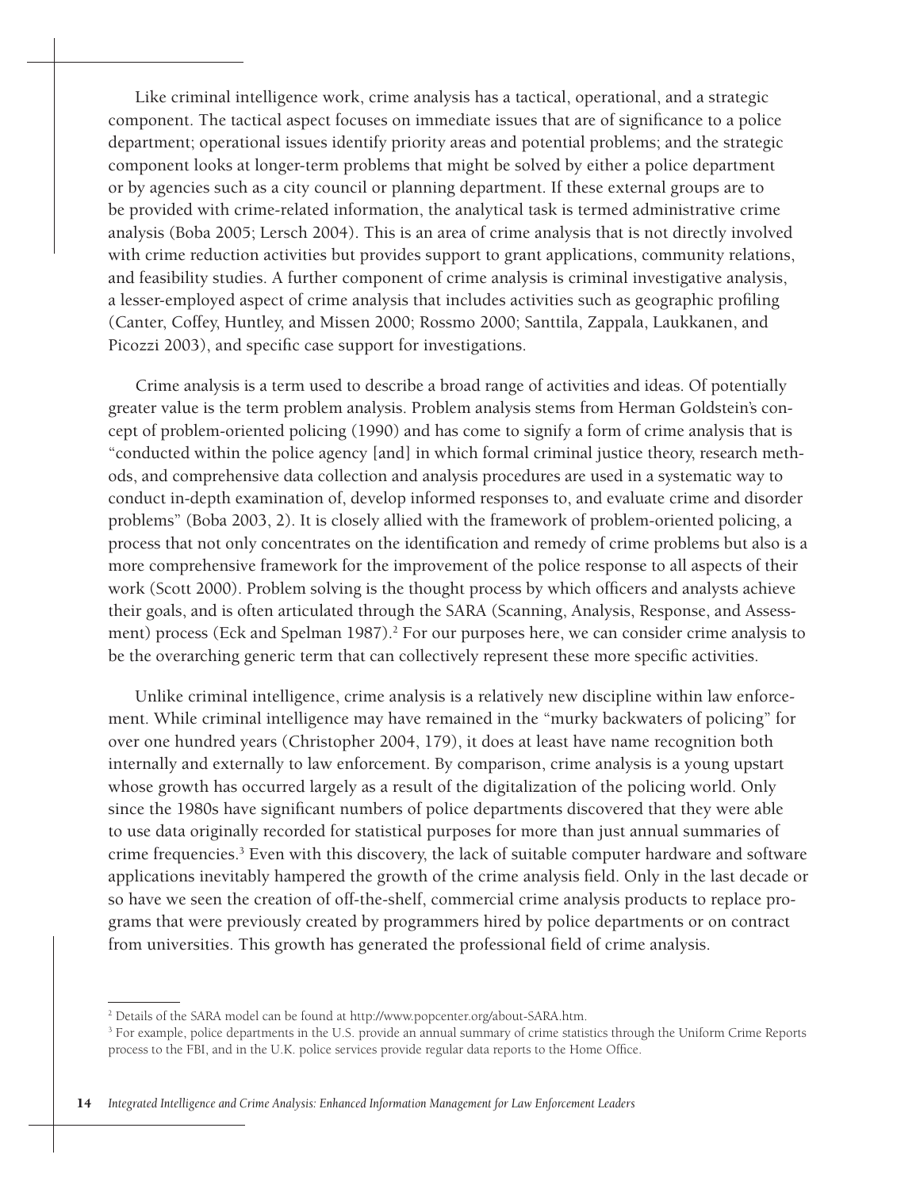Like criminal intelligence work, crime analysis has a tactical, operational, and a strategic component. The tactical aspect focuses on immediate issues that are of significance to a police department; operational issues identify priority areas and potential problems; and the strategic component looks at longer-term problems that might be solved by either a police department or by agencies such as a city council or planning department. If these external groups are to be provided with crime-related information, the analytical task is termed administrative crime analysis (Boba 2005; Lersch 2004). This is an area of crime analysis that is not directly involved with crime reduction activities but provides support to grant applications, community relations, and feasibility studies. A further component of crime analysis is criminal investigative analysis, a lesser-employed aspect of crime analysis that includes activities such as geographic profiling (Canter, Coffey, Huntley, and Missen 2000; Rossmo 2000; Santtila, Zappala, Laukkanen, and Picozzi 2003), and specific case support for investigations.

Crime analysis is a term used to describe a broad range of activities and ideas. Of potentially greater value is the term problem analysis. Problem analysis stems from Herman Goldstein's concept of problem-oriented policing (1990) and has come to signify a form of crime analysis that is "conducted within the police agency [and] in which formal criminal justice theory, research methods, and comprehensive data collection and analysis procedures are used in a systematic way to conduct in-depth examination of, develop informed responses to, and evaluate crime and disorder problems" (Boba 2003, 2). It is closely allied with the framework of problem-oriented policing, a process that not only concentrates on the identification and remedy of crime problems but also is a more comprehensive framework for the improvement of the police response to all aspects of their work (Scott 2000). Problem solving is the thought process by which officers and analysts achieve their goals, and is often articulated through the SARA (Scanning, Analysis, Response, and Assessment) process (Eck and Spelman 1987).[2] For our purposes here, we can consider crime analysis to be the overarching generic term that can collectively represent these more specific activities.

Unlike criminal intelligence, crime analysis is a relatively new discipline within law enforcement. While criminal intelligence may have remained in the "murky backwaters of policing" for over one hundred years (Christopher 2004, 179), it does at least have name recognition both internally and externally to law enforcement. By comparison, crime analysis is a young upstart whose growth has occurred largely as a result of the digitalization of the policing world. Only since the 1980s have significant numbers of police departments discovered that they were able to use data originally recorded for statistical purposes for more than just annual summaries of crime frequencies.[3] Even with this discovery, the lack of suitable computer hardware and software applications inevitably hampered the growth of the crime analysis field. Only in the last decade or so have we seen the creation of off-the-shelf, commercial crime analysis products to replace programs that were previously created by programmers hired by police departments or on contract from universities. This growth has generated the professional field of crime analysis.

---

[2] Details of the SARA model can be found at http://www.popcenter.org/about-SARA.htm.

[3] For example, police departments in the U.S. provide an annual summary of crime statistics through the Uniform Crime Reports process to the FBI, and in the U.K. police services provide regular data reports to the Home Office.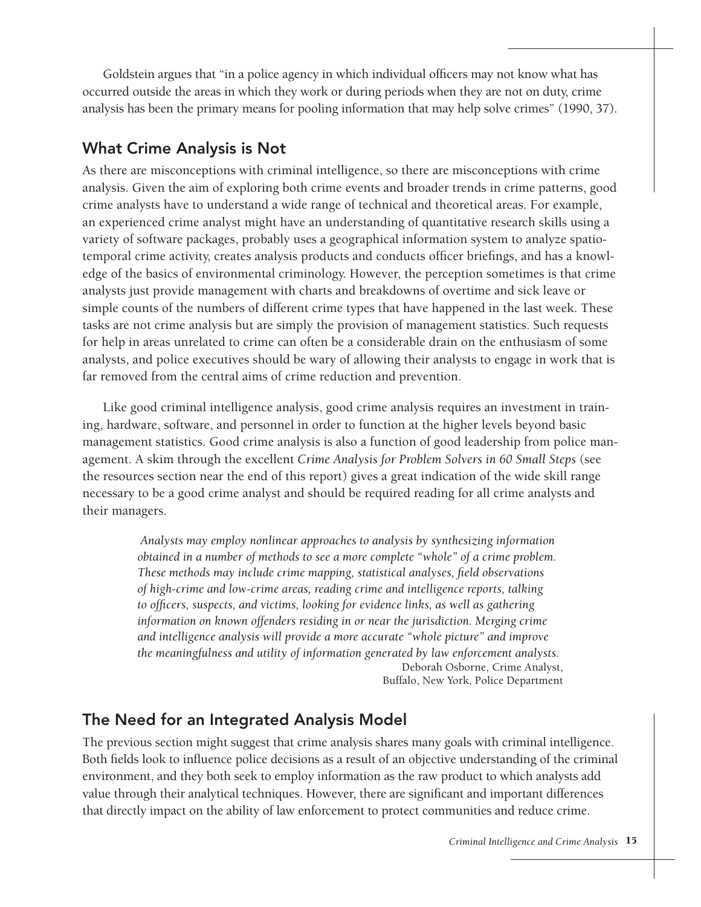Goldstein argues that "in a police agency in which individual officers may not know what has occurred outside the areas in which they work or during periods when they are not on duty, crime analysis has been the primary means for pooling information that may help solve crimes" (1990, 37).

## What Crime Analysis is Not

As there are misconceptions with criminal intelligence, so there are misconceptions with crime analysis. Given the aim of exploring both crime events and broader trends in crime patterns, good crime analysts have to understand a wide range of technical and theoretical areas. For example, an experienced crime analyst might have an understanding of quantitative research skills using a variety of software packages, probably uses a geographical information system to analyze spatio-temporal crime activity, creates analysis products and conducts officer briefings, and has a knowledge of the basics of environmental criminology. However, the perception sometimes is that crime analysts just provide management with charts and breakdowns of overtime and sick leave or simple counts of the numbers of different crime types that have happened in the last week. These tasks are not crime analysis but are simply the provision of management statistics. Such requests for help in areas unrelated to crime can often be a considerable drain on the enthusiasm of some analysts, and police executives should be wary of allowing their analysts to engage in work that is far removed from the central aims of crime reduction and prevention.

Like good criminal intelligence analysis, good crime analysis requires an investment in training, hardware, software, and personnel in order to function at the higher levels beyond basic management statistics. Good crime analysis is also a function of good leadership from police management. A skim through the excellent *Crime Analysis for Problem Solvers in 60 Small Steps* (see the resources section near the end of this report) gives a great indication of the wide skill range necessary to be a good crime analyst and should be required reading for all crime analysts and their managers.

> *Analysts may employ nonlinear approaches to analysis by synthesizing information obtained in a number of methods to see a more complete "whole" of a crime problem. These methods may include crime mapping, statistical analyses, field observations of high-crime and low-crime areas, reading crime and intelligence reports, talking to officers, suspects, and victims, looking for evidence links, as well as gathering information on known offenders residing in or near the jurisdiction. Merging crime and intelligence analysis will provide a more accurate "whole picture" and improve the meaningfulness and utility of information generated by law enforcement analysts.*
>
> Deborah Osborne, Crime Analyst,
> Buffalo, New York, Police Department

## The Need for an Integrated Analysis Model

The previous section might suggest that crime analysis shares many goals with criminal intelligence. Both fields look to influence police decisions as a result of an objective understanding of the criminal environment, and they both seek to employ information as the raw product to which analysts add value through their analytical techniques. However, there are significant and important differences that directly impact on the ability of law enforcement to protect communities and reduce crime.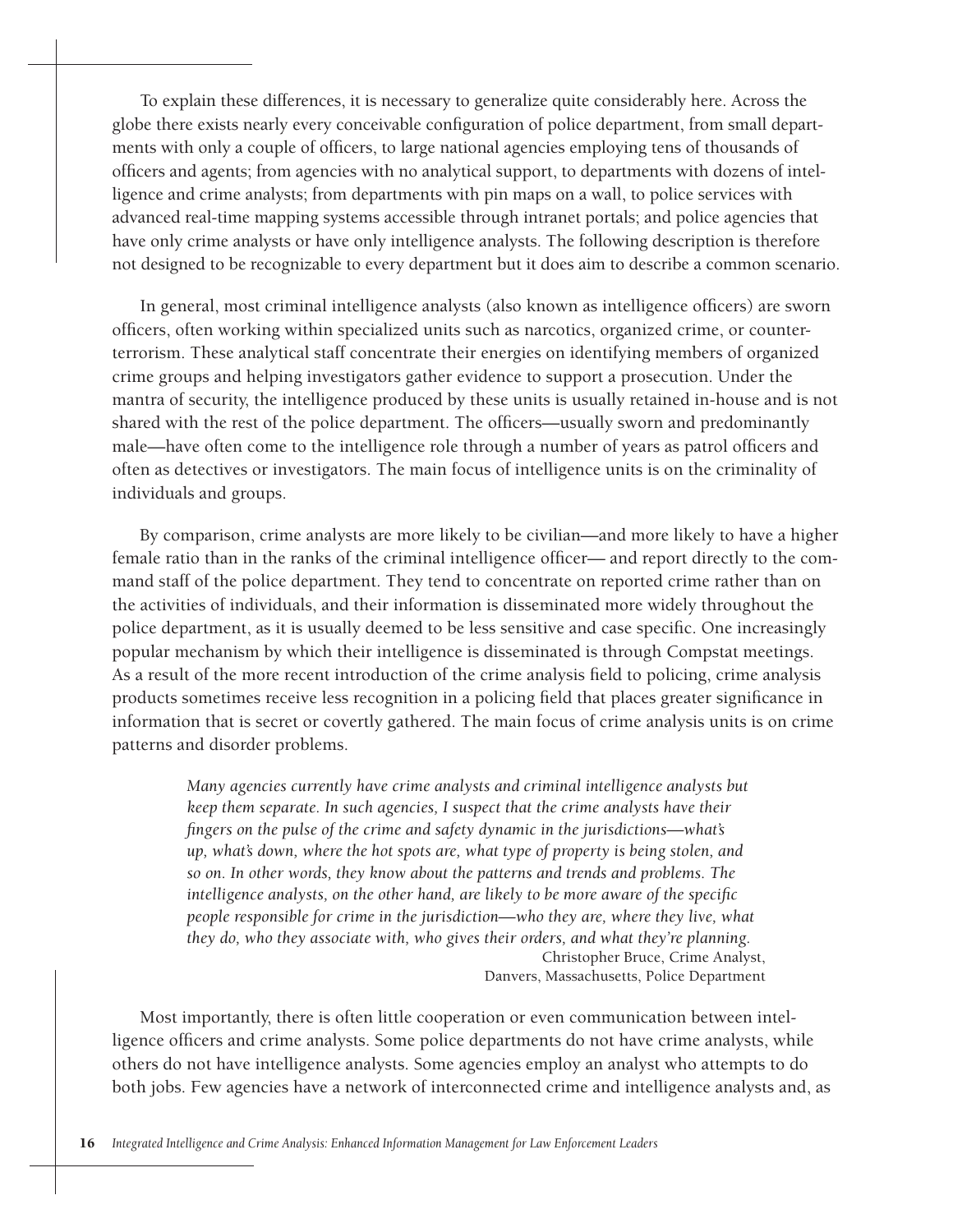To explain these differences, it is necessary to generalize quite considerably here. Across the globe there exists nearly every conceivable configuration of police department, from small departments with only a couple of officers, to large national agencies employing tens of thousands of officers and agents; from agencies with no analytical support, to departments with dozens of intelligence and crime analysts; from departments with pin maps on a wall, to police services with advanced real-time mapping systems accessible through intranet portals; and police agencies that have only crime analysts or have only intelligence analysts. The following description is therefore not designed to be recognizable to every department but it does aim to describe a common scenario.

In general, most criminal intelligence analysts (also known as intelligence officers) are sworn officers, often working within specialized units such as narcotics, organized crime, or counterterrorism. These analytical staff concentrate their energies on identifying members of organized crime groups and helping investigators gather evidence to support a prosecution. Under the mantra of security, the intelligence produced by these units is usually retained in-house and is not shared with the rest of the police department. The officers—usually sworn and predominantly male—have often come to the intelligence role through a number of years as patrol officers and often as detectives or investigators. The main focus of intelligence units is on the criminality of individuals and groups.

By comparison, crime analysts are more likely to be civilian—and more likely to have a higher female ratio than in the ranks of the criminal intelligence officer— and report directly to the command staff of the police department. They tend to concentrate on reported crime rather than on the activities of individuals, and their information is disseminated more widely throughout the police department, as it is usually deemed to be less sensitive and case specific. One increasingly popular mechanism by which their intelligence is disseminated is through Compstat meetings. As a result of the more recent introduction of the crime analysis field to policing, crime analysis products sometimes receive less recognition in a policing field that places greater significance in information that is secret or covertly gathered. The main focus of crime analysis units is on crime patterns and disorder problems.

> *Many agencies currently have crime analysts and criminal intelligence analysts but keep them separate. In such agencies, I suspect that the crime analysts have their fingers on the pulse of the crime and safety dynamic in the jurisdictions—what's up, what's down, where the hot spots are, what type of property is being stolen, and so on. In other words, they know about the patterns and trends and problems. The intelligence analysts, on the other hand, are likely to be more aware of the specific people responsible for crime in the jurisdiction—who they are, where they live, what they do, who they associate with, who gives their orders, and what they're planning.*
>
> Christopher Bruce, Crime Analyst,
> Danvers, Massachusetts, Police Department

Most importantly, there is often little cooperation or even communication between intelligence officers and crime analysts. Some police departments do not have crime analysts, while others do not have intelligence analysts. Some agencies employ an analyst who attempts to do both jobs. Few agencies have a network of interconnected crime and intelligence analysts and, as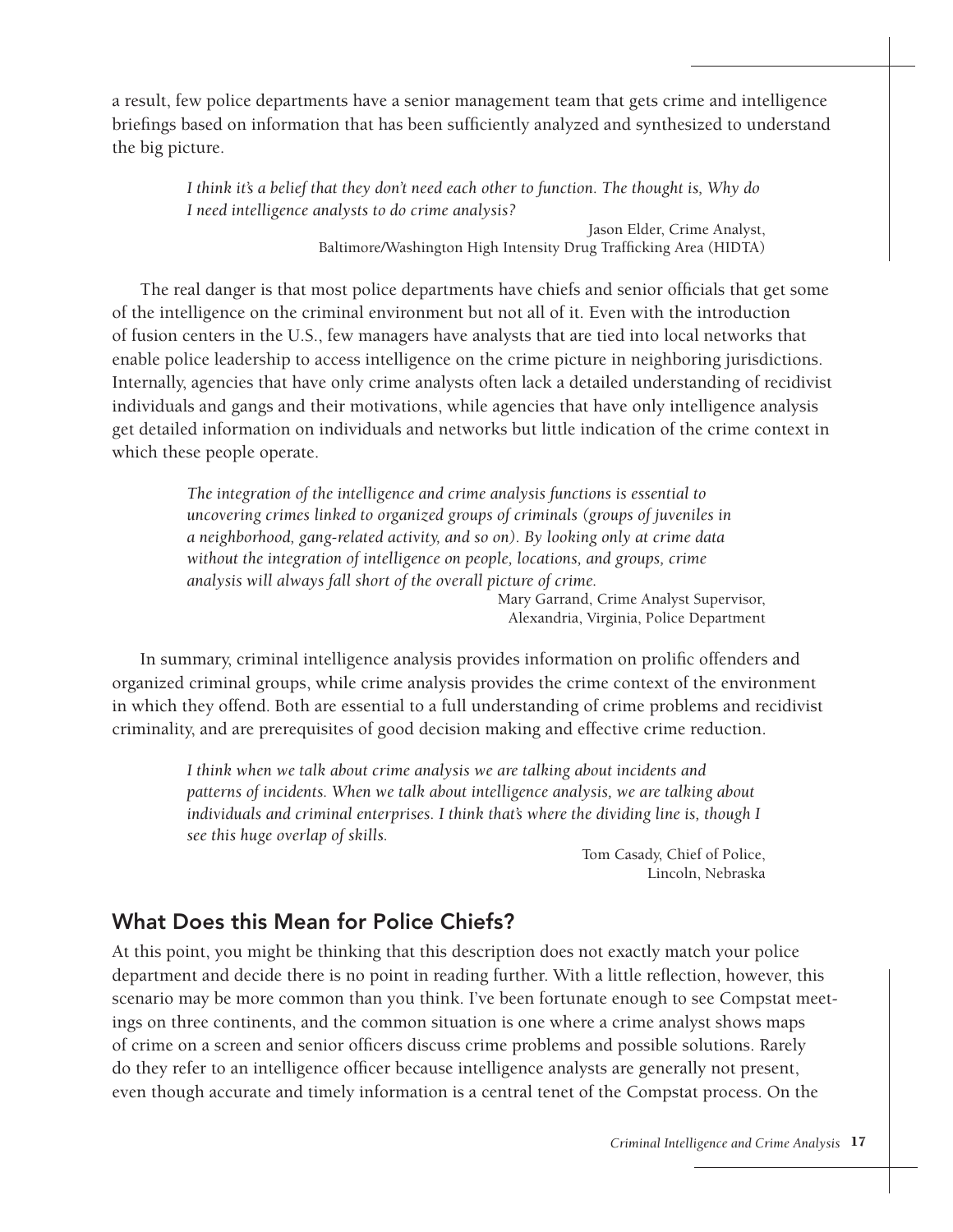a result, few police departments have a senior management team that gets crime and intelligence briefings based on information that has been sufficiently analyzed and synthesized to understand the big picture.

> *I think it's a belief that they don't need each other to function. The thought is, Why do I need intelligence analysts to do crime analysis?*
>
> Jason Elder, Crime Analyst,
> Baltimore/Washington High Intensity Drug Trafficking Area (HIDTA)

The real danger is that most police departments have chiefs and senior officials that get some of the intelligence on the criminal environment but not all of it. Even with the introduction of fusion centers in the U.S., few managers have analysts that are tied into local networks that enable police leadership to access intelligence on the crime picture in neighboring jurisdictions. Internally, agencies that have only crime analysts often lack a detailed understanding of recidivist individuals and gangs and their motivations, while agencies that have only intelligence analysis get detailed information on individuals and networks but little indication of the crime context in which these people operate.

> *The integration of the intelligence and crime analysis functions is essential to uncovering crimes linked to organized groups of criminals (groups of juveniles in a neighborhood, gang-related activity, and so on). By looking only at crime data without the integration of intelligence on people, locations, and groups, crime analysis will always fall short of the overall picture of crime.*
>
> Mary Garrand, Crime Analyst Supervisor,
> Alexandria, Virginia, Police Department

In summary, criminal intelligence analysis provides information on prolific offenders and organized criminal groups, while crime analysis provides the crime context of the environment in which they offend. Both are essential to a full understanding of crime problems and recidivist criminality, and are prerequisites of good decision making and effective crime reduction.

> *I think when we talk about crime analysis we are talking about incidents and patterns of incidents. When we talk about intelligence analysis, we are talking about individuals and criminal enterprises. I think that's where the dividing line is, though I see this huge overlap of skills.*
>
> Tom Casady, Chief of Police,
> Lincoln, Nebraska

## What Does this Mean for Police Chiefs?

At this point, you might be thinking that this description does not exactly match your police department and decide there is no point in reading further. With a little reflection, however, this scenario may be more common than you think. I've been fortunate enough to see Compstat meetings on three continents, and the common situation is one where a crime analyst shows maps of crime on a screen and senior officers discuss crime problems and possible solutions. Rarely do they refer to an intelligence officer because intelligence analysts are generally not present, even though accurate and timely information is a central tenet of the Compstat process. On the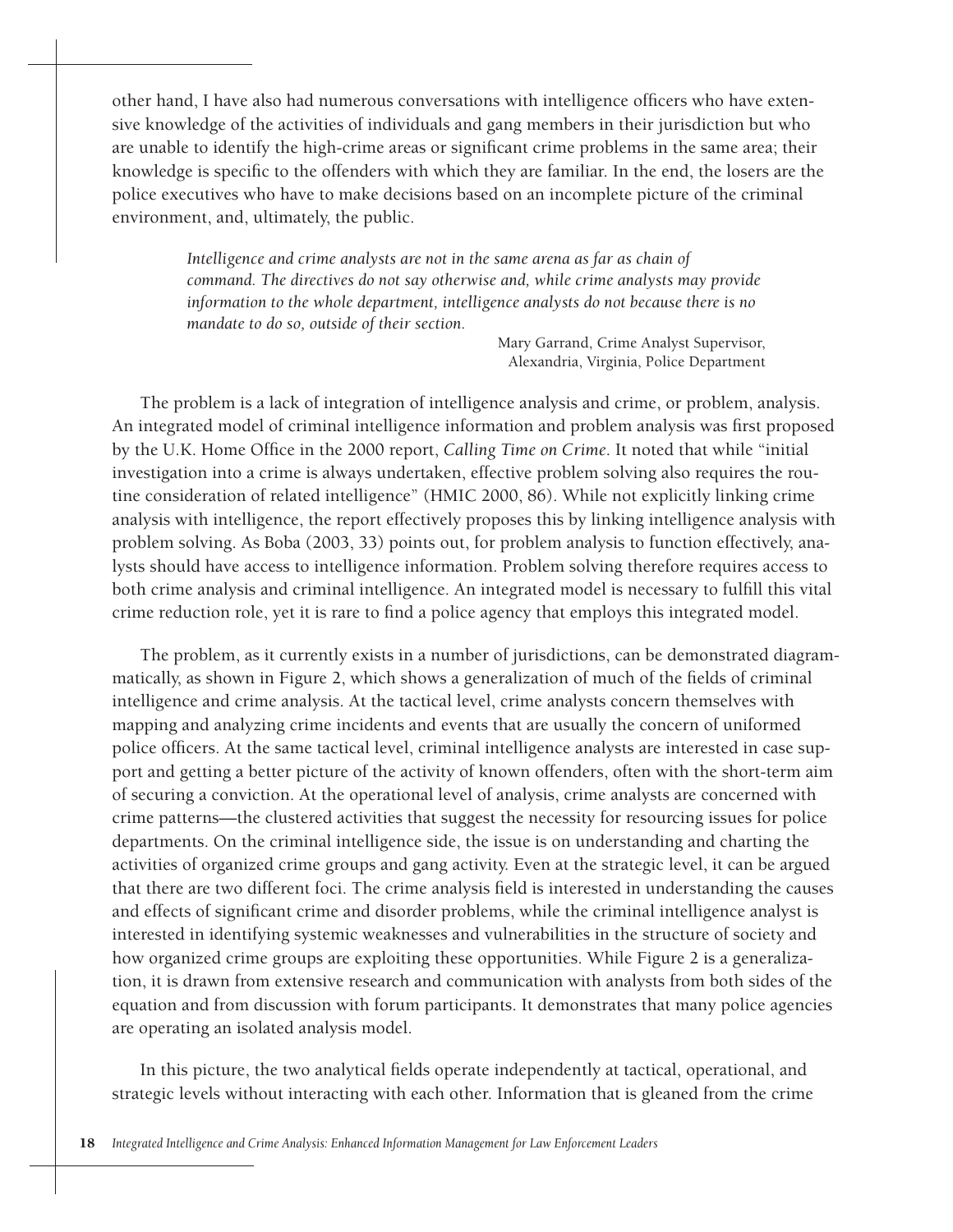other hand, I have also had numerous conversations with intelligence officers who have extensive knowledge of the activities of individuals and gang members in their jurisdiction but who are unable to identify the high-crime areas or significant crime problems in the same area; their knowledge is specific to the offenders with which they are familiar. In the end, the losers are the police executives who have to make decisions based on an incomplete picture of the criminal environment, and, ultimately, the public.

> *Intelligence and crime analysts are not in the same arena as far as chain of command. The directives do not say otherwise and, while crime analysts may provide information to the whole department, intelligence analysts do not because there is no mandate to do so, outside of their section.*
>
> Mary Garrand, Crime Analyst Supervisor, Alexandria, Virginia, Police Department

The problem is a lack of integration of intelligence analysis and crime, or problem, analysis. An integrated model of criminal intelligence information and problem analysis was first proposed by the U.K. Home Office in the 2000 report, *Calling Time on Crime*. It noted that while "initial investigation into a crime is always undertaken, effective problem solving also requires the routine consideration of related intelligence" (HMIC 2000, 86). While not explicitly linking crime analysis with intelligence, the report effectively proposes this by linking intelligence analysis with problem solving. As Boba (2003, 33) points out, for problem analysis to function effectively, analysts should have access to intelligence information. Problem solving therefore requires access to both crime analysis and criminal intelligence. An integrated model is necessary to fulfill this vital crime reduction role, yet it is rare to find a police agency that employs this integrated model.

The problem, as it currently exists in a number of jurisdictions, can be demonstrated diagrammatically, as shown in Figure 2, which shows a generalization of much of the fields of criminal intelligence and crime analysis. At the tactical level, crime analysts concern themselves with mapping and analyzing crime incidents and events that are usually the concern of uniformed police officers. At the same tactical level, criminal intelligence analysts are interested in case support and getting a better picture of the activity of known offenders, often with the short-term aim of securing a conviction. At the operational level of analysis, crime analysts are concerned with crime patterns—the clustered activities that suggest the necessity for resourcing issues for police departments. On the criminal intelligence side, the issue is on understanding and charting the activities of organized crime groups and gang activity. Even at the strategic level, it can be argued that there are two different foci. The crime analysis field is interested in understanding the causes and effects of significant crime and disorder problems, while the criminal intelligence analyst is interested in identifying systemic weaknesses and vulnerabilities in the structure of society and how organized crime groups are exploiting these opportunities. While Figure 2 is a generalization, it is drawn from extensive research and communication with analysts from both sides of the equation and from discussion with forum participants. It demonstrates that many police agencies are operating an isolated analysis model.

In this picture, the two analytical fields operate independently at tactical, operational, and strategic levels without interacting with each other. Information that is gleaned from the crime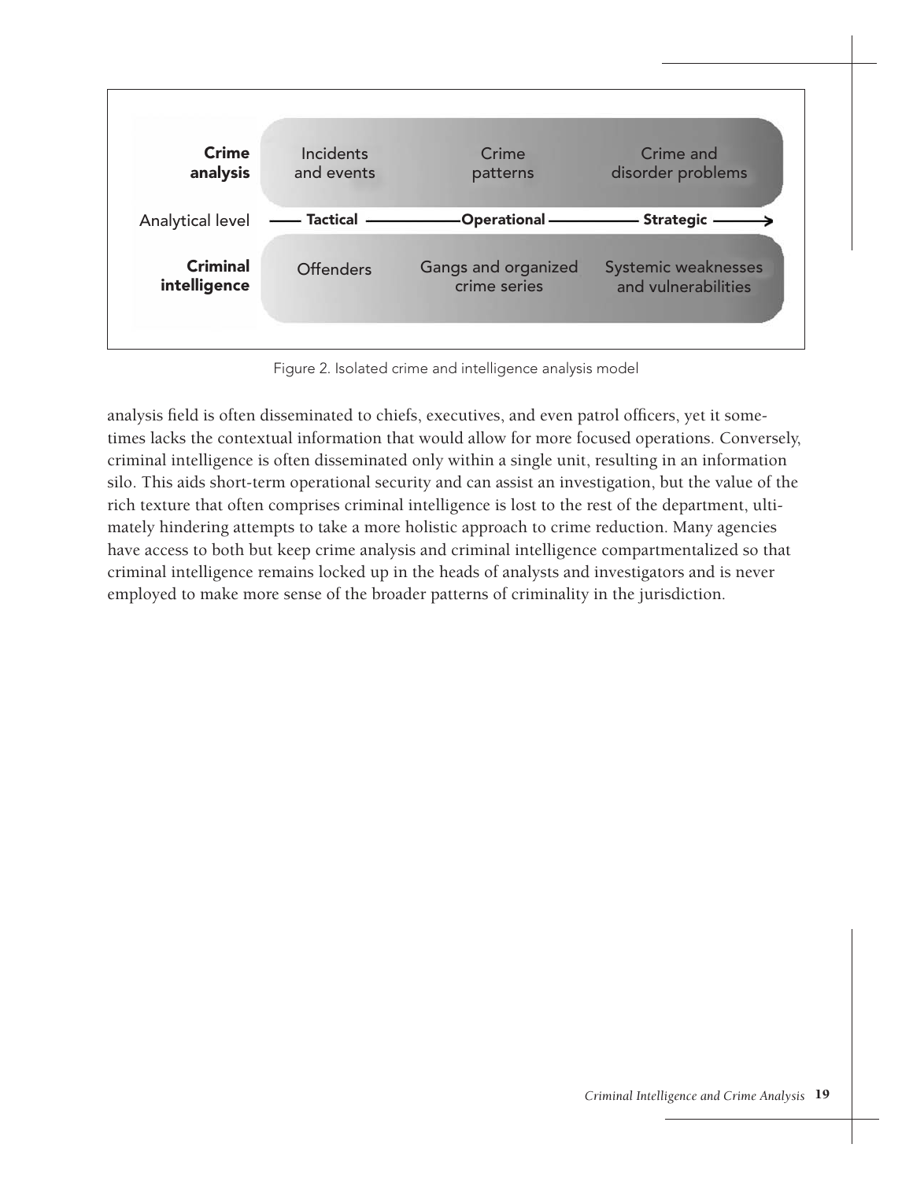| | | | |
|---|---|---|---|
| **Crime analysis** | Incidents and events | Crime patterns | Crime and disorder problems |
| Analytical level | **Tactical** | **Operational** | **Strategic** |
| **Criminal intelligence** | Offenders | Gangs and organized crime series | Systemic weaknesses and vulnerabilities |

Figure 2. Isolated crime and intelligence analysis model

analysis field is often disseminated to chiefs, executives, and even patrol officers, yet it sometimes lacks the contextual information that would allow for more focused operations. Conversely, criminal intelligence is often disseminated only within a single unit, resulting in an information silo. This aids short-term operational security and can assist an investigation, but the value of the rich texture that often comprises criminal intelligence is lost to the rest of the department, ultimately hindering attempts to take a more holistic approach to crime reduction. Many agencies have access to both but keep crime analysis and criminal intelligence compartmentalized so that criminal intelligence remains locked up in the heads of analysts and investigators and is never employed to make more sense of the broader patterns of criminality in the jurisdiction.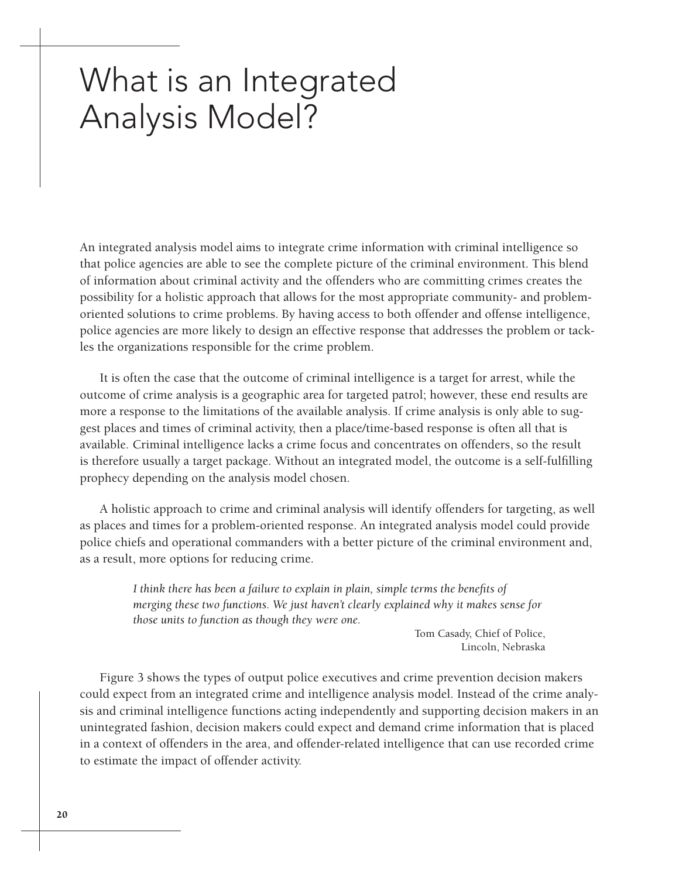# What is an Integrated Analysis Model?

An integrated analysis model aims to integrate crime information with criminal intelligence so that police agencies are able to see the complete picture of the criminal environment. This blend of information about criminal activity and the offenders who are committing crimes creates the possibility for a holistic approach that allows for the most appropriate community- and problem-oriented solutions to crime problems. By having access to both offender and offense intelligence, police agencies are more likely to design an effective response that addresses the problem or tackles the organizations responsible for the crime problem.

It is often the case that the outcome of criminal intelligence is a target for arrest, while the outcome of crime analysis is a geographic area for targeted patrol; however, these end results are more a response to the limitations of the available analysis. If crime analysis is only able to suggest places and times of criminal activity, then a place/time-based response is often all that is available. Criminal intelligence lacks a crime focus and concentrates on offenders, so the result is therefore usually a target package. Without an integrated model, the outcome is a self-fulfilling prophecy depending on the analysis model chosen.

A holistic approach to crime and criminal analysis will identify offenders for targeting, as well as places and times for a problem-oriented response. An integrated analysis model could provide police chiefs and operational commanders with a better picture of the criminal environment and, as a result, more options for reducing crime.

> *I think there has been a failure to explain in plain, simple terms the benefits of merging these two functions. We just haven't clearly explained why it makes sense for those units to function as though they were one.*
>
> Tom Casady, Chief of Police, Lincoln, Nebraska

Figure 3 shows the types of output police executives and crime prevention decision makers could expect from an integrated crime and intelligence analysis model. Instead of the crime analysis and criminal intelligence functions acting independently and supporting decision makers in an unintegrated fashion, decision makers could expect and demand crime information that is placed in a context of offenders in the area, and offender-related intelligence that can use recorded crime to estimate the impact of offender activity.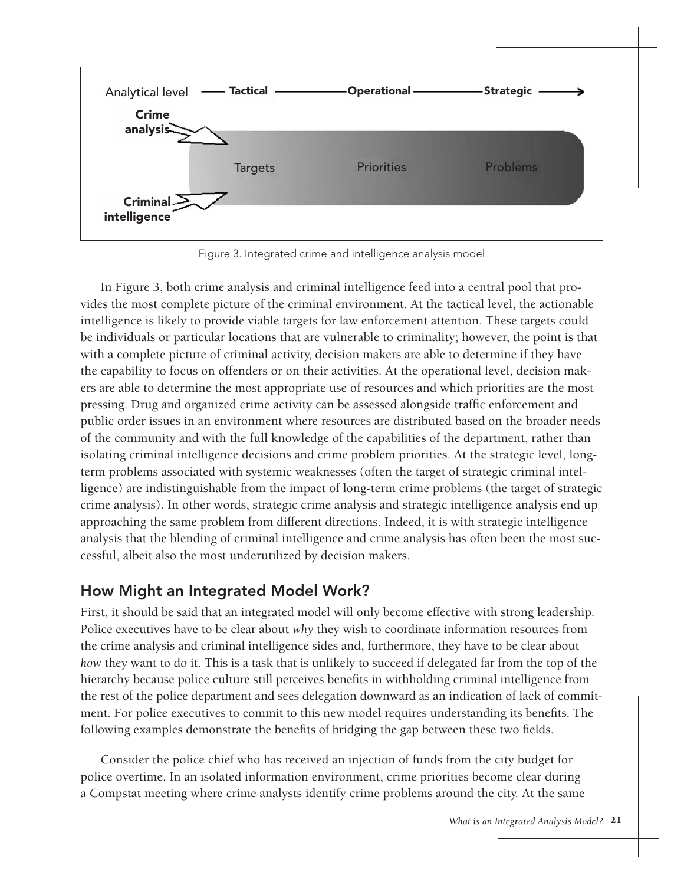Analytical level —— Tactical —————— Operational —————— Strategic ——→

Crime analysis

Criminal intelligence

Targets Priorities Problems

Figure 3. Integrated crime and intelligence analysis model

In Figure 3, both crime analysis and criminal intelligence feed into a central pool that provides the most complete picture of the criminal environment. At the tactical level, the actionable intelligence is likely to provide viable targets for law enforcement attention. These targets could be individuals or particular locations that are vulnerable to criminality; however, the point is that with a complete picture of criminal activity, decision makers are able to determine if they have the capability to focus on offenders or on their activities. At the operational level, decision makers are able to determine the most appropriate use of resources and which priorities are the most pressing. Drug and organized crime activity can be assessed alongside traffic enforcement and public order issues in an environment where resources are distributed based on the broader needs of the community and with the full knowledge of the capabilities of the department, rather than isolating criminal intelligence decisions and crime problem priorities. At the strategic level, long-term problems associated with systemic weaknesses (often the target of strategic criminal intelligence) are indistinguishable from the impact of long-term crime problems (the target of strategic crime analysis). In other words, strategic crime analysis and strategic intelligence analysis end up approaching the same problem from different directions. Indeed, it is with strategic intelligence analysis that the blending of criminal intelligence and crime analysis has often been the most successful, albeit also the most underutilized by decision makers.

## How Might an Integrated Model Work?

First, it should be said that an integrated model will only become effective with strong leadership. Police executives have to be clear about *why* they wish to coordinate information resources from the crime analysis and criminal intelligence sides and, furthermore, they have to be clear about *how* they want to do it. This is a task that is unlikely to succeed if delegated far from the top of the hierarchy because police culture still perceives benefits in withholding criminal intelligence from the rest of the police department and sees delegation downward as an indication of lack of commitment. For police executives to commit to this new model requires understanding its benefits. The following examples demonstrate the benefits of bridging the gap between these two fields.

Consider the police chief who has received an injection of funds from the city budget for police overtime. In an isolated information environment, crime priorities become clear during a Compstat meeting where crime analysts identify crime problems around the city. At the same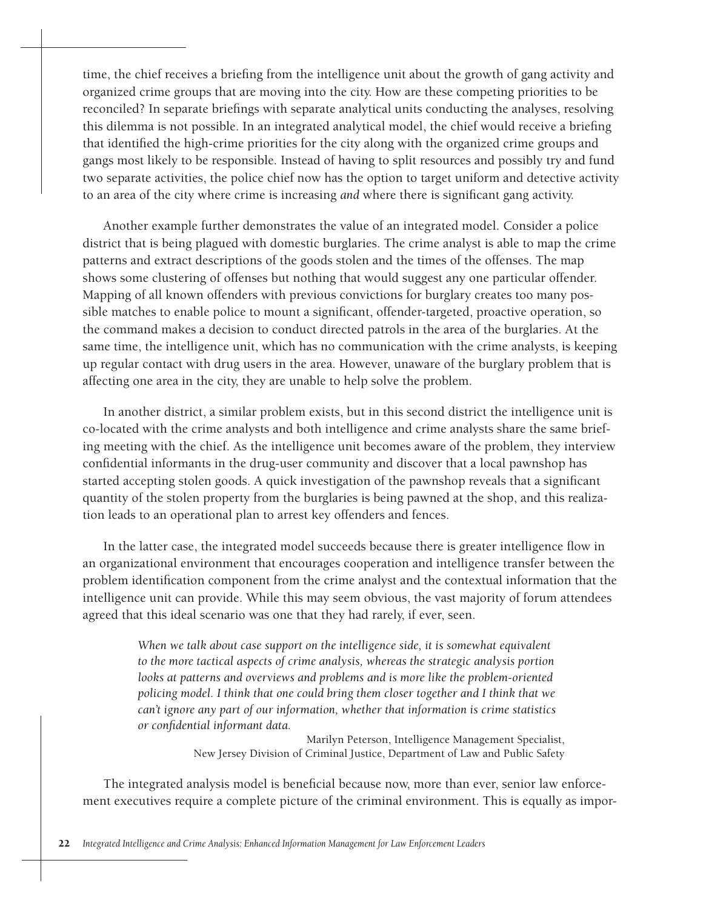time, the chief receives a briefing from the intelligence unit about the growth of gang activity and organized crime groups that are moving into the city. How are these competing priorities to be reconciled? In separate briefings with separate analytical units conducting the analyses, resolving this dilemma is not possible. In an integrated analytical model, the chief would receive a briefing that identified the high-crime priorities for the city along with the organized crime groups and gangs most likely to be responsible. Instead of having to split resources and possibly try and fund two separate activities, the police chief now has the option to target uniform and detective activity to an area of the city where crime is increasing *and* where there is significant gang activity.

Another example further demonstrates the value of an integrated model. Consider a police district that is being plagued with domestic burglaries. The crime analyst is able to map the crime patterns and extract descriptions of the goods stolen and the times of the offenses. The map shows some clustering of offenses but nothing that would suggest any one particular offender. Mapping of all known offenders with previous convictions for burglary creates too many possible matches to enable police to mount a significant, offender-targeted, proactive operation, so the command makes a decision to conduct directed patrols in the area of the burglaries. At the same time, the intelligence unit, which has no communication with the crime analysts, is keeping up regular contact with drug users in the area. However, unaware of the burglary problem that is affecting one area in the city, they are unable to help solve the problem.

In another district, a similar problem exists, but in this second district the intelligence unit is co-located with the crime analysts and both intelligence and crime analysts share the same briefing meeting with the chief. As the intelligence unit becomes aware of the problem, they interview confidential informants in the drug-user community and discover that a local pawnshop has started accepting stolen goods. A quick investigation of the pawnshop reveals that a significant quantity of the stolen property from the burglaries is being pawned at the shop, and this realization leads to an operational plan to arrest key offenders and fences.

In the latter case, the integrated model succeeds because there is greater intelligence flow in an organizational environment that encourages cooperation and intelligence transfer between the problem identification component from the crime analyst and the contextual information that the intelligence unit can provide. While this may seem obvious, the vast majority of forum attendees agreed that this ideal scenario was one that they had rarely, if ever, seen.

> *When we talk about case support on the intelligence side, it is somewhat equivalent to the more tactical aspects of crime analysis, whereas the strategic analysis portion looks at patterns and overviews and problems and is more like the problem-oriented policing model. I think that one could bring them closer together and I think that we can't ignore any part of our information, whether that information is crime statistics or confidential informant data.*
>
> Marilyn Peterson, Intelligence Management Specialist,
> New Jersey Division of Criminal Justice, Department of Law and Public Safety

The integrated analysis model is beneficial because now, more than ever, senior law enforcement executives require a complete picture of the criminal environment. This is equally as impor-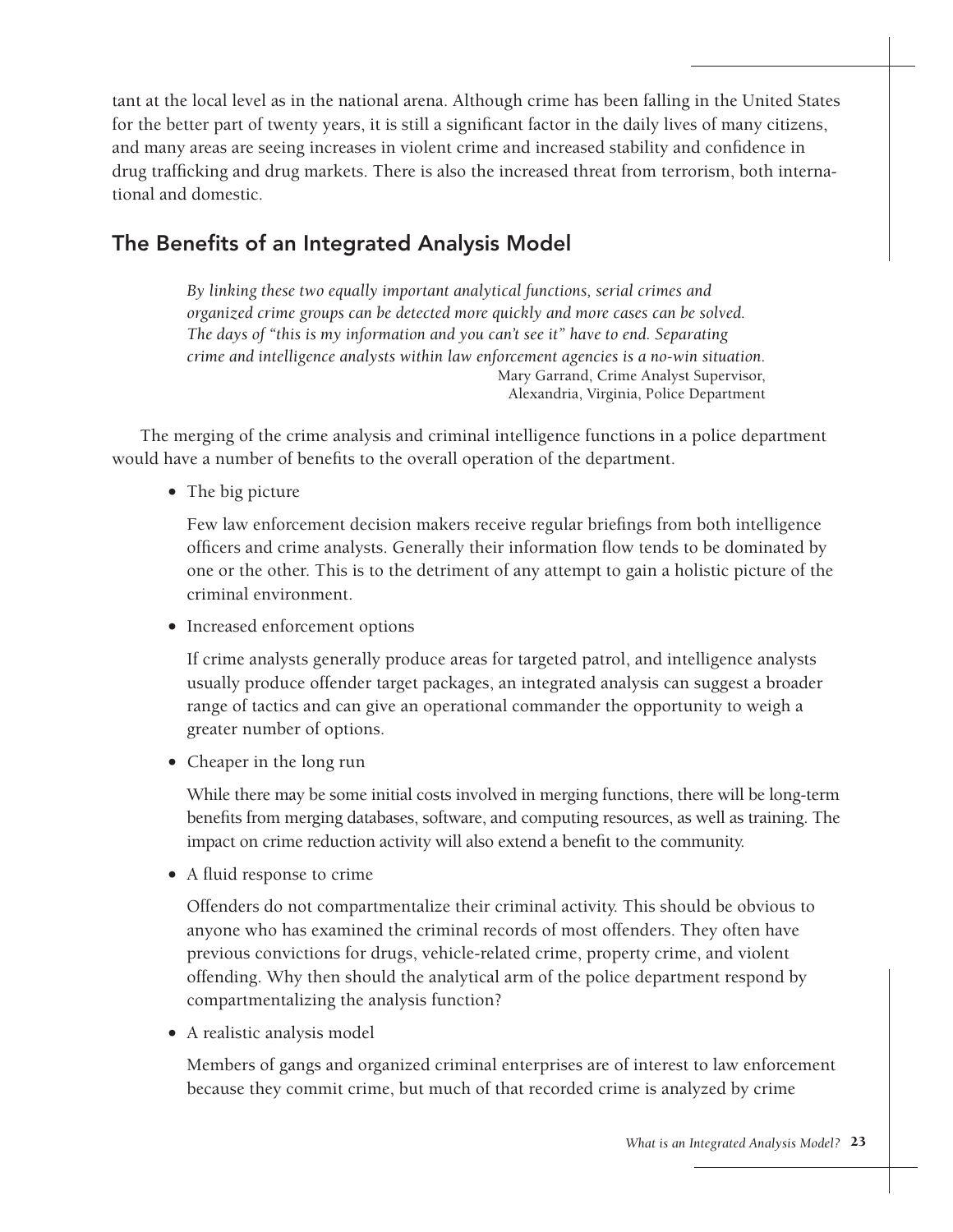tant at the local level as in the national arena. Although crime has been falling in the United States for the better part of twenty years, it is still a significant factor in the daily lives of many citizens, and many areas are seeing increases in violent crime and increased stability and confidence in drug trafficking and drug markets. There is also the increased threat from terrorism, both international and domestic.

## The Benefits of an Integrated Analysis Model

> *By linking these two equally important analytical functions, serial crimes and organized crime groups can be detected more quickly and more cases can be solved. The days of "this is my information and you can't see it" have to end. Separating crime and intelligence analysts within law enforcement agencies is a no-win situation.*
>
> Mary Garrand, Crime Analyst Supervisor, Alexandria, Virginia, Police Department

The merging of the crime analysis and criminal intelligence functions in a police department would have a number of benefits to the overall operation of the department.

- The big picture

  Few law enforcement decision makers receive regular briefings from both intelligence officers and crime analysts. Generally their information flow tends to be dominated by one or the other. This is to the detriment of any attempt to gain a holistic picture of the criminal environment.

- Increased enforcement options

  If crime analysts generally produce areas for targeted patrol, and intelligence analysts usually produce offender target packages, an integrated analysis can suggest a broader range of tactics and can give an operational commander the opportunity to weigh a greater number of options.

- Cheaper in the long run

  While there may be some initial costs involved in merging functions, there will be long-term benefits from merging databases, software, and computing resources, as well as training. The impact on crime reduction activity will also extend a benefit to the community.

- A fluid response to crime

  Offenders do not compartmentalize their criminal activity. This should be obvious to anyone who has examined the criminal records of most offenders. They often have previous convictions for drugs, vehicle-related crime, property crime, and violent offending. Why then should the analytical arm of the police department respond by compartmentalizing the analysis function?

- A realistic analysis model

  Members of gangs and organized criminal enterprises are of interest to law enforcement because they commit crime, but much of that recorded crime is analyzed by crime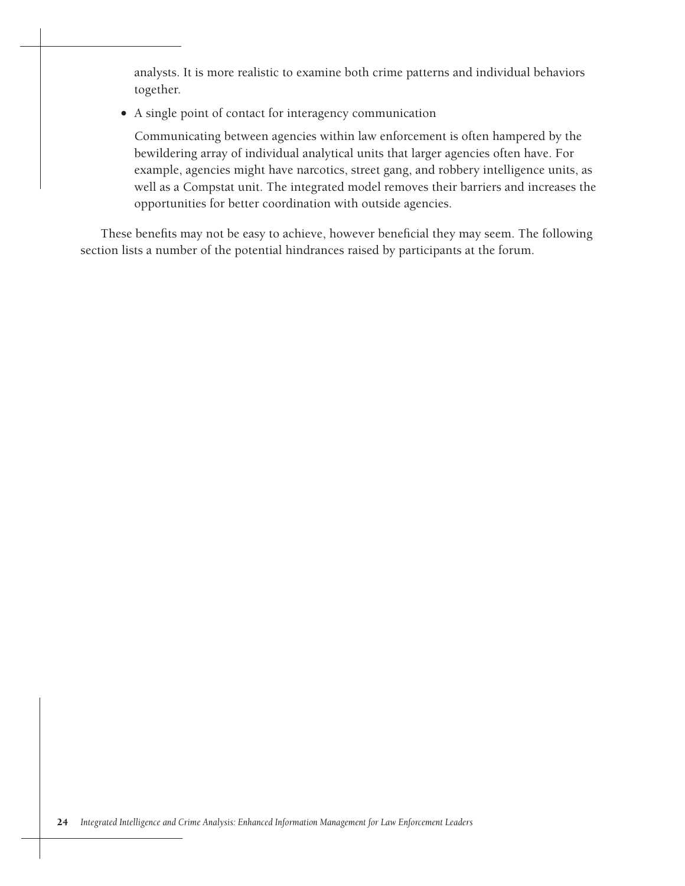analysts. It is more realistic to examine both crime patterns and individual behaviors together.

- A single point of contact for interagency communication

  Communicating between agencies within law enforcement is often hampered by the bewildering array of individual analytical units that larger agencies often have. For example, agencies might have narcotics, street gang, and robbery intelligence units, as well as a Compstat unit. The integrated model removes their barriers and increases the opportunities for better coordination with outside agencies.

These benefits may not be easy to achieve, however beneficial they may seem. The following section lists a number of the potential hindrances raised by participants at the forum.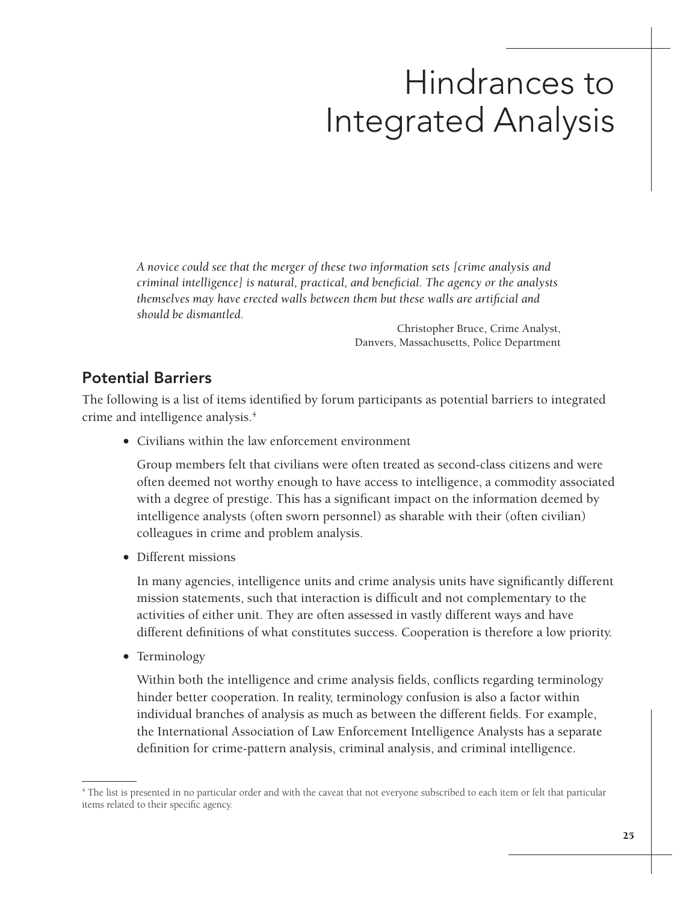# Hindrances to Integrated Analysis

*A novice could see that the merger of these two information sets [crime analysis and criminal intelligence] is natural, practical, and beneficial. The agency or the analysts themselves may have erected walls between them but these walls are artificial and should be dismantled.*

Christopher Bruce, Crime Analyst,
Danvers, Massachusetts, Police Department

## Potential Barriers

The following is a list of items identified by forum participants as potential barriers to integrated crime and intelligence analysis.[4]

- Civilians within the law enforcement environment

  Group members felt that civilians were often treated as second-class citizens and were often deemed not worthy enough to have access to intelligence, a commodity associated with a degree of prestige. This has a significant impact on the information deemed by intelligence analysts (often sworn personnel) as sharable with their (often civilian) colleagues in crime and problem analysis.

- Different missions

  In many agencies, intelligence units and crime analysis units have significantly different mission statements, such that interaction is difficult and not complementary to the activities of either unit. They are often assessed in vastly different ways and have different definitions of what constitutes success. Cooperation is therefore a low priority.

- Terminology

  Within both the intelligence and crime analysis fields, conflicts regarding terminology hinder better cooperation. In reality, terminology confusion is also a factor within individual branches of analysis as much as between the different fields. For example, the International Association of Law Enforcement Intelligence Analysts has a separate definition for crime-pattern analysis, criminal analysis, and criminal intelligence.

[4] The list is presented in no particular order and with the caveat that not everyone subscribed to each item or felt that particular items related to their specific agency.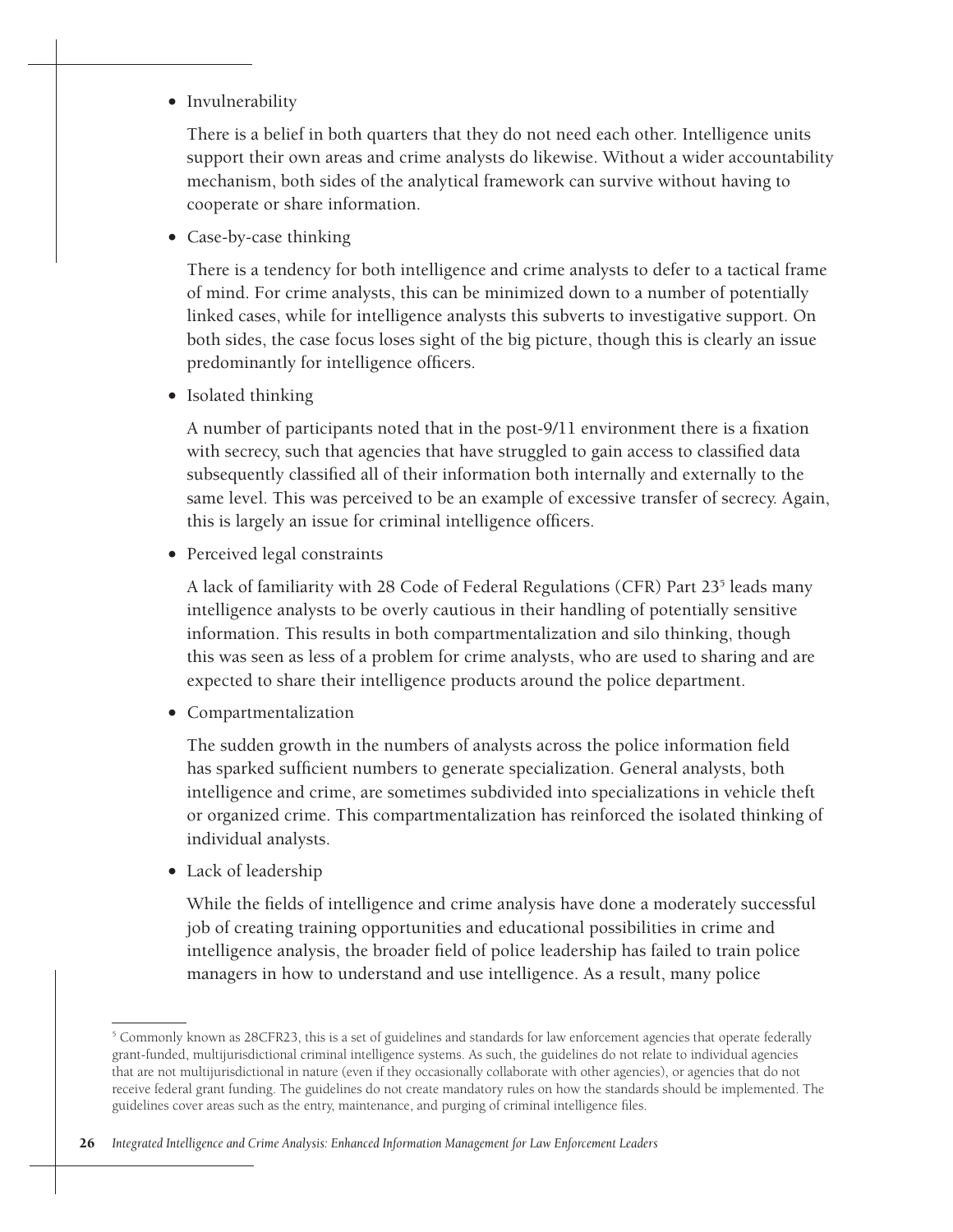- Invulnerability

  There is a belief in both quarters that they do not need each other. Intelligence units support their own areas and crime analysts do likewise. Without a wider accountability mechanism, both sides of the analytical framework can survive without having to cooperate or share information.

- Case-by-case thinking

  There is a tendency for both intelligence and crime analysts to defer to a tactical frame of mind. For crime analysts, this can be minimized down to a number of potentially linked cases, while for intelligence analysts this subverts to investigative support. On both sides, the case focus loses sight of the big picture, though this is clearly an issue predominantly for intelligence officers.

- Isolated thinking

  A number of participants noted that in the post-9/11 environment there is a fixation with secrecy, such that agencies that have struggled to gain access to classified data subsequently classified all of their information both internally and externally to the same level. This was perceived to be an example of excessive transfer of secrecy. Again, this is largely an issue for criminal intelligence officers.

- Perceived legal constraints

  A lack of familiarity with 28 Code of Federal Regulations (CFR) Part 23[5] leads many intelligence analysts to be overly cautious in their handling of potentially sensitive information. This results in both compartmentalization and silo thinking, though this was seen as less of a problem for crime analysts, who are used to sharing and are expected to share their intelligence products around the police department.

- Compartmentalization

  The sudden growth in the numbers of analysts across the police information field has sparked sufficient numbers to generate specialization. General analysts, both intelligence and crime, are sometimes subdivided into specializations in vehicle theft or organized crime. This compartmentalization has reinforced the isolated thinking of individual analysts.

- Lack of leadership

  While the fields of intelligence and crime analysis have done a moderately successful job of creating training opportunities and educational possibilities in crime and intelligence analysis, the broader field of police leadership has failed to train police managers in how to understand and use intelligence. As a result, many police

---

[5] Commonly known as 28CFR23, this is a set of guidelines and standards for law enforcement agencies that operate federally grant-funded, multijurisdictional criminal intelligence systems. As such, the guidelines do not relate to individual agencies that are not multijurisdictional in nature (even if they occasionally collaborate with other agencies), or agencies that do not receive federal grant funding. The guidelines do not create mandatory rules on how the standards should be implemented. The guidelines cover areas such as the entry, maintenance, and purging of criminal intelligence files.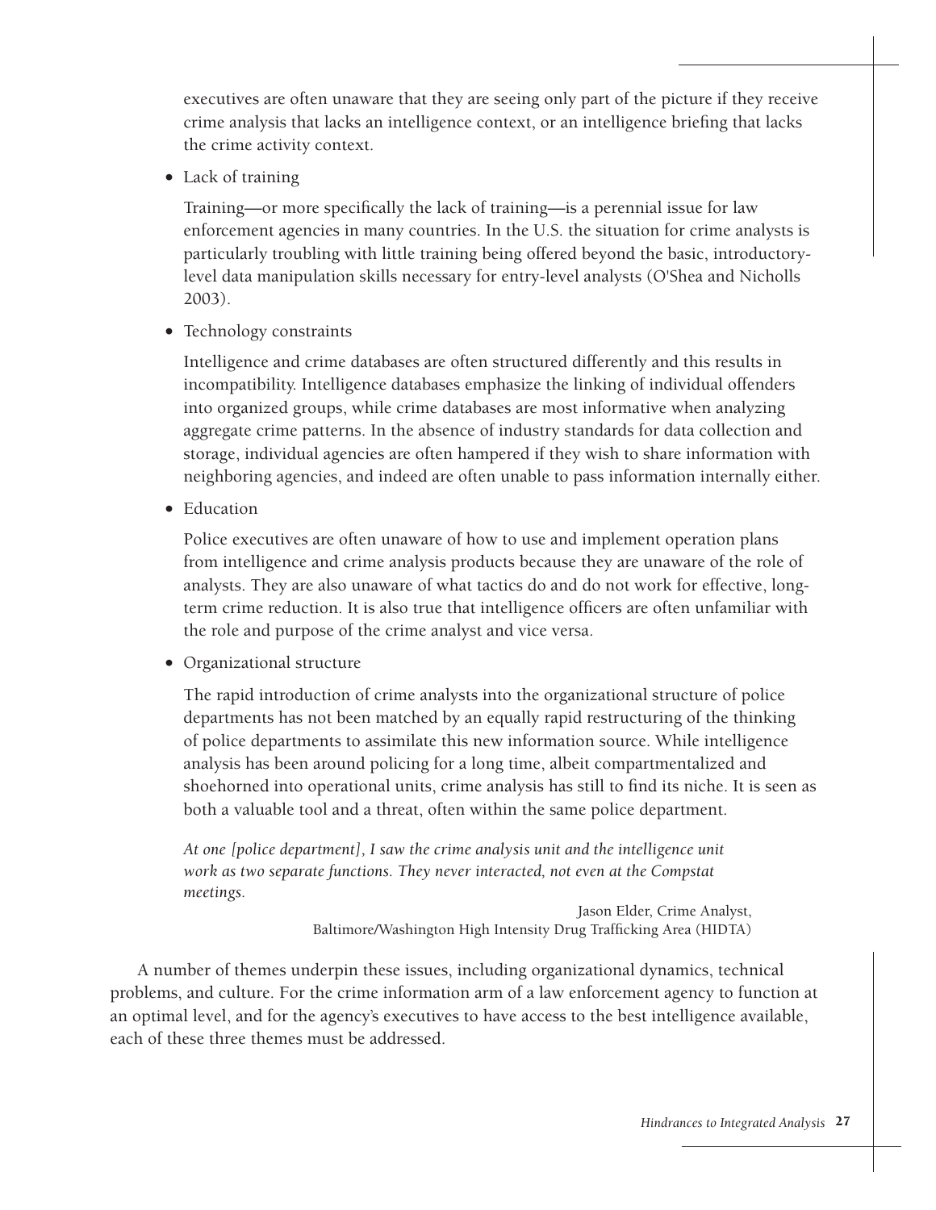executives are often unaware that they are seeing only part of the picture if they receive crime analysis that lacks an intelligence context, or an intelligence briefing that lacks the crime activity context.

- Lack of training

  Training—or more specifically the lack of training—is a perennial issue for law enforcement agencies in many countries. In the U.S. the situation for crime analysts is particularly troubling with little training being offered beyond the basic, introductory-level data manipulation skills necessary for entry-level analysts (O'Shea and Nicholls 2003).

- Technology constraints

  Intelligence and crime databases are often structured differently and this results in incompatibility. Intelligence databases emphasize the linking of individual offenders into organized groups, while crime databases are most informative when analyzing aggregate crime patterns. In the absence of industry standards for data collection and storage, individual agencies are often hampered if they wish to share information with neighboring agencies, and indeed are often unable to pass information internally either.

- Education

  Police executives are often unaware of how to use and implement operation plans from intelligence and crime analysis products because they are unaware of the role of analysts. They are also unaware of what tactics do and do not work for effective, long-term crime reduction. It is also true that intelligence officers are often unfamiliar with the role and purpose of the crime analyst and vice versa.

- Organizational structure

  The rapid introduction of crime analysts into the organizational structure of police departments has not been matched by an equally rapid restructuring of the thinking of police departments to assimilate this new information source. While intelligence analysis has been around policing for a long time, albeit compartmentalized and shoehorned into operational units, crime analysis has still to find its niche. It is seen as both a valuable tool and a threat, often within the same police department.

  *At one [police department], I saw the crime analysis unit and the intelligence unit work as two separate functions. They never interacted, not even at the Compstat meetings.*

  Jason Elder, Crime Analyst,
  Baltimore/Washington High Intensity Drug Trafficking Area (HIDTA)

A number of themes underpin these issues, including organizational dynamics, technical problems, and culture. For the crime information arm of a law enforcement agency to function at an optimal level, and for the agency's executives to have access to the best intelligence available, each of these three themes must be addressed.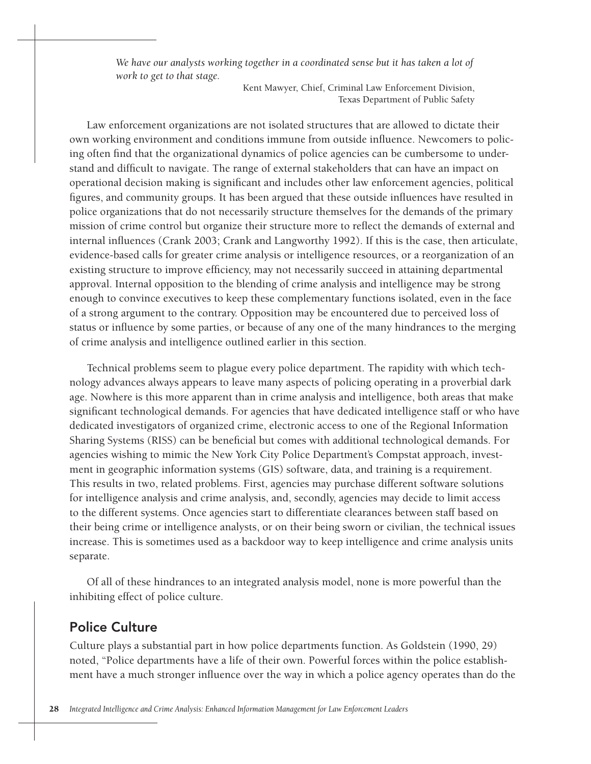*We have our analysts working together in a coordinated sense but it has taken a lot of work to get to that stage.*

Kent Mawyer, Chief, Criminal Law Enforcement Division, Texas Department of Public Safety

Law enforcement organizations are not isolated structures that are allowed to dictate their own working environment and conditions immune from outside influence. Newcomers to policing often find that the organizational dynamics of police agencies can be cumbersome to understand and difficult to navigate. The range of external stakeholders that can have an impact on operational decision making is significant and includes other law enforcement agencies, political figures, and community groups. It has been argued that these outside influences have resulted in police organizations that do not necessarily structure themselves for the demands of the primary mission of crime control but organize their structure more to reflect the demands of external and internal influences (Crank 2003; Crank and Langworthy 1992). If this is the case, then articulate, evidence-based calls for greater crime analysis or intelligence resources, or a reorganization of an existing structure to improve efficiency, may not necessarily succeed in attaining departmental approval. Internal opposition to the blending of crime analysis and intelligence may be strong enough to convince executives to keep these complementary functions isolated, even in the face of a strong argument to the contrary. Opposition may be encountered due to perceived loss of status or influence by some parties, or because of any one of the many hindrances to the merging of crime analysis and intelligence outlined earlier in this section.

Technical problems seem to plague every police department. The rapidity with which technology advances always appears to leave many aspects of policing operating in a proverbial dark age. Nowhere is this more apparent than in crime analysis and intelligence, both areas that make significant technological demands. For agencies that have dedicated intelligence staff or who have dedicated investigators of organized crime, electronic access to one of the Regional Information Sharing Systems (RISS) can be beneficial but comes with additional technological demands. For agencies wishing to mimic the New York City Police Department's Compstat approach, investment in geographic information systems (GIS) software, data, and training is a requirement. This results in two, related problems. First, agencies may purchase different software solutions for intelligence analysis and crime analysis, and, secondly, agencies may decide to limit access to the different systems. Once agencies start to differentiate clearances between staff based on their being crime or intelligence analysts, or on their being sworn or civilian, the technical issues increase. This is sometimes used as a backdoor way to keep intelligence and crime analysis units separate.

Of all of these hindrances to an integrated analysis model, none is more powerful than the inhibiting effect of police culture.

## Police Culture

Culture plays a substantial part in how police departments function. As Goldstein (1990, 29) noted, "Police departments have a life of their own. Powerful forces within the police establishment have a much stronger influence over the way in which a police agency operates than do the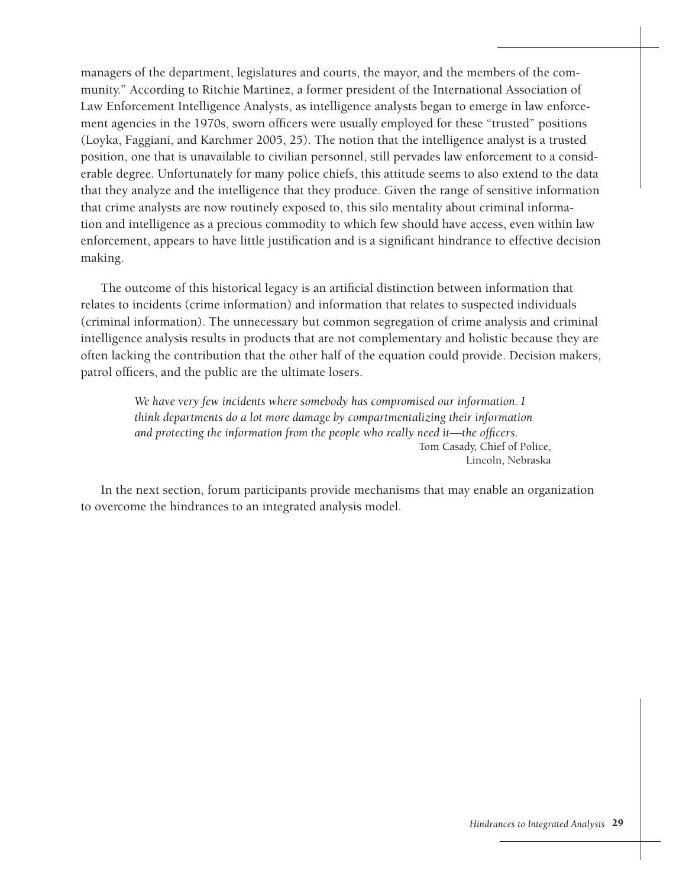managers of the department, legislatures and courts, the mayor, and the members of the community." According to Ritchie Martinez, a former president of the International Association of Law Enforcement Intelligence Analysts, as intelligence analysts began to emerge in law enforcement agencies in the 1970s, sworn officers were usually employed for these "trusted" positions (Loyka, Faggiani, and Karchmer 2005, 25). The notion that the intelligence analyst is a trusted position, one that is unavailable to civilian personnel, still pervades law enforcement to a considerable degree. Unfortunately for many police chiefs, this attitude seems to also extend to the data that they analyze and the intelligence that they produce. Given the range of sensitive information that crime analysts are now routinely exposed to, this silo mentality about criminal information and intelligence as a precious commodity to which few should have access, even within law enforcement, appears to have little justification and is a significant hindrance to effective decision making.

The outcome of this historical legacy is an artificial distinction between information that relates to incidents (crime information) and information that relates to suspected individuals (criminal information). The unnecessary but common segregation of crime analysis and criminal intelligence analysis results in products that are not complementary and holistic because they are often lacking the contribution that the other half of the equation could provide. Decision makers, patrol officers, and the public are the ultimate losers.

> *We have very few incidents where somebody has compromised our information. I think departments do a lot more damage by compartmentalizing their information and protecting the information from the people who really need it—the officers.*
>
> Tom Casady, Chief of Police, Lincoln, Nebraska

In the next section, forum participants provide mechanisms that may enable an organization to overcome the hindrances to an integrated analysis model.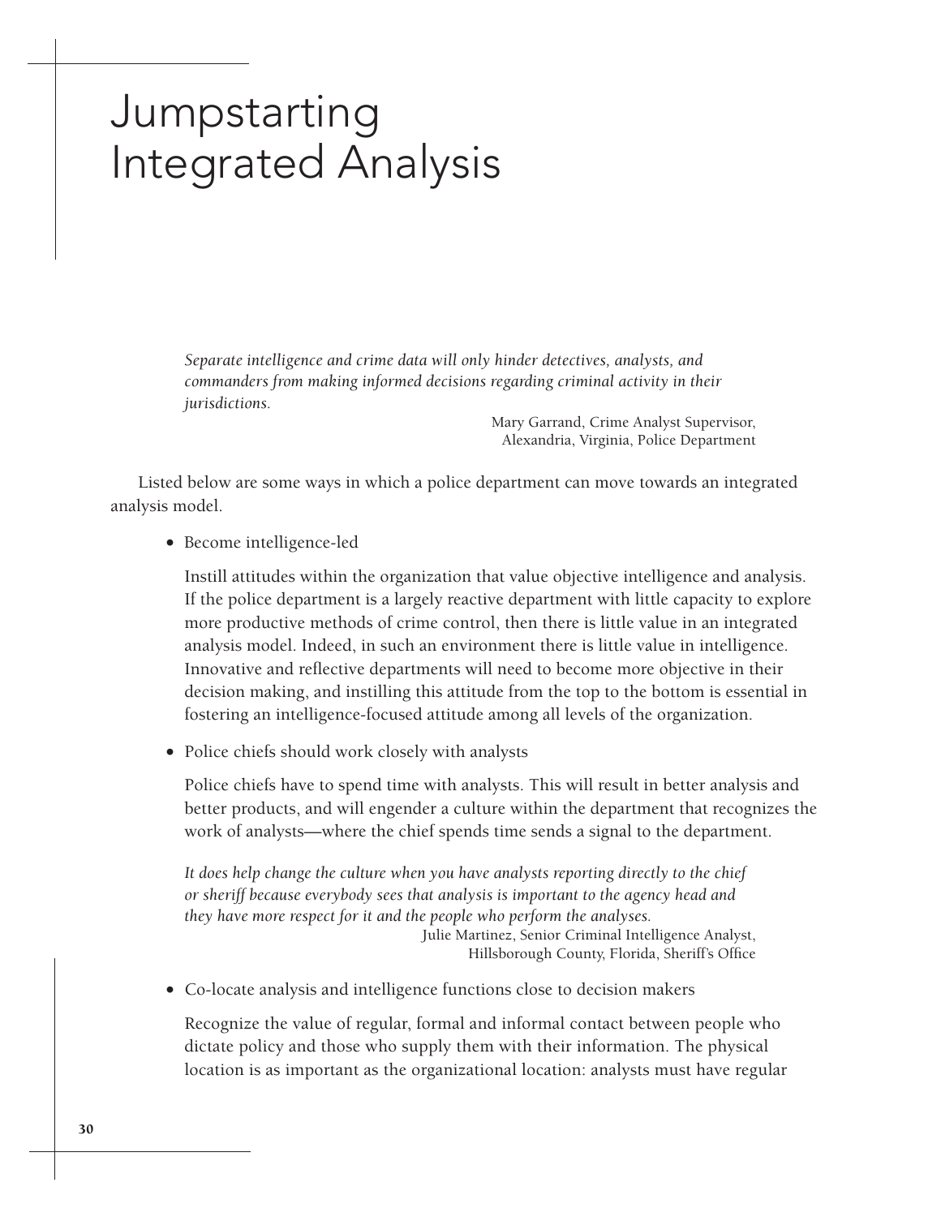# Jumpstarting Integrated Analysis

*Separate intelligence and crime data will only hinder detectives, analysts, and commanders from making informed decisions regarding criminal activity in their jurisdictions.*

Mary Garrand, Crime Analyst Supervisor,
Alexandria, Virginia, Police Department

Listed below are some ways in which a police department can move towards an integrated analysis model.

- Become intelligence-led

  Instill attitudes within the organization that value objective intelligence and analysis. If the police department is a largely reactive department with little capacity to explore more productive methods of crime control, then there is little value in an integrated analysis model. Indeed, in such an environment there is little value in intelligence. Innovative and reflective departments will need to become more objective in their decision making, and instilling this attitude from the top to the bottom is essential in fostering an intelligence-focused attitude among all levels of the organization.

- Police chiefs should work closely with analysts

  Police chiefs have to spend time with analysts. This will result in better analysis and better products, and will engender a culture within the department that recognizes the work of analysts—where the chief spends time sends a signal to the department.

  *It does help change the culture when you have analysts reporting directly to the chief or sheriff because everybody sees that analysis is important to the agency head and they have more respect for it and the people who perform the analyses.*

  Julie Martinez, Senior Criminal Intelligence Analyst,
  Hillsborough County, Florida, Sheriff's Office

- Co-locate analysis and intelligence functions close to decision makers

  Recognize the value of regular, formal and informal contact between people who dictate policy and those who supply them with their information. The physical location is as important as the organizational location: analysts must have regular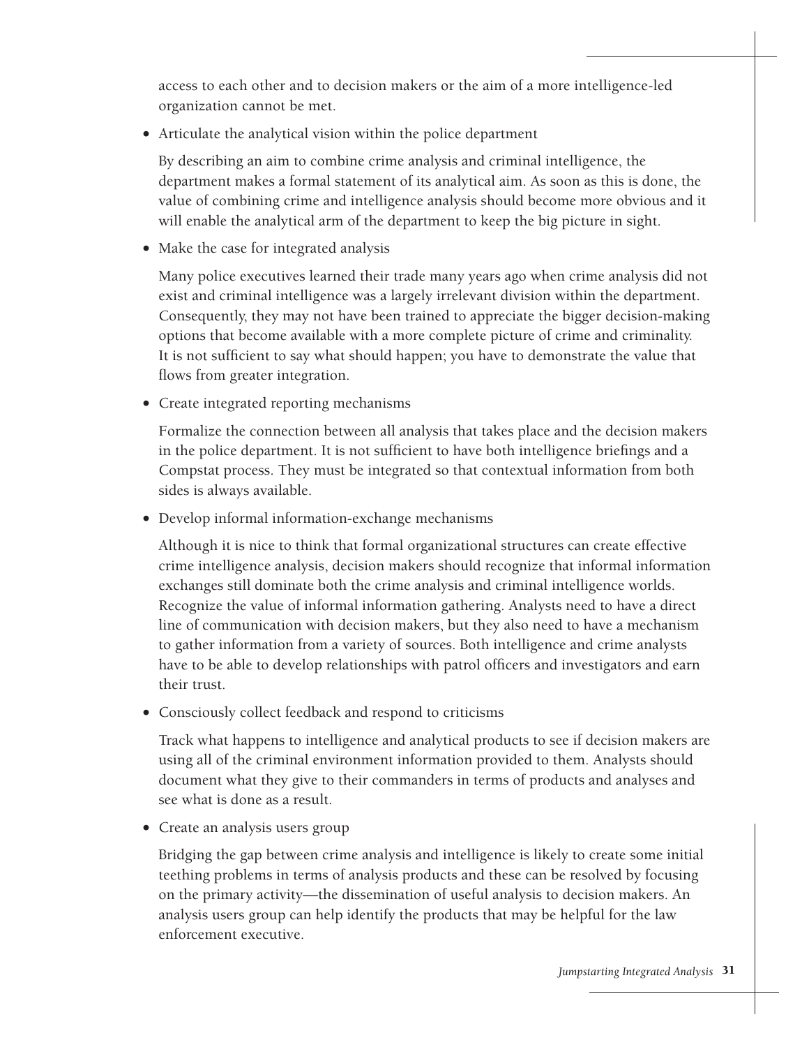access to each other and to decision makers or the aim of a more intelligence-led organization cannot be met.

- Articulate the analytical vision within the police department

  By describing an aim to combine crime analysis and criminal intelligence, the department makes a formal statement of its analytical aim. As soon as this is done, the value of combining crime and intelligence analysis should become more obvious and it will enable the analytical arm of the department to keep the big picture in sight.

- Make the case for integrated analysis

  Many police executives learned their trade many years ago when crime analysis did not exist and criminal intelligence was a largely irrelevant division within the department. Consequently, they may not have been trained to appreciate the bigger decision-making options that become available with a more complete picture of crime and criminality. It is not sufficient to say what should happen; you have to demonstrate the value that flows from greater integration.

- Create integrated reporting mechanisms

  Formalize the connection between all analysis that takes place and the decision makers in the police department. It is not sufficient to have both intelligence briefings and a Compstat process. They must be integrated so that contextual information from both sides is always available.

- Develop informal information-exchange mechanisms

  Although it is nice to think that formal organizational structures can create effective crime intelligence analysis, decision makers should recognize that informal information exchanges still dominate both the crime analysis and criminal intelligence worlds. Recognize the value of informal information gathering. Analysts need to have a direct line of communication with decision makers, but they also need to have a mechanism to gather information from a variety of sources. Both intelligence and crime analysts have to be able to develop relationships with patrol officers and investigators and earn their trust.

- Consciously collect feedback and respond to criticisms

  Track what happens to intelligence and analytical products to see if decision makers are using all of the criminal environment information provided to them. Analysts should document what they give to their commanders in terms of products and analyses and see what is done as a result.

- Create an analysis users group

  Bridging the gap between crime analysis and intelligence is likely to create some initial teething problems in terms of analysis products and these can be resolved by focusing on the primary activity—the dissemination of useful analysis to decision makers. An analysis users group can help identify the products that may be helpful for the law enforcement executive.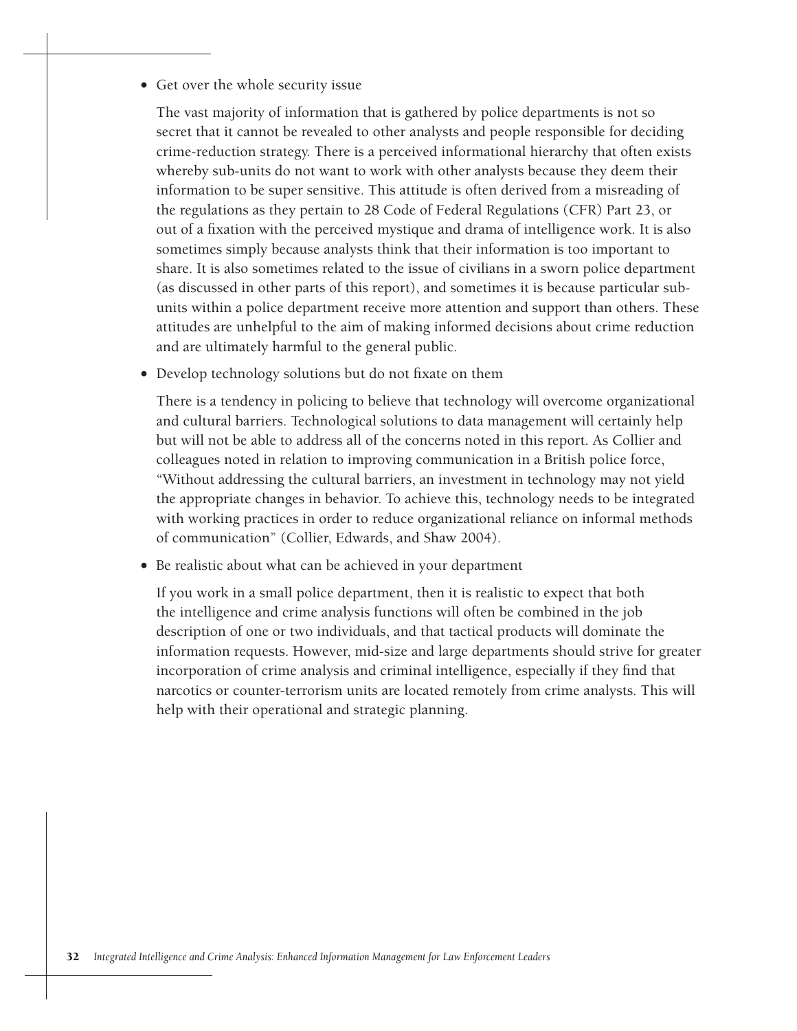- Get over the whole security issue

  The vast majority of information that is gathered by police departments is not so secret that it cannot be revealed to other analysts and people responsible for deciding crime-reduction strategy. There is a perceived informational hierarchy that often exists whereby sub-units do not want to work with other analysts because they deem their information to be super sensitive. This attitude is often derived from a misreading of the regulations as they pertain to 28 Code of Federal Regulations (CFR) Part 23, or out of a fixation with the perceived mystique and drama of intelligence work. It is also sometimes simply because analysts think that their information is too important to share. It is also sometimes related to the issue of civilians in a sworn police department (as discussed in other parts of this report), and sometimes it is because particular sub-units within a police department receive more attention and support than others. These attitudes are unhelpful to the aim of making informed decisions about crime reduction and are ultimately harmful to the general public.

- Develop technology solutions but do not fixate on them

  There is a tendency in policing to believe that technology will overcome organizational and cultural barriers. Technological solutions to data management will certainly help but will not be able to address all of the concerns noted in this report. As Collier and colleagues noted in relation to improving communication in a British police force, "Without addressing the cultural barriers, an investment in technology may not yield the appropriate changes in behavior. To achieve this, technology needs to be integrated with working practices in order to reduce organizational reliance on informal methods of communication" (Collier, Edwards, and Shaw 2004).

- Be realistic about what can be achieved in your department

  If you work in a small police department, then it is realistic to expect that both the intelligence and crime analysis functions will often be combined in the job description of one or two individuals, and that tactical products will dominate the information requests. However, mid-size and large departments should strive for greater incorporation of crime analysis and criminal intelligence, especially if they find that narcotics or counter-terrorism units are located remotely from crime analysts. This will help with their operational and strategic planning.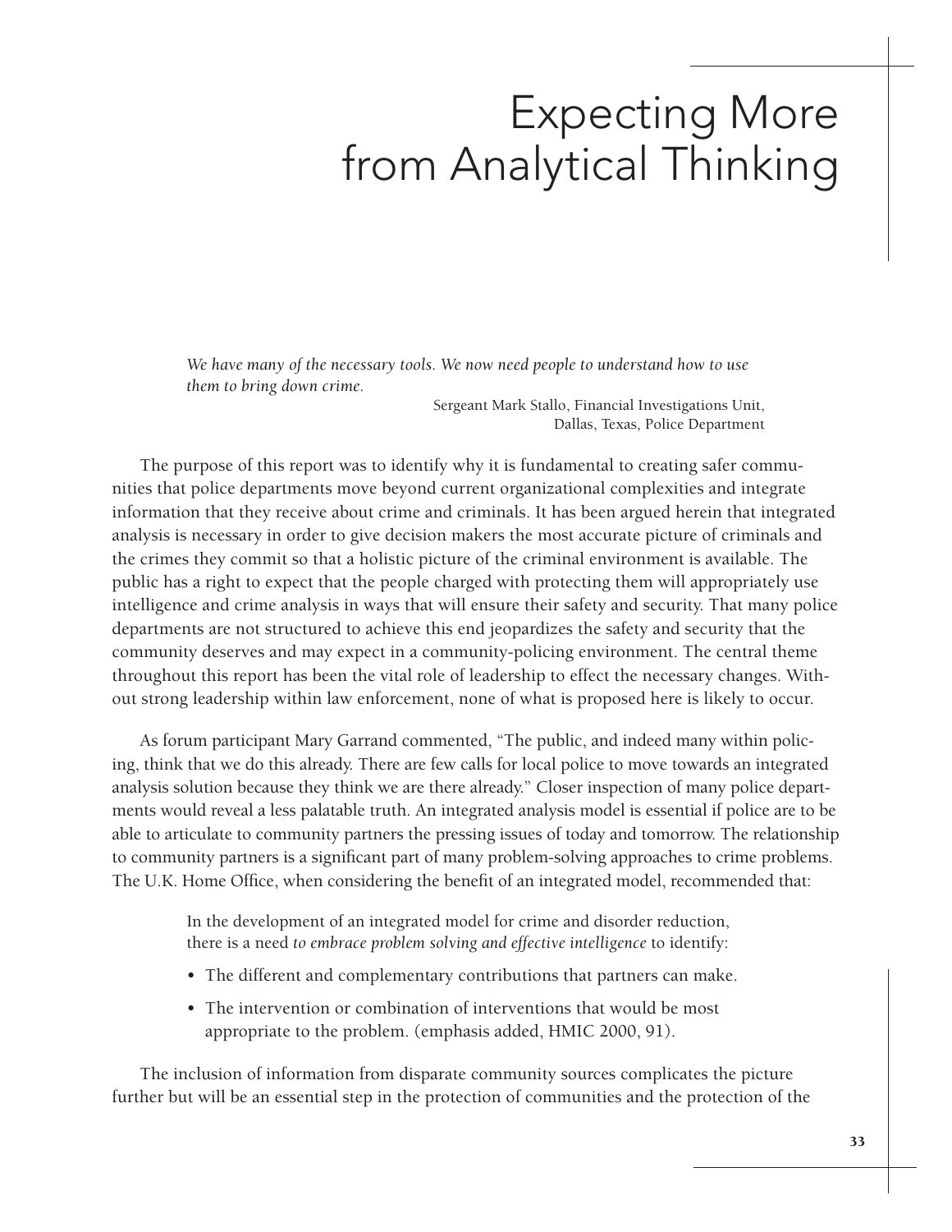# Expecting More from Analytical Thinking

*We have many of the necessary tools. We now need people to understand how to use them to bring down crime.*

Sergeant Mark Stallo, Financial Investigations Unit, Dallas, Texas, Police Department

The purpose of this report was to identify why it is fundamental to creating safer communities that police departments move beyond current organizational complexities and integrate information that they receive about crime and criminals. It has been argued herein that integrated analysis is necessary in order to give decision makers the most accurate picture of criminals and the crimes they commit so that a holistic picture of the criminal environment is available. The public has a right to expect that the people charged with protecting them will appropriately use intelligence and crime analysis in ways that will ensure their safety and security. That many police departments are not structured to achieve this end jeopardizes the safety and security that the community deserves and may expect in a community-policing environment. The central theme throughout this report has been the vital role of leadership to effect the necessary changes. Without strong leadership within law enforcement, none of what is proposed here is likely to occur.

As forum participant Mary Garrand commented, "The public, and indeed many within policing, think that we do this already. There are few calls for local police to move towards an integrated analysis solution because they think we are there already." Closer inspection of many police departments would reveal a less palatable truth. An integrated analysis model is essential if police are to be able to articulate to community partners the pressing issues of today and tomorrow. The relationship to community partners is a significant part of many problem-solving approaches to crime problems. The U.K. Home Office, when considering the benefit of an integrated model, recommended that:

> In the development of an integrated model for crime and disorder reduction, there is a need *to embrace problem solving and effective intelligence* to identify:
>
> - The different and complementary contributions that partners can make.
> - The intervention or combination of interventions that would be most appropriate to the problem. (emphasis added, HMIC 2000, 91).

The inclusion of information from disparate community sources complicates the picture further but will be an essential step in the protection of communities and the protection of the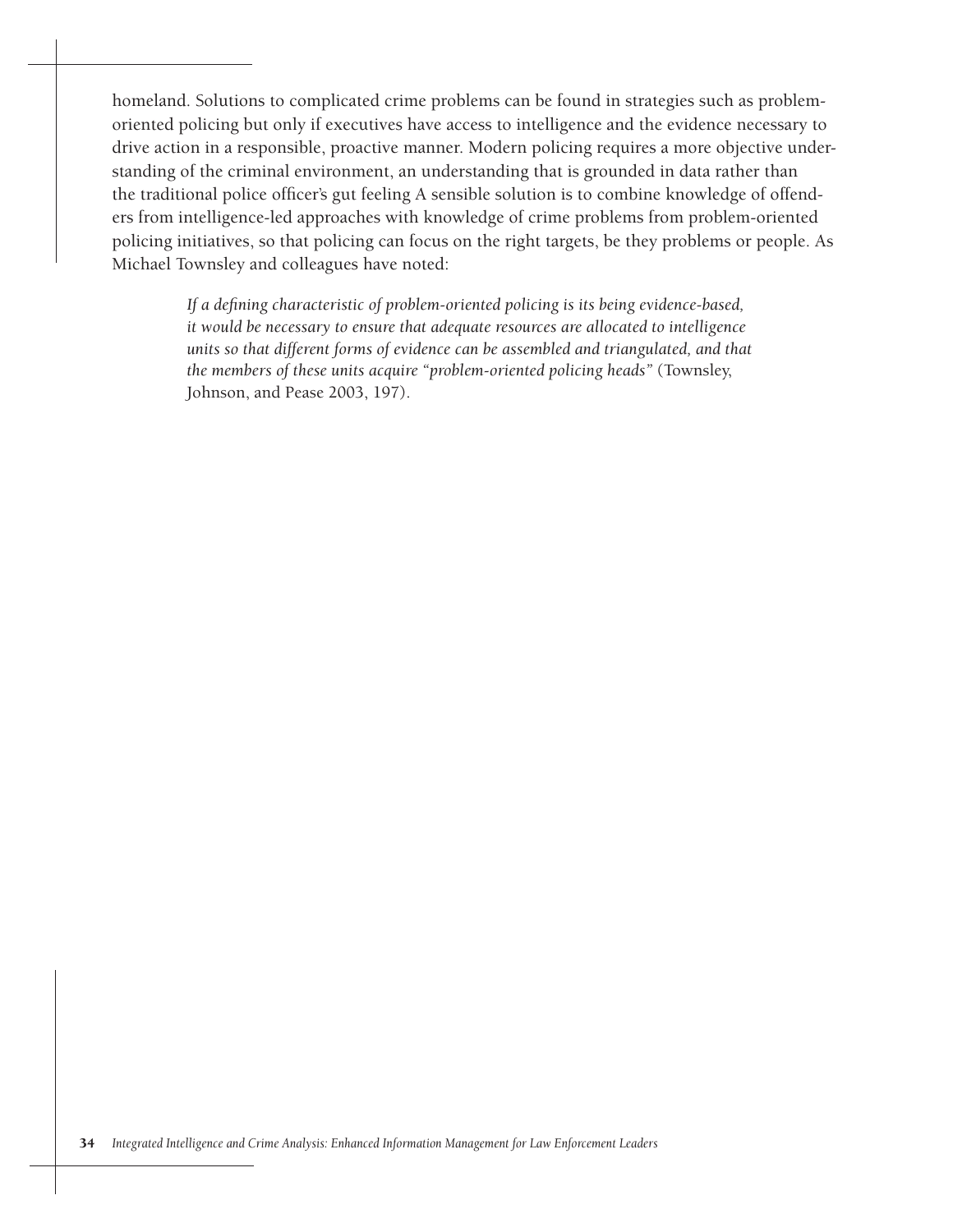homeland. Solutions to complicated crime problems can be found in strategies such as problem-oriented policing but only if executives have access to intelligence and the evidence necessary to drive action in a responsible, proactive manner. Modern policing requires a more objective understanding of the criminal environment, an understanding that is grounded in data rather than the traditional police officer's gut feeling A sensible solution is to combine knowledge of offenders from intelligence-led approaches with knowledge of crime problems from problem-oriented policing initiatives, so that policing can focus on the right targets, be they problems or people. As Michael Townsley and colleagues have noted:

> *If a defining characteristic of problem-oriented policing is its being evidence-based, it would be necessary to ensure that adequate resources are allocated to intelligence units so that different forms of evidence can be assembled and triangulated, and that the members of these units acquire "problem-oriented policing heads"* (Townsley, Johnson, and Pease 2003, 197).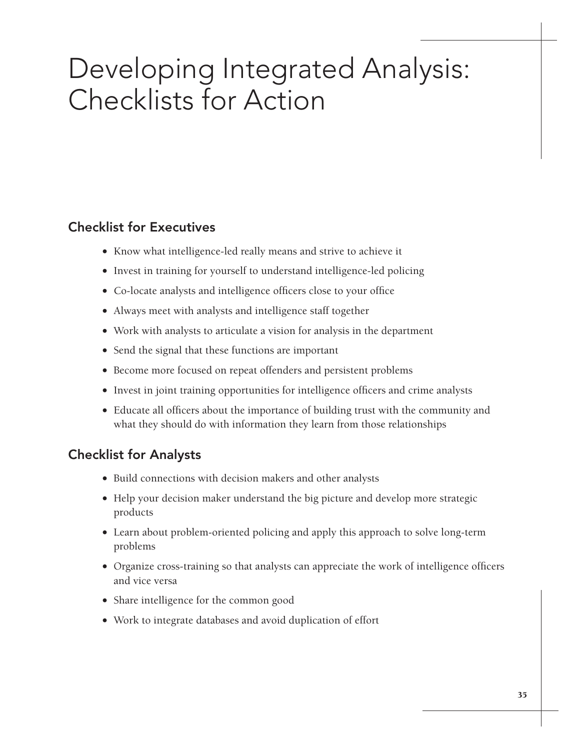# Developing Integrated Analysis: Checklists for Action

## Checklist for Executives

- Know what intelligence-led really means and strive to achieve it
- Invest in training for yourself to understand intelligence-led policing
- Co-locate analysts and intelligence officers close to your office
- Always meet with analysts and intelligence staff together
- Work with analysts to articulate a vision for analysis in the department
- Send the signal that these functions are important
- Become more focused on repeat offenders and persistent problems
- Invest in joint training opportunities for intelligence officers and crime analysts
- Educate all officers about the importance of building trust with the community and what they should do with information they learn from those relationships

## Checklist for Analysts

- Build connections with decision makers and other analysts
- Help your decision maker understand the big picture and develop more strategic products
- Learn about problem-oriented policing and apply this approach to solve long-term problems
- Organize cross-training so that analysts can appreciate the work of intelligence officers and vice versa
- Share intelligence for the common good
- Work to integrate databases and avoid duplication of effort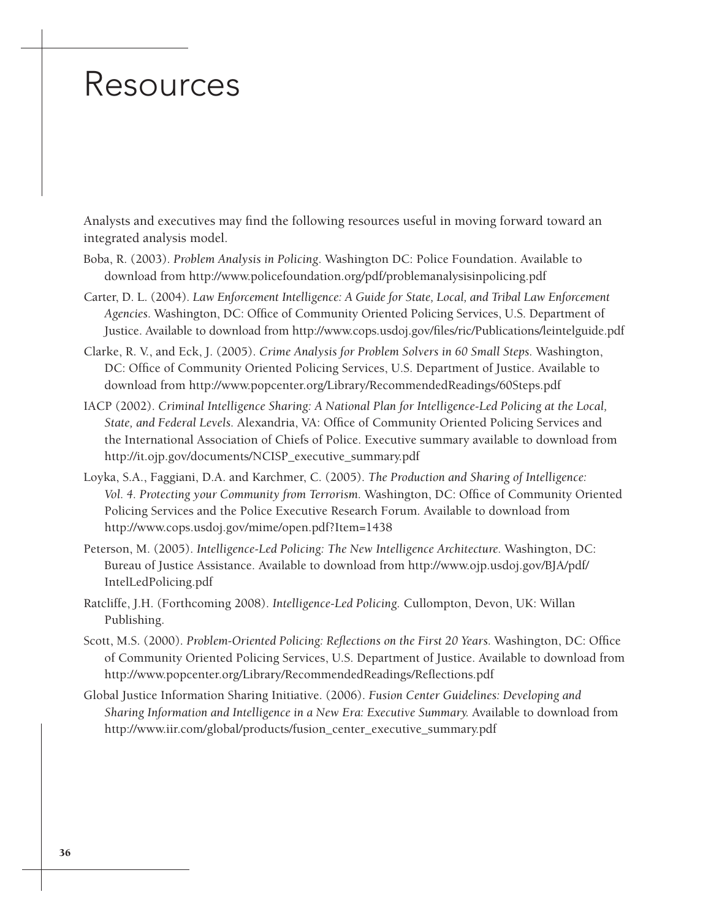# Resources

Analysts and executives may find the following resources useful in moving forward toward an integrated analysis model.

Boba, R. (2003). *Problem Analysis in Policing*. Washington DC: Police Foundation. Available to download from http://www.policefoundation.org/pdf/problemanalysisinpolicing.pdf

Carter, D. L. (2004). *Law Enforcement Intelligence: A Guide for State, Local, and Tribal Law Enforcement Agencies*. Washington, DC: Office of Community Oriented Policing Services, U.S. Department of Justice. Available to download from http://www.cops.usdoj.gov/files/ric/Publications/leintelguide.pdf

Clarke, R. V., and Eck, J. (2005). *Crime Analysis for Problem Solvers in 60 Small Steps*. Washington, DC: Office of Community Oriented Policing Services, U.S. Department of Justice. Available to download from http://www.popcenter.org/Library/RecommendedReadings/60Steps.pdf

IACP (2002). *Criminal Intelligence Sharing: A National Plan for Intelligence-Led Policing at the Local, State, and Federal Levels*. Alexandria, VA: Office of Community Oriented Policing Services and the International Association of Chiefs of Police. Executive summary available to download from http://it.ojp.gov/documents/NCISP_executive_summary.pdf

Loyka, S.A., Faggiani, D.A. and Karchmer, C. (2005). *The Production and Sharing of Intelligence: Vol. 4. Protecting your Community from Terrorism*. Washington, DC: Office of Community Oriented Policing Services and the Police Executive Research Forum. Available to download from http://www.cops.usdoj.gov/mime/open.pdf?Item=1438

Peterson, M. (2005). *Intelligence-Led Policing: The New Intelligence Architecture*. Washington, DC: Bureau of Justice Assistance. Available to download from http://www.ojp.usdoj.gov/BJA/pdf/IntelLedPolicing.pdf

Ratcliffe, J.H. (Forthcoming 2008). *Intelligence-Led Policing*. Cullompton, Devon, UK: Willan Publishing.

Scott, M.S. (2000). *Problem-Oriented Policing: Reflections on the First 20 Years*. Washington, DC: Office of Community Oriented Policing Services, U.S. Department of Justice. Available to download from http://www.popcenter.org/Library/RecommendedReadings/Reflections.pdf

Global Justice Information Sharing Initiative. (2006). *Fusion Center Guidelines: Developing and Sharing Information and Intelligence in a New Era: Executive Summary*. Available to download from http://www.iir.com/global/products/fusion_center_executive_summary.pdf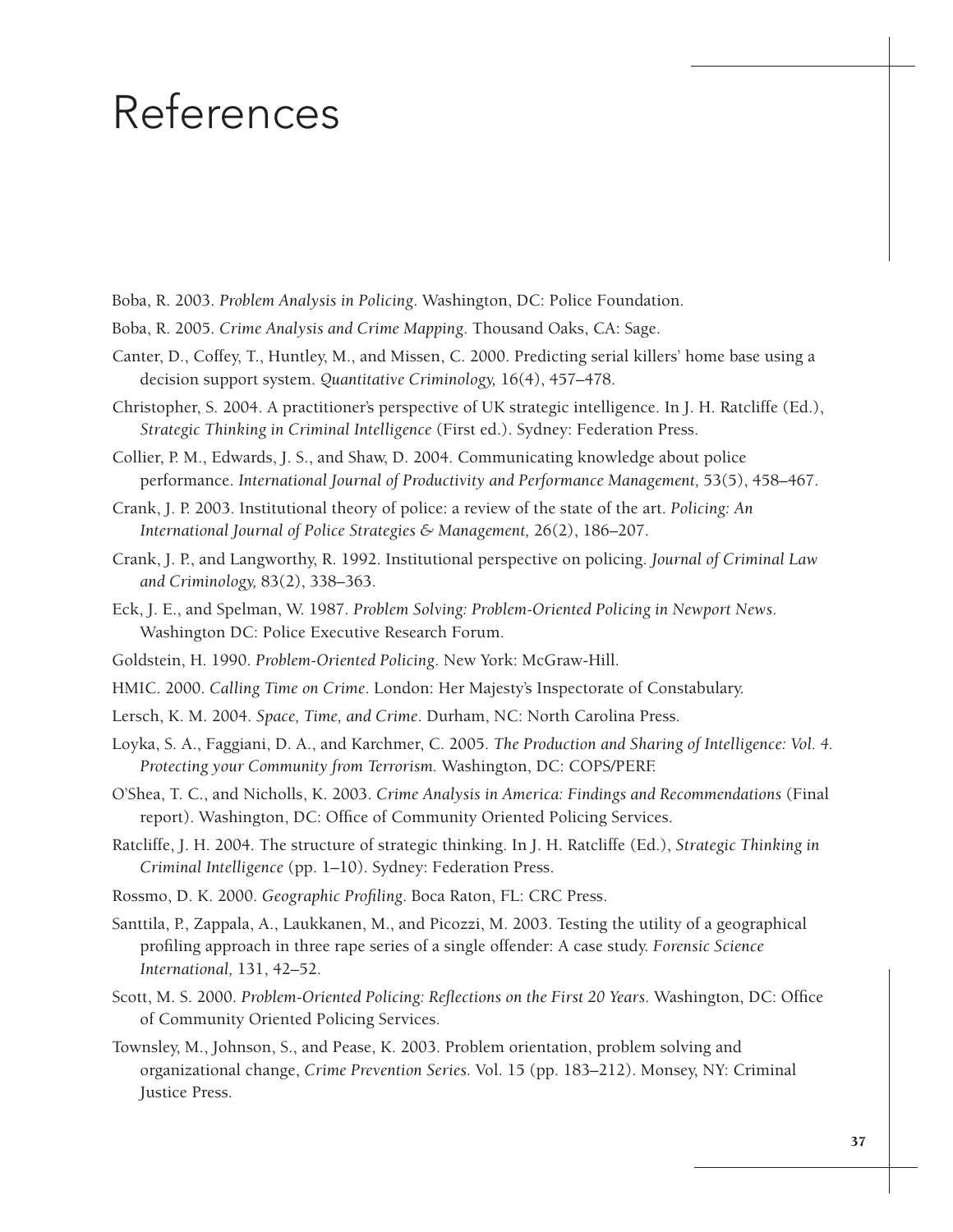# References

Boba, R. 2003. *Problem Analysis in Policing*. Washington, DC: Police Foundation.

Boba, R. 2005. *Crime Analysis and Crime Mapping*. Thousand Oaks, CA: Sage.

Canter, D., Coffey, T., Huntley, M., and Missen, C. 2000. Predicting serial killers' home base using a decision support system. *Quantitative Criminology,* 16(4), 457–478.

Christopher, S. 2004. A practitioner's perspective of UK strategic intelligence. In J. H. Ratcliffe (Ed.), *Strategic Thinking in Criminal Intelligence* (First ed.). Sydney: Federation Press.

Collier, P. M., Edwards, J. S., and Shaw, D. 2004. Communicating knowledge about police performance. *International Journal of Productivity and Performance Management,* 53(5), 458–467.

Crank, J. P. 2003. Institutional theory of police: a review of the state of the art. *Policing: An International Journal of Police Strategies & Management,* 26(2), 186–207.

Crank, J. P., and Langworthy, R. 1992. Institutional perspective on policing. *Journal of Criminal Law and Criminology,* 83(2), 338–363.

Eck, J. E., and Spelman, W. 1987. *Problem Solving: Problem-Oriented Policing in Newport News*. Washington DC: Police Executive Research Forum.

Goldstein, H. 1990. *Problem-Oriented Policing*. New York: McGraw-Hill.

HMIC. 2000. *Calling Time on Crime*. London: Her Majesty's Inspectorate of Constabulary.

Lersch, K. M. 2004. *Space, Time, and Crime*. Durham, NC: North Carolina Press.

Loyka, S. A., Faggiani, D. A., and Karchmer, C. 2005. *The Production and Sharing of Intelligence: Vol. 4. Protecting your Community from Terrorism.* Washington, DC: COPS/PERF.

O'Shea, T. C., and Nicholls, K. 2003. *Crime Analysis in America: Findings and Recommendations* (Final report). Washington, DC: Office of Community Oriented Policing Services.

Ratcliffe, J. H. 2004. The structure of strategic thinking. In J. H. Ratcliffe (Ed.), *Strategic Thinking in Criminal Intelligence* (pp. 1–10). Sydney: Federation Press.

Rossmo, D. K. 2000. *Geographic Profiling*. Boca Raton, FL: CRC Press.

Santtila, P., Zappala, A., Laukkanen, M., and Picozzi, M. 2003. Testing the utility of a geographical profiling approach in three rape series of a single offender: A case study. *Forensic Science International,* 131, 42–52.

Scott, M. S. 2000. *Problem-Oriented Policing: Reflections on the First 20 Years*. Washington, DC: Office of Community Oriented Policing Services.

Townsley, M., Johnson, S., and Pease, K. 2003. Problem orientation, problem solving and organizational change, *Crime Prevention Series.* Vol. 15 (pp. 183–212). Monsey, NY: Criminal Justice Press.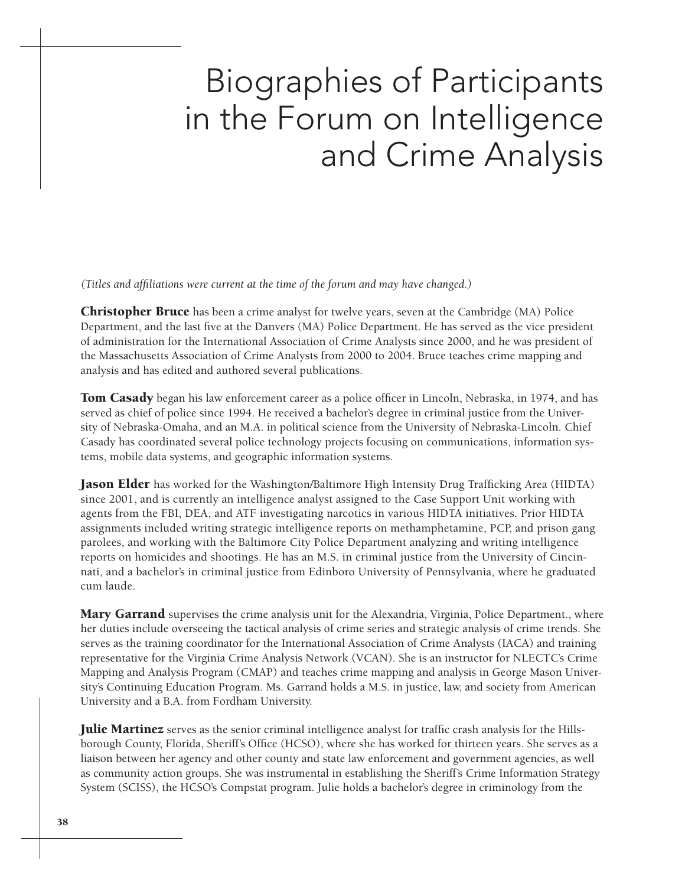# Biographies of Participants in the Forum on Intelligence and Crime Analysis

*(Titles and affiliations were current at the time of the forum and may have changed.)*

**Christopher Bruce** has been a crime analyst for twelve years, seven at the Cambridge (MA) Police Department, and the last five at the Danvers (MA) Police Department. He has served as the vice president of administration for the International Association of Crime Analysts since 2000, and he was president of the Massachusetts Association of Crime Analysts from 2000 to 2004. Bruce teaches crime mapping and analysis and has edited and authored several publications.

**Tom Casady** began his law enforcement career as a police officer in Lincoln, Nebraska, in 1974, and has served as chief of police since 1994. He received a bachelor's degree in criminal justice from the University of Nebraska-Omaha, and an M.A. in political science from the University of Nebraska-Lincoln. Chief Casady has coordinated several police technology projects focusing on communications, information systems, mobile data systems, and geographic information systems.

**Jason Elder** has worked for the Washington/Baltimore High Intensity Drug Trafficking Area (HIDTA) since 2001, and is currently an intelligence analyst assigned to the Case Support Unit working with agents from the FBI, DEA, and ATF investigating narcotics in various HIDTA initiatives. Prior HIDTA assignments included writing strategic intelligence reports on methamphetamine, PCP, and prison gang parolees, and working with the Baltimore City Police Department analyzing and writing intelligence reports on homicides and shootings. He has an M.S. in criminal justice from the University of Cincinnati, and a bachelor's in criminal justice from Edinboro University of Pennsylvania, where he graduated cum laude.

**Mary Garrand** supervises the crime analysis unit for the Alexandria, Virginia, Police Department., where her duties include overseeing the tactical analysis of crime series and strategic analysis of crime trends. She serves as the training coordinator for the International Association of Crime Analysts (IACA) and training representative for the Virginia Crime Analysis Network (VCAN). She is an instructor for NLECTC's Crime Mapping and Analysis Program (CMAP) and teaches crime mapping and analysis in George Mason University's Continuing Education Program. Ms. Garrand holds a M.S. in justice, law, and society from American University and a B.A. from Fordham University.

**Julie Martinez** serves as the senior criminal intelligence analyst for traffic crash analysis for the Hillsborough County, Florida, Sheriff's Office (HCSO), where she has worked for thirteen years. She serves as a liaison between her agency and other county and state law enforcement and government agencies, as well as community action groups. She was instrumental in establishing the Sheriff's Crime Information Strategy System (SCISS), the HCSO's Compstat program. Julie holds a bachelor's degree in criminology from the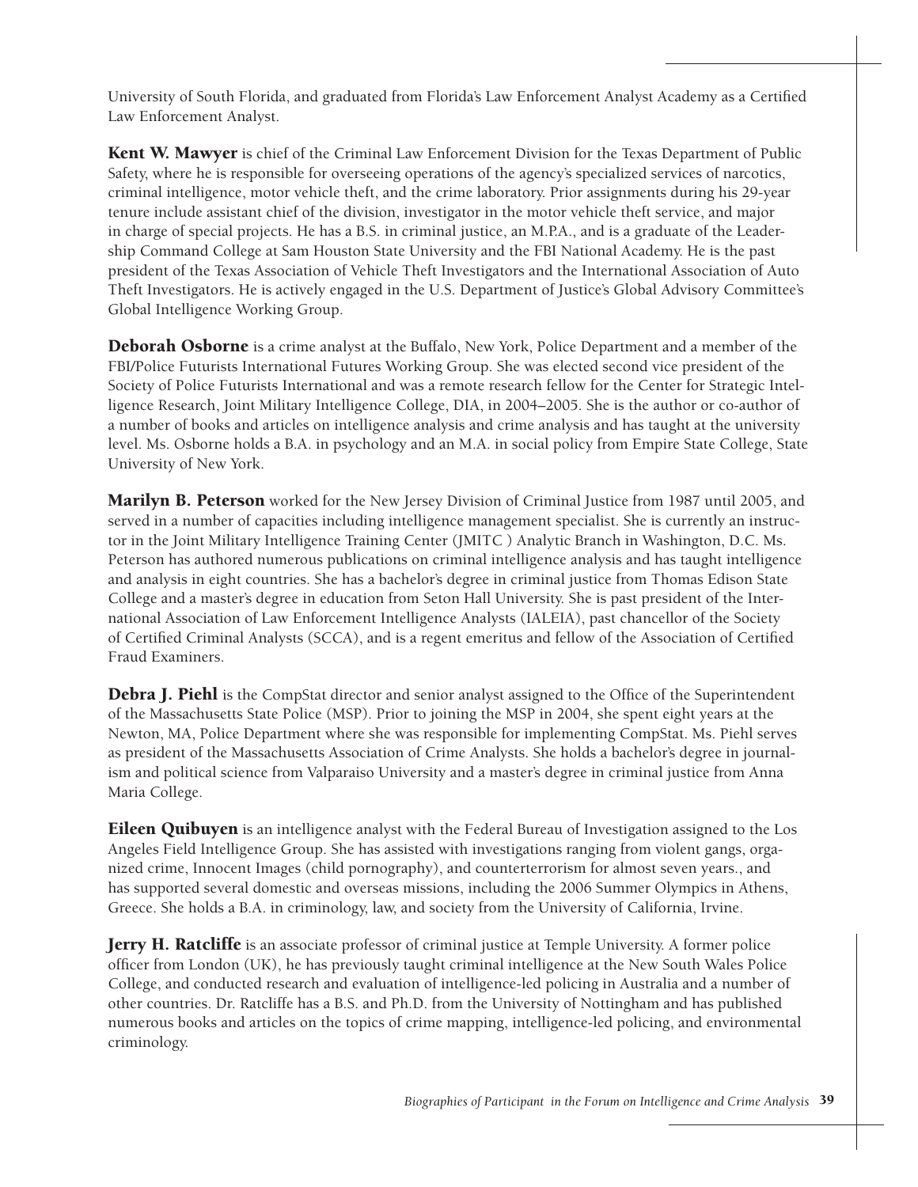University of South Florida, and graduated from Florida's Law Enforcement Analyst Academy as a Certified Law Enforcement Analyst.

**Kent W. Mawyer** is chief of the Criminal Law Enforcement Division for the Texas Department of Public Safety, where he is responsible for overseeing operations of the agency's specialized services of narcotics, criminal intelligence, motor vehicle theft, and the crime laboratory. Prior assignments during his 29-year tenure include assistant chief of the division, investigator in the motor vehicle theft service, and major in charge of special projects. He has a B.S. in criminal justice, an M.P.A., and is a graduate of the Leadership Command College at Sam Houston State University and the FBI National Academy. He is the past president of the Texas Association of Vehicle Theft Investigators and the International Association of Auto Theft Investigators. He is actively engaged in the U.S. Department of Justice's Global Advisory Committee's Global Intelligence Working Group.

**Deborah Osborne** is a crime analyst at the Buffalo, New York, Police Department and a member of the FBI/Police Futurists International Futures Working Group. She was elected second vice president of the Society of Police Futurists International and was a remote research fellow for the Center for Strategic Intelligence Research, Joint Military Intelligence College, DIA, in 2004–2005. She is the author or co-author of a number of books and articles on intelligence analysis and crime analysis and has taught at the university level. Ms. Osborne holds a B.A. in psychology and an M.A. in social policy from Empire State College, State University of New York.

**Marilyn B. Peterson** worked for the New Jersey Division of Criminal Justice from 1987 until 2005, and served in a number of capacities including intelligence management specialist. She is currently an instructor in the Joint Military Intelligence Training Center (JMITC ) Analytic Branch in Washington, D.C. Ms. Peterson has authored numerous publications on criminal intelligence analysis and has taught intelligence and analysis in eight countries. She has a bachelor's degree in criminal justice from Thomas Edison State College and a master's degree in education from Seton Hall University. She is past president of the International Association of Law Enforcement Intelligence Analysts (IALEIA), past chancellor of the Society of Certified Criminal Analysts (SCCA), and is a regent emeritus and fellow of the Association of Certified Fraud Examiners.

**Debra J. Piehl** is the CompStat director and senior analyst assigned to the Office of the Superintendent of the Massachusetts State Police (MSP). Prior to joining the MSP in 2004, she spent eight years at the Newton, MA, Police Department where she was responsible for implementing CompStat. Ms. Piehl serves as president of the Massachusetts Association of Crime Analysts. She holds a bachelor's degree in journalism and political science from Valparaiso University and a master's degree in criminal justice from Anna Maria College.

**Eileen Quibuyen** is an intelligence analyst with the Federal Bureau of Investigation assigned to the Los Angeles Field Intelligence Group. She has assisted with investigations ranging from violent gangs, organized crime, Innocent Images (child pornography), and counterterrorism for almost seven years., and has supported several domestic and overseas missions, including the 2006 Summer Olympics in Athens, Greece. She holds a B.A. in criminology, law, and society from the University of California, Irvine.

**Jerry H. Ratcliffe** is an associate professor of criminal justice at Temple University. A former police officer from London (UK), he has previously taught criminal intelligence at the New South Wales Police College, and conducted research and evaluation of intelligence-led policing in Australia and a number of other countries. Dr. Ratcliffe has a B.S. and Ph.D. from the University of Nottingham and has published numerous books and articles on the topics of crime mapping, intelligence-led policing, and environmental criminology.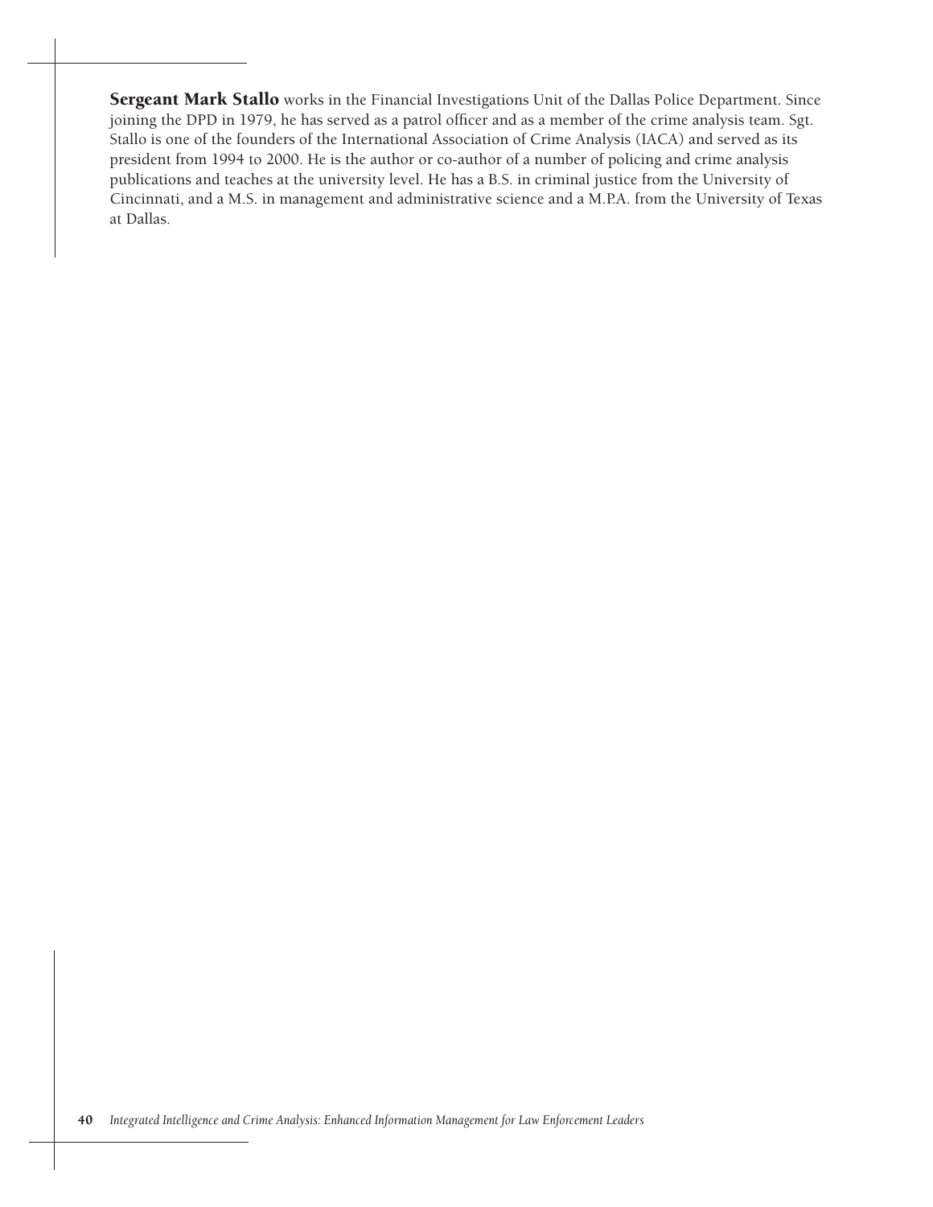**Sergeant Mark Stallo** works in the Financial Investigations Unit of the Dallas Police Department. Since joining the DPD in 1979, he has served as a patrol officer and as a member of the crime analysis team. Sgt. Stallo is one of the founders of the International Association of Crime Analysis (IACA) and served as its president from 1994 to 2000. He is the author or co-author of a number of policing and crime analysis publications and teaches at the university level. He has a B.S. in criminal justice from the University of Cincinnati, and a M.S. in management and administrative science and a M.P.A. from the University of Texas at Dallas.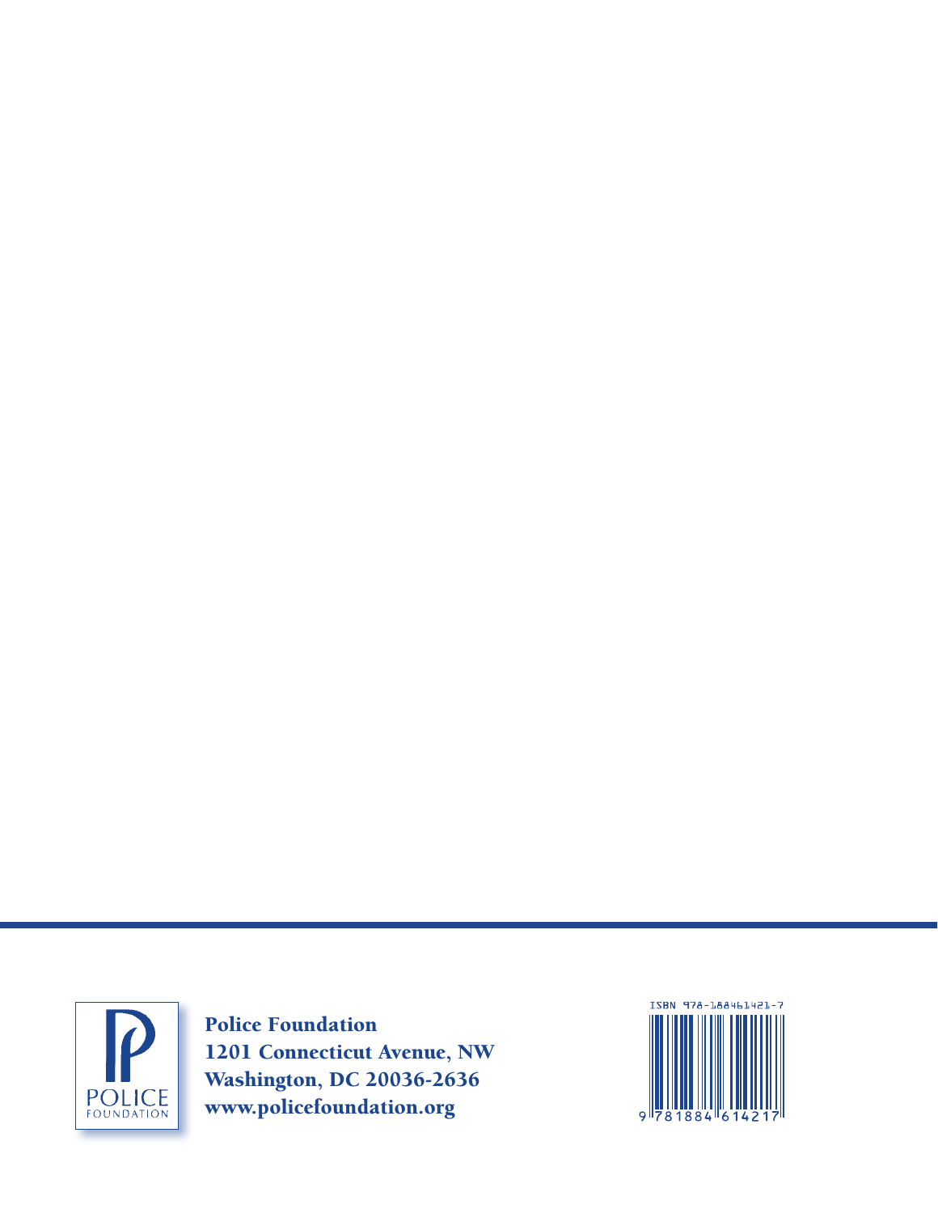POLICE
FOUNDATION

**Police Foundation**
**1201 Connecticut Avenue, NW**
**Washington, DC 20036-2636**
**www.policefoundation.org**

ISBN 978-1884614217

9 781884 614217